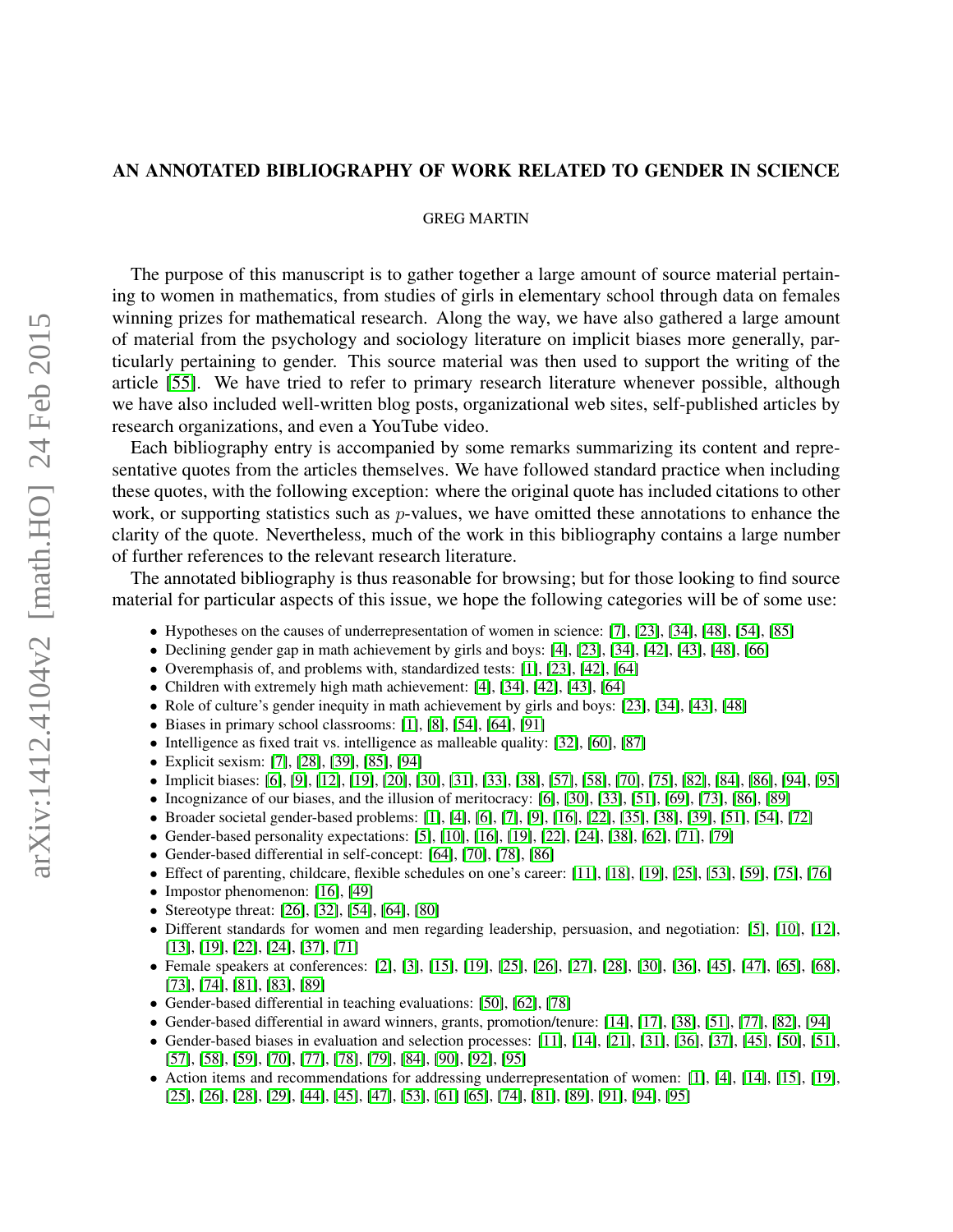# AN ANNOTATED BIBLIOGRAPHY OF WORK RELATED TO GENDER IN SCIENCE

GREG MARTIN

The purpose of this manuscript is to gather together a large amount of source material pertaining to women in mathematics, from studies of girls in elementary school through data on females winning prizes for mathematical research. Along the way, we have also gathered a large amount of material from the psychology and sociology literature on implicit biases more generally, particularly pertaining to gender. This source material was then used to support the writing of the article [55]. We have tried to refer to primary research literature whenever possible, although we have also included well-written blog posts, organizational web sites, self-published articles by research organizations, and even a YouTube video.

Each bibliography entry is accompanied by some remarks summarizing its content and representative quotes from the articles themselves. We have followed standard practice when including these quotes, with the following exception: where the original quote has included citations to other work, or supporting statistics such as $p$-values, we have omitted these annotations to enhance the clarity of the quote. Nevertheless, much of the work in this bibliography contains a large number of further references to the relevant research literature.

The annotated bibliography is thus reasonable for browsing; but for those looking to find source material for particular aspects of this issue, we hope the following categories will be of some use:

- Hypotheses on the causes of underrepresentation of women in science: [7], [23], [34], [48], [54], [85]
- Declining gender gap in math achievement by girls and boys: [4], [23], [34], [42], [43], [48], [66]
- Overemphasis of, and problems with, standardized tests: [1], [23], [42], [64]
- Children with extremely high math achievement: [4], [34], [42], [43], [64]
- Role of culture's gender inequity in math achievement by girls and boys: [23], [34], [43], [48]
- Biases in primary school classrooms: [1], [8], [54], [64], [91]
- Intelligence as fixed trait vs. intelligence as malleable quality: [32], [60], [87]
- Explicit sexism: [7], [28], [39], [85], [94]
- Implicit biases: [6], [9], [12], [19], [20], [30], [31], [33], [38], [57], [58], [70], [75], [82], [84], [86], [94], [95]
- Incognizance of our biases, and the illusion of meritocracy: [6], [30], [33], [51], [69], [73], [86], [89]
- Broader societal gender-based problems: [1], [4], [6], [7], [9], [16], [22], [35], [38], [39], [51], [54], [72]
- Gender-based personality expectations: [5], [10], [16], [19], [22], [24], [38], [62], [71], [79]
- Gender-based differential in self-concept: [64], [70], [78], [86]
- Effect of parenting, childcare, flexible schedules on one's career: [11], [18], [19], [25], [53], [59], [75], [76]
- Impostor phenomenon: [16], [49]
- Stereotype threat: [26], [32], [54], [64], [80]
- Different standards for women and men regarding leadership, persuasion, and negotiation: [5], [10], [12], [13], [19], [22], [24], [37], [71]
- Female speakers at conferences: [2], [3], [15], [19], [25], [26], [27], [28], [30], [36], [45], [47], [65], [68], [73], [74], [81], [83], [89]
- Gender-based differential in teaching evaluations: [50], [62], [78]
- Gender-based differential in award winners, grants, promotion/tenure: [14], [17], [38], [51], [77], [82], [94]
- Gender-based biases in evaluation and selection processes: [11], [14], [21], [31], [36], [37], [45], [50], [51], [57], [58], [59], [70], [77], [78], [79], [84], [90], [92], [95]
- Action items and recommendations for addressing underrepresentation of women: [1], [4], [14], [15], [19], [25], [26], [28], [29], [44], [45], [47], [53], [61] [65], [74], [81], [89], [91], [94], [95]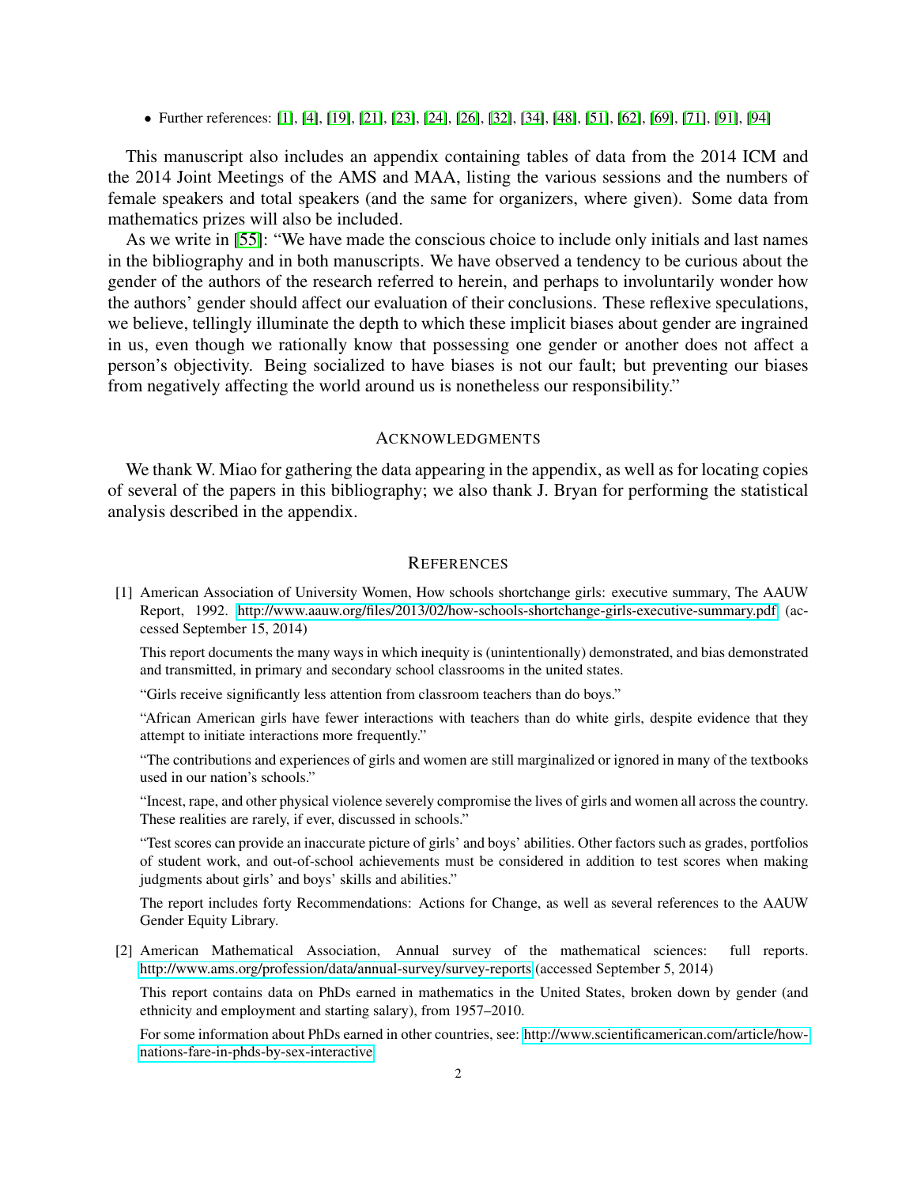- Further references: [1], [4], [19], [21], [23], [24], [26], [32], [34], [48], [51], [62], [69], [71], [91], [94]

This manuscript also includes an appendix containing tables of data from the 2014 ICM and the 2014 Joint Meetings of the AMS and MAA, listing the various sessions and the numbers of female speakers and total speakers (and the same for organizers, where given). Some data from mathematics prizes will also be included.

As we write in [55]: "We have made the conscious choice to include only initials and last names in the bibliography and in both manuscripts. We have observed a tendency to be curious about the gender of the authors of the research referred to herein, and perhaps to involuntarily wonder how the authors' gender should affect our evaluation of their conclusions. These reflexive speculations, we believe, tellingly illuminate the depth to which these implicit biases about gender are ingrained in us, even though we rationally know that possessing one gender or another does not affect a person's objectivity. Being socialized to have biases is not our fault; but preventing our biases from negatively affecting the world around us is nonetheless our responsibility."

## Acknowledgments

We thank W. Miao for gathering the data appearing in the appendix, as well as for locating copies of several of the papers in this bibliography; we also thank J. Bryan for performing the statistical analysis described in the appendix.

## References

[1] American Association of University Women, How schools shortchange girls: executive summary, The AAUW Report, 1992. http://www.aauw.org/files/2013/02/how-schools-shortchange-girls-executive-summary.pdf (accessed September 15, 2014)

This report documents the many ways in which inequity is (unintentionally) demonstrated, and bias demonstrated and transmitted, in primary and secondary school classrooms in the united states.

"Girls receive significantly less attention from classroom teachers than do boys."

"African American girls have fewer interactions with teachers than do white girls, despite evidence that they attempt to initiate interactions more frequently."

"The contributions and experiences of girls and women are still marginalized or ignored in many of the textbooks used in our nation's schools."

"Incest, rape, and other physical violence severely compromise the lives of girls and women all across the country. These realities are rarely, if ever, discussed in schools."

"Test scores can provide an inaccurate picture of girls' and boys' abilities. Other factors such as grades, portfolios of student work, and out-of-school achievements must be considered in addition to test scores when making judgments about girls' and boys' skills and abilities."

The report includes forty Recommendations: Actions for Change, as well as several references to the AAUW Gender Equity Library.

[2] American Mathematical Association, Annual survey of the mathematical sciences: full reports. http://www.ams.org/profession/data/annual-survey/survey-reports (accessed September 5, 2014)

This report contains data on PhDs earned in mathematics in the United States, broken down by gender (and ethnicity and employment and starting salary), from 1957–2010.

For some information about PhDs earned in other countries, see: http://www.scientificamerican.com/article/how-nations-fare-in-phds-by-sex-interactive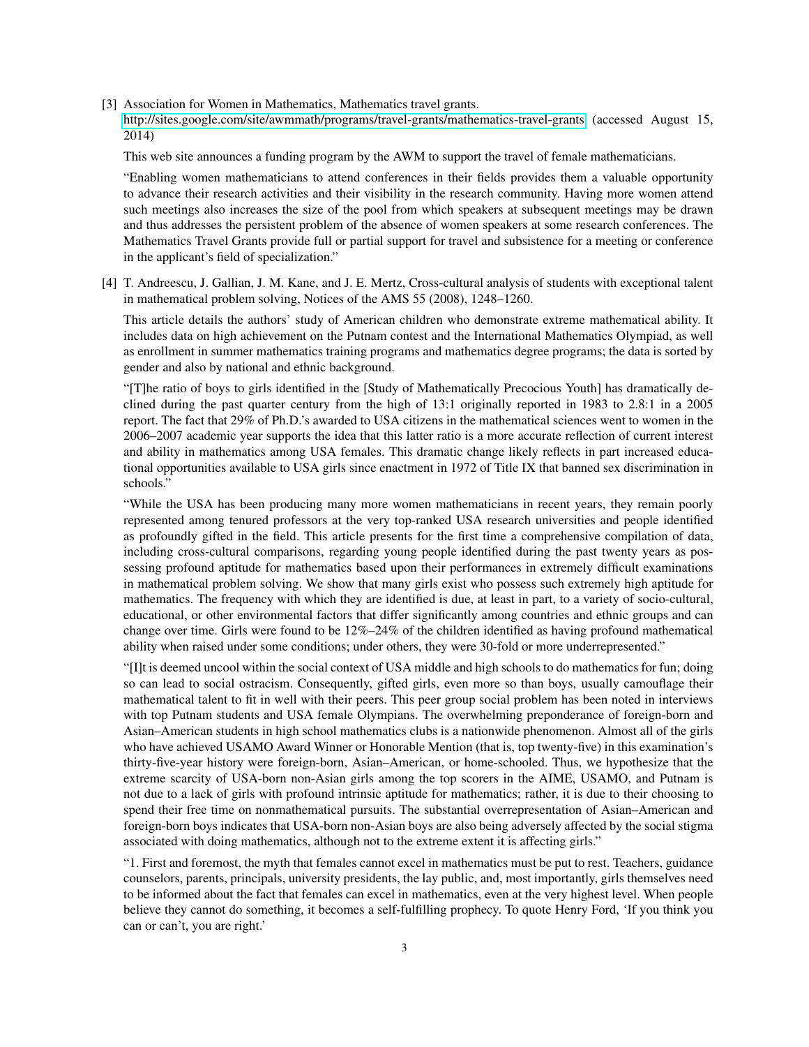[3] Association for Women in Mathematics, Mathematics travel grants. http://sites.google.com/site/awmmath/programs/travel-grants/mathematics-travel-grants (accessed August 15, 2014)

This web site announces a funding program by the AWM to support the travel of female mathematicians.

"Enabling women mathematicians to attend conferences in their fields provides them a valuable opportunity to advance their research activities and their visibility in the research community. Having more women attend such meetings also increases the size of the pool from which speakers at subsequent meetings may be drawn and thus addresses the persistent problem of the absence of women speakers at some research conferences. The Mathematics Travel Grants provide full or partial support for travel and subsistence for a meeting or conference in the applicant's field of specialization."

[4] T. Andreescu, J. Gallian, J. M. Kane, and J. E. Mertz, Cross-cultural analysis of students with exceptional talent in mathematical problem solving, Notices of the AMS 55 (2008), 1248–1260.

This article details the authors' study of American children who demonstrate extreme mathematical ability. It includes data on high achievement on the Putnam contest and the International Mathematics Olympiad, as well as enrollment in summer mathematics training programs and mathematics degree programs; the data is sorted by gender and also by national and ethnic background.

"[T]he ratio of boys to girls identified in the [Study of Mathematically Precocious Youth] has dramatically declined during the past quarter century from the high of 13:1 originally reported in 1983 to 2.8:1 in a 2005 report. The fact that 29% of Ph.D.'s awarded to USA citizens in the mathematical sciences went to women in the 2006–2007 academic year supports the idea that this latter ratio is a more accurate reflection of current interest and ability in mathematics among USA females. This dramatic change likely reflects in part increased educational opportunities available to USA girls since enactment in 1972 of Title IX that banned sex discrimination in schools."

"While the USA has been producing many more women mathematicians in recent years, they remain poorly represented among tenured professors at the very top-ranked USA research universities and people identified as profoundly gifted in the field. This article presents for the first time a comprehensive compilation of data, including cross-cultural comparisons, regarding young people identified during the past twenty years as possessing profound aptitude for mathematics based upon their performances in extremely difficult examinations in mathematical problem solving. We show that many girls exist who possess such extremely high aptitude for mathematics. The frequency with which they are identified is due, at least in part, to a variety of socio-cultural, educational, or other environmental factors that differ significantly among countries and ethnic groups and can change over time. Girls were found to be 12%–24% of the children identified as having profound mathematical ability when raised under some conditions; under others, they were 30-fold or more underrepresented."

"[I]t is deemed uncool within the social context of USA middle and high schools to do mathematics for fun; doing so can lead to social ostracism. Consequently, gifted girls, even more so than boys, usually camouflage their mathematical talent to fit in well with their peers. This peer group social problem has been noted in interviews with top Putnam students and USA female Olympians. The overwhelming preponderance of foreign-born and Asian–American students in high school mathematics clubs is a nationwide phenomenon. Almost all of the girls who have achieved USAMO Award Winner or Honorable Mention (that is, top twenty-five) in this examination's thirty-five-year history were foreign-born, Asian–American, or home-schooled. Thus, we hypothesize that the extreme scarcity of USA-born non-Asian girls among the top scorers in the AIME, USAMO, and Putnam is not due to a lack of girls with profound intrinsic aptitude for mathematics; rather, it is due to their choosing to spend their free time on nonmathematical pursuits. The substantial overrepresentation of Asian–American and foreign-born boys indicates that USA-born non-Asian boys are also being adversely affected by the social stigma associated with doing mathematics, although not to the extreme extent it is affecting girls."

"1. First and foremost, the myth that females cannot excel in mathematics must be put to rest. Teachers, guidance counselors, parents, principals, university presidents, the lay public, and, most importantly, girls themselves need to be informed about the fact that females can excel in mathematics, even at the very highest level. When people believe they cannot do something, it becomes a self-fulfilling prophecy. To quote Henry Ford, 'If you think you can or can't, you are right.'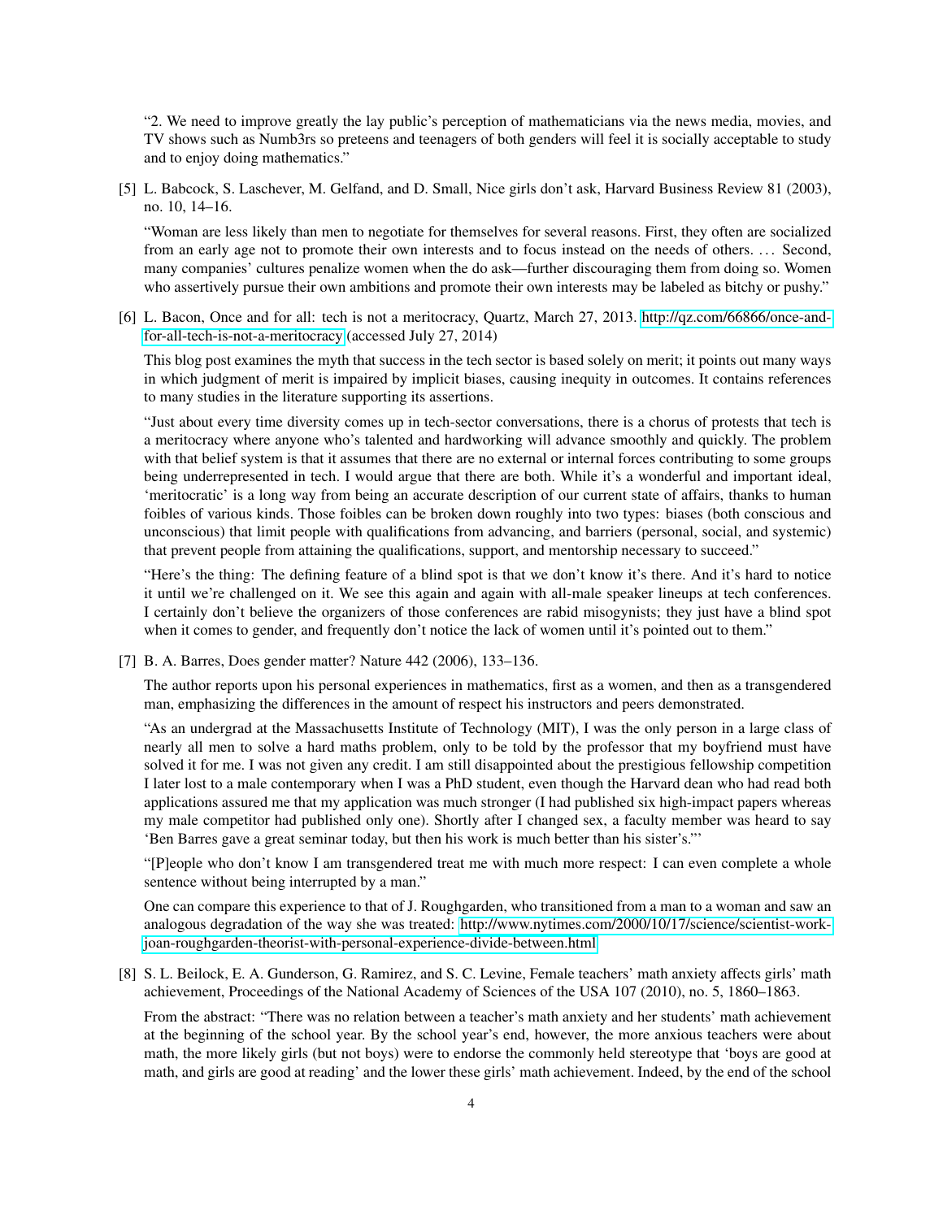"2. We need to improve greatly the lay public's perception of mathematicians via the news media, movies, and TV shows such as Numb3rs so preteens and teenagers of both genders will feel it is socially acceptable to study and to enjoy doing mathematics."

[5] L. Babcock, S. Laschever, M. Gelfand, and D. Small, Nice girls don't ask, Harvard Business Review 81 (2003), no. 10, 14–16.

"Woman are less likely than men to negotiate for themselves for several reasons. First, they often are socialized from an early age not to promote their own interests and to focus instead on the needs of others. . . . Second, many companies' cultures penalize women when the do ask—further discouraging them from doing so. Women who assertively pursue their own ambitions and promote their own interests may be labeled as bitchy or pushy."

[6] L. Bacon, Once and for all: tech is not a meritocracy, Quartz, March 27, 2013. http://qz.com/66866/once-and-for-all-tech-is-not-a-meritocracy (accessed July 27, 2014)

This blog post examines the myth that success in the tech sector is based solely on merit; it points out many ways in which judgment of merit is impaired by implicit biases, causing inequity in outcomes. It contains references to many studies in the literature supporting its assertions.

"Just about every time diversity comes up in tech-sector conversations, there is a chorus of protests that tech is a meritocracy where anyone who's talented and hardworking will advance smoothly and quickly. The problem with that belief system is that it assumes that there are no external or internal forces contributing to some groups being underrepresented in tech. I would argue that there are both. While it's a wonderful and important ideal, 'meritocratic' is a long way from being an accurate description of our current state of affairs, thanks to human foibles of various kinds. Those foibles can be broken down roughly into two types: biases (both conscious and unconscious) that limit people with qualifications from advancing, and barriers (personal, social, and systemic) that prevent people from attaining the qualifications, support, and mentorship necessary to succeed."

"Here's the thing: The defining feature of a blind spot is that we don't know it's there. And it's hard to notice it until we're challenged on it. We see this again and again with all-male speaker lineups at tech conferences. I certainly don't believe the organizers of those conferences are rabid misogynists; they just have a blind spot when it comes to gender, and frequently don't notice the lack of women until it's pointed out to them."

[7] B. A. Barres, Does gender matter? Nature 442 (2006), 133–136.

The author reports upon his personal experiences in mathematics, first as a women, and then as a transgendered man, emphasizing the differences in the amount of respect his instructors and peers demonstrated.

"As an undergrad at the Massachusetts Institute of Technology (MIT), I was the only person in a large class of nearly all men to solve a hard maths problem, only to be told by the professor that my boyfriend must have solved it for me. I was not given any credit. I am still disappointed about the prestigious fellowship competition I later lost to a male contemporary when I was a PhD student, even though the Harvard dean who had read both applications assured me that my application was much stronger (I had published six high-impact papers whereas my male competitor had published only one). Shortly after I changed sex, a faculty member was heard to say 'Ben Barres gave a great seminar today, but then his work is much better than his sister's.'"

"[P]eople who don't know I am transgendered treat me with much more respect: I can even complete a whole sentence without being interrupted by a man."

One can compare this experience to that of J. Roughgarden, who transitioned from a man to a woman and saw an analogous degradation of the way she was treated: http://www.nytimes.com/2000/10/17/science/scientist-work-joan-roughgarden-theorist-with-personal-experience-divide-between.html

[8] S. L. Beilock, E. A. Gunderson, G. Ramirez, and S. C. Levine, Female teachers' math anxiety affects girls' math achievement, Proceedings of the National Academy of Sciences of the USA 107 (2010), no. 5, 1860–1863.

From the abstract: "There was no relation between a teacher's math anxiety and her students' math achievement at the beginning of the school year. By the school year's end, however, the more anxious teachers were about math, the more likely girls (but not boys) were to endorse the commonly held stereotype that 'boys are good at math, and girls are good at reading' and the lower these girls' math achievement. Indeed, by the end of the school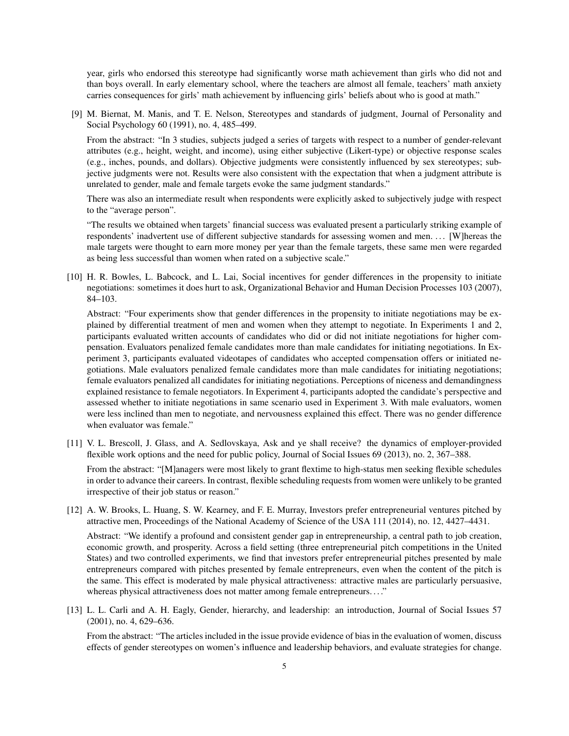year, girls who endorsed this stereotype had significantly worse math achievement than girls who did not and than boys overall. In early elementary school, where the teachers are almost all female, teachers' math anxiety carries consequences for girls' math achievement by influencing girls' beliefs about who is good at math."

[9] M. Biernat, M. Manis, and T. E. Nelson, Stereotypes and standards of judgment, Journal of Personality and Social Psychology 60 (1991), no. 4, 485–499.

From the abstract: "In 3 studies, subjects judged a series of targets with respect to a number of gender-relevant attributes (e.g., height, weight, and income), using either subjective (Likert-type) or objective response scales (e.g., inches, pounds, and dollars). Objective judgments were consistently influenced by sex stereotypes; subjective judgments were not. Results were also consistent with the expectation that when a judgment attribute is unrelated to gender, male and female targets evoke the same judgment standards."

There was also an intermediate result when respondents were explicitly asked to subjectively judge with respect to the "average person".

"The results we obtained when targets' financial success was evaluated present a particularly striking example of respondents' inadvertent use of different subjective standards for assessing women and men. . . . [W]hereas the male targets were thought to earn more money per year than the female targets, these same men were regarded as being less successful than women when rated on a subjective scale."

[10] H. R. Bowles, L. Babcock, and L. Lai, Social incentives for gender differences in the propensity to initiate negotiations: sometimes it does hurt to ask, Organizational Behavior and Human Decision Processes 103 (2007), 84–103.

Abstract: "Four experiments show that gender differences in the propensity to initiate negotiations may be explained by differential treatment of men and women when they attempt to negotiate. In Experiments 1 and 2, participants evaluated written accounts of candidates who did or did not initiate negotiations for higher compensation. Evaluators penalized female candidates more than male candidates for initiating negotiations. In Experiment 3, participants evaluated videotapes of candidates who accepted compensation offers or initiated negotiations. Male evaluators penalized female candidates more than male candidates for initiating negotiations; female evaluators penalized all candidates for initiating negotiations. Perceptions of niceness and demandingness explained resistance to female negotiators. In Experiment 4, participants adopted the candidate's perspective and assessed whether to initiate negotiations in same scenario used in Experiment 3. With male evaluators, women were less inclined than men to negotiate, and nervousness explained this effect. There was no gender difference when evaluator was female."

[11] V. L. Brescoll, J. Glass, and A. Sedlovskaya, Ask and ye shall receive? the dynamics of employer-provided flexible work options and the need for public policy, Journal of Social Issues 69 (2013), no. 2, 367–388.

From the abstract: "[M]anagers were most likely to grant flextime to high-status men seeking flexible schedules in order to advance their careers. In contrast, flexible scheduling requests from women were unlikely to be granted irrespective of their job status or reason."

[12] A. W. Brooks, L. Huang, S. W. Kearney, and F. E. Murray, Investors prefer entrepreneurial ventures pitched by attractive men, Proceedings of the National Academy of Science of the USA 111 (2014), no. 12, 4427–4431.

Abstract: "We identify a profound and consistent gender gap in entrepreneurship, a central path to job creation, economic growth, and prosperity. Across a field setting (three entrepreneurial pitch competitions in the United States) and two controlled experiments, we find that investors prefer entrepreneurial pitches presented by male entrepreneurs compared with pitches presented by female entrepreneurs, even when the content of the pitch is the same. This effect is moderated by male physical attractiveness: attractive males are particularly persuasive, whereas physical attractiveness does not matter among female entrepreneurs. . . ."

[13] L. L. Carli and A. H. Eagly, Gender, hierarchy, and leadership: an introduction, Journal of Social Issues 57 (2001), no. 4, 629–636.

From the abstract: "The articles included in the issue provide evidence of bias in the evaluation of women, discuss effects of gender stereotypes on women's influence and leadership behaviors, and evaluate strategies for change.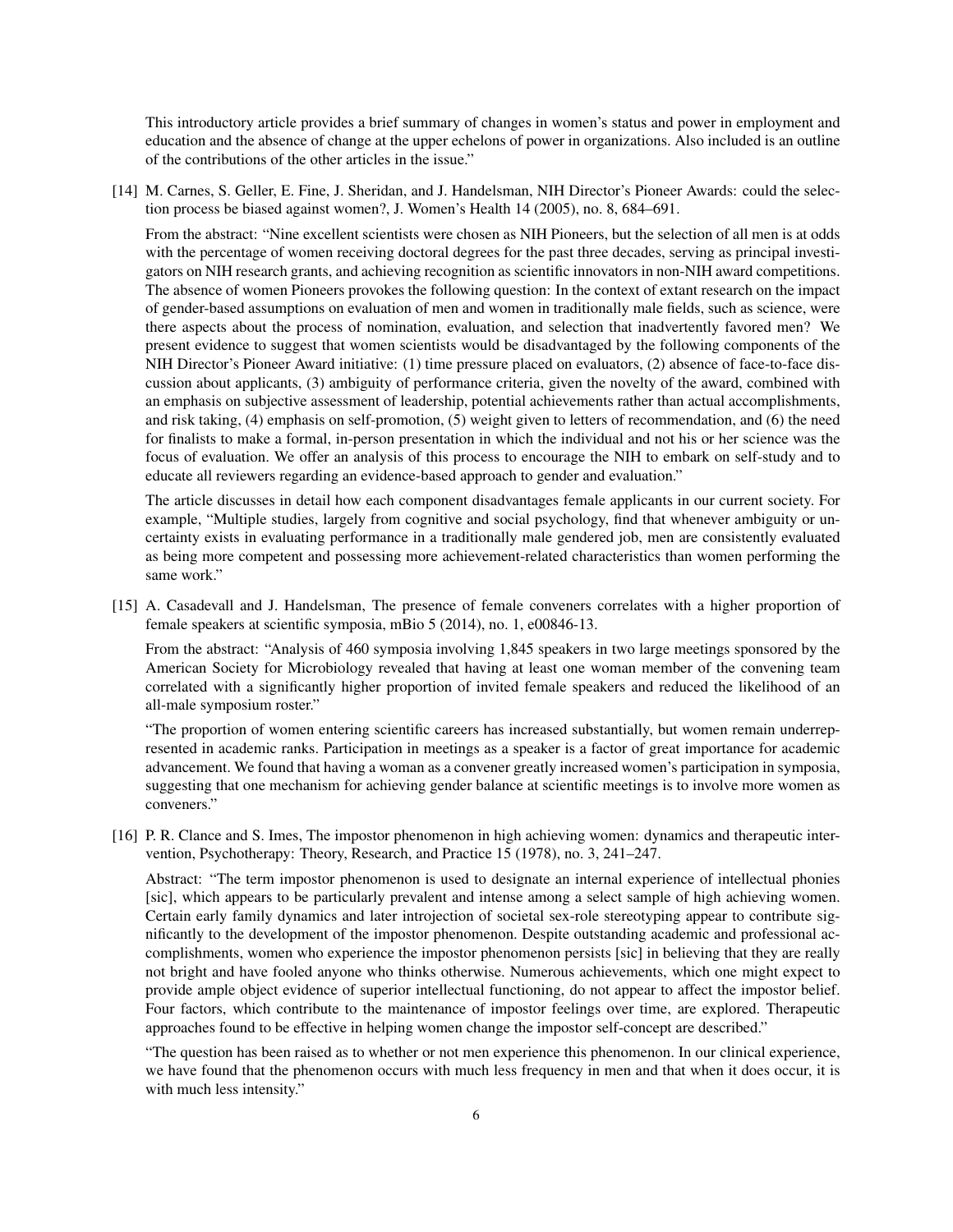This introductory article provides a brief summary of changes in women's status and power in employment and education and the absence of change at the upper echelons of power in organizations. Also included is an outline of the contributions of the other articles in the issue."

[14] M. Carnes, S. Geller, E. Fine, J. Sheridan, and J. Handelsman, NIH Director's Pioneer Awards: could the selection process be biased against women?, J. Women's Health 14 (2005), no. 8, 684–691.

From the abstract: "Nine excellent scientists were chosen as NIH Pioneers, but the selection of all men is at odds with the percentage of women receiving doctoral degrees for the past three decades, serving as principal investigators on NIH research grants, and achieving recognition as scientific innovators in non-NIH award competitions. The absence of women Pioneers provokes the following question: In the context of extant research on the impact of gender-based assumptions on evaluation of men and women in traditionally male fields, such as science, were there aspects about the process of nomination, evaluation, and selection that inadvertently favored men? We present evidence to suggest that women scientists would be disadvantaged by the following components of the NIH Director's Pioneer Award initiative: (1) time pressure placed on evaluators, (2) absence of face-to-face discussion about applicants, (3) ambiguity of performance criteria, given the novelty of the award, combined with an emphasis on subjective assessment of leadership, potential achievements rather than actual accomplishments, and risk taking, (4) emphasis on self-promotion, (5) weight given to letters of recommendation, and (6) the need for finalists to make a formal, in-person presentation in which the individual and not his or her science was the focus of evaluation. We offer an analysis of this process to encourage the NIH to embark on self-study and to educate all reviewers regarding an evidence-based approach to gender and evaluation."

The article discusses in detail how each component disadvantages female applicants in our current society. For example, "Multiple studies, largely from cognitive and social psychology, find that whenever ambiguity or uncertainty exists in evaluating performance in a traditionally male gendered job, men are consistently evaluated as being more competent and possessing more achievement-related characteristics than women performing the same work."

[15] A. Casadevall and J. Handelsman, The presence of female conveners correlates with a higher proportion of female speakers at scientific symposia, mBio 5 (2014), no. 1, e00846-13.

From the abstract: "Analysis of 460 symposia involving 1,845 speakers in two large meetings sponsored by the American Society for Microbiology revealed that having at least one woman member of the convening team correlated with a significantly higher proportion of invited female speakers and reduced the likelihood of an all-male symposium roster."

"The proportion of women entering scientific careers has increased substantially, but women remain underrepresented in academic ranks. Participation in meetings as a speaker is a factor of great importance for academic advancement. We found that having a woman as a convener greatly increased women's participation in symposia, suggesting that one mechanism for achieving gender balance at scientific meetings is to involve more women as conveners."

[16] P. R. Clance and S. Imes, The impostor phenomenon in high achieving women: dynamics and therapeutic intervention, Psychotherapy: Theory, Research, and Practice 15 (1978), no. 3, 241–247.

Abstract: "The term impostor phenomenon is used to designate an internal experience of intellectual phonies [sic], which appears to be particularly prevalent and intense among a select sample of high achieving women. Certain early family dynamics and later introjection of societal sex-role stereotyping appear to contribute significantly to the development of the impostor phenomenon. Despite outstanding academic and professional accomplishments, women who experience the impostor phenomenon persists [sic] in believing that they are really not bright and have fooled anyone who thinks otherwise. Numerous achievements, which one might expect to provide ample object evidence of superior intellectual functioning, do not appear to affect the impostor belief. Four factors, which contribute to the maintenance of impostor feelings over time, are explored. Therapeutic approaches found to be effective in helping women change the impostor self-concept are described."

"The question has been raised as to whether or not men experience this phenomenon. In our clinical experience, we have found that the phenomenon occurs with much less frequency in men and that when it does occur, it is with much less intensity."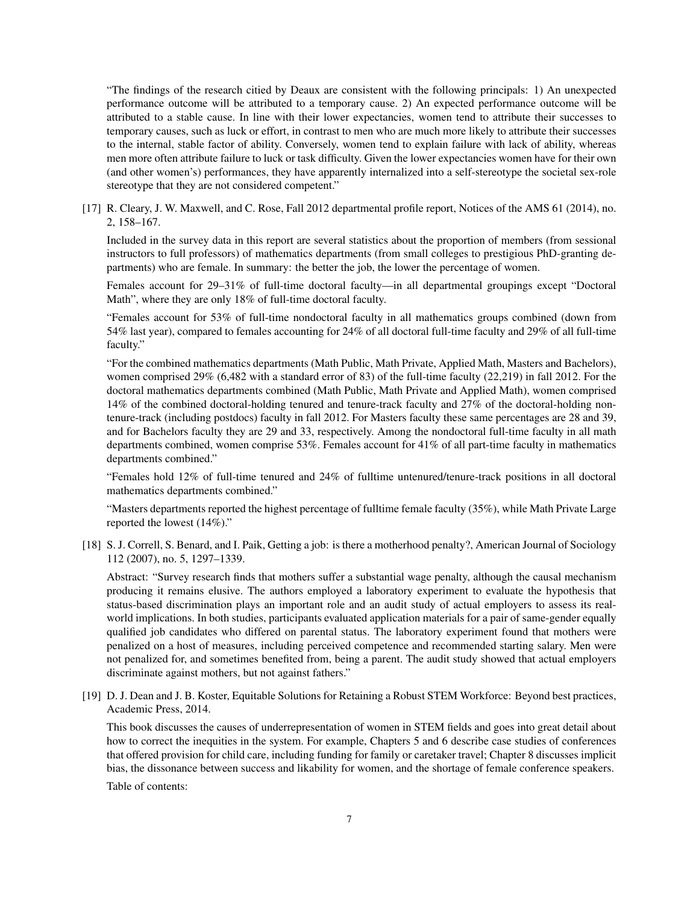"The findings of the research citied by Deaux are consistent with the following principals: 1) An unexpected performance outcome will be attributed to a temporary cause. 2) An expected performance outcome will be attributed to a stable cause. In line with their lower expectancies, women tend to attribute their successes to temporary causes, such as luck or effort, in contrast to men who are much more likely to attribute their successes to the internal, stable factor of ability. Conversely, women tend to explain failure with lack of ability, whereas men more often attribute failure to luck or task difficulty. Given the lower expectancies women have for their own (and other women's) performances, they have apparently internalized into a self-stereotype the societal sex-role stereotype that they are not considered competent."

[17] R. Cleary, J. W. Maxwell, and C. Rose, Fall 2012 departmental profile report, Notices of the AMS 61 (2014), no. 2, 158–167.

Included in the survey data in this report are several statistics about the proportion of members (from sessional instructors to full professors) of mathematics departments (from small colleges to prestigious PhD-granting departments) who are female. In summary: the better the job, the lower the percentage of women.

Females account for 29–31% of full-time doctoral faculty—in all departmental groupings except "Doctoral Math", where they are only 18% of full-time doctoral faculty.

"Females account for 53% of full-time nondoctoral faculty in all mathematics groups combined (down from 54% last year), compared to females accounting for 24% of all doctoral full-time faculty and 29% of all full-time faculty."

"For the combined mathematics departments (Math Public, Math Private, Applied Math, Masters and Bachelors), women comprised 29% (6,482 with a standard error of 83) of the full-time faculty (22,219) in fall 2012. For the doctoral mathematics departments combined (Math Public, Math Private and Applied Math), women comprised 14% of the combined doctoral-holding tenured and tenure-track faculty and 27% of the doctoral-holding non-tenure-track (including postdocs) faculty in fall 2012. For Masters faculty these same percentages are 28 and 39, and for Bachelors faculty they are 29 and 33, respectively. Among the nondoctoral full-time faculty in all math departments combined, women comprise 53%. Females account for 41% of all part-time faculty in mathematics departments combined."

"Females hold 12% of full-time tenured and 24% of fulltime untenured/tenure-track positions in all doctoral mathematics departments combined."

"Masters departments reported the highest percentage of fulltime female faculty (35%), while Math Private Large reported the lowest (14%)."

[18] S. J. Correll, S. Benard, and I. Paik, Getting a job: is there a motherhood penalty?, American Journal of Sociology 112 (2007), no. 5, 1297–1339.

Abstract: "Survey research finds that mothers suffer a substantial wage penalty, although the causal mechanism producing it remains elusive. The authors employed a laboratory experiment to evaluate the hypothesis that status-based discrimination plays an important role and an audit study of actual employers to assess its real-world implications. In both studies, participants evaluated application materials for a pair of same-gender equally qualified job candidates who differed on parental status. The laboratory experiment found that mothers were penalized on a host of measures, including perceived competence and recommended starting salary. Men were not penalized for, and sometimes benefited from, being a parent. The audit study showed that actual employers discriminate against mothers, but not against fathers."

[19] D. J. Dean and J. B. Koster, Equitable Solutions for Retaining a Robust STEM Workforce: Beyond best practices, Academic Press, 2014.

This book discusses the causes of underrepresentation of women in STEM fields and goes into great detail about how to correct the inequities in the system. For example, Chapters 5 and 6 describe case studies of conferences that offered provision for child care, including funding for family or caretaker travel; Chapter 8 discusses implicit bias, the dissonance between success and likability for women, and the shortage of female conference speakers.

Table of contents: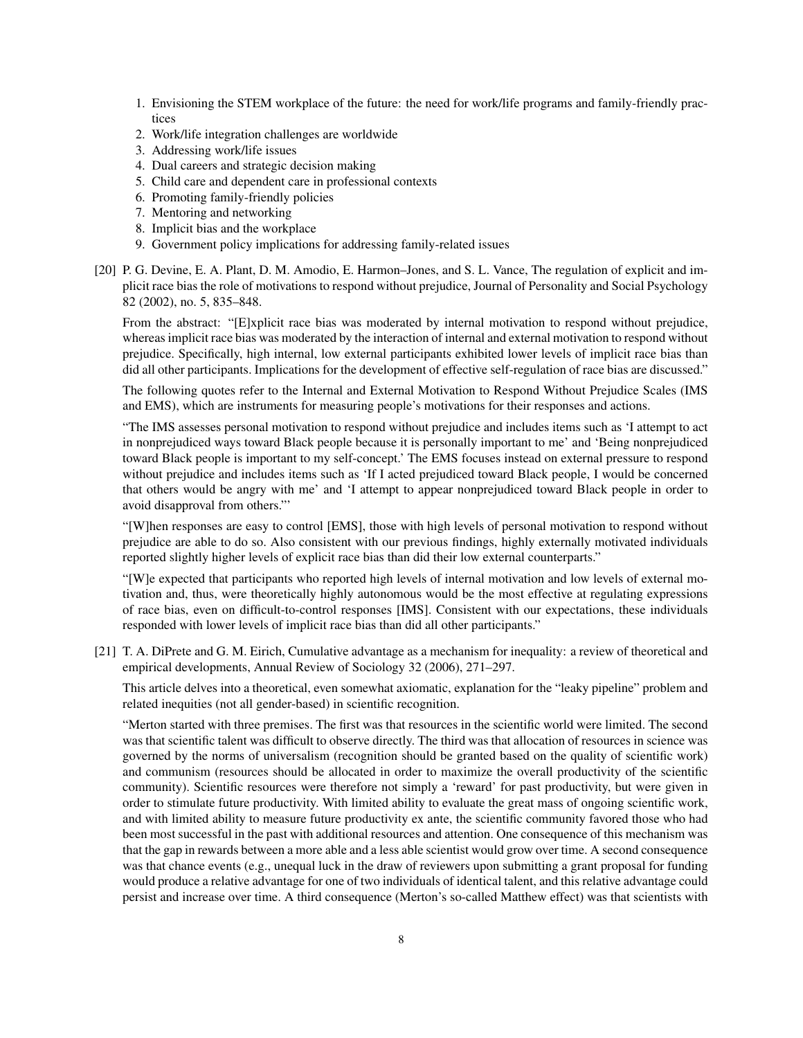1. Envisioning the STEM workplace of the future: the need for work/life programs and family-friendly practices
2. Work/life integration challenges are worldwide
3. Addressing work/life issues
4. Dual careers and strategic decision making
5. Child care and dependent care in professional contexts
6. Promoting family-friendly policies
7. Mentoring and networking
8. Implicit bias and the workplace
9. Government policy implications for addressing family-related issues

[20] P. G. Devine, E. A. Plant, D. M. Amodio, E. Harmon–Jones, and S. L. Vance, The regulation of explicit and implicit race bias the role of motivations to respond without prejudice, Journal of Personality and Social Psychology 82 (2002), no. 5, 835–848.

From the abstract: "[E]xplicit race bias was moderated by internal motivation to respond without prejudice, whereas implicit race bias was moderated by the interaction of internal and external motivation to respond without prejudice. Specifically, high internal, low external participants exhibited lower levels of implicit race bias than did all other participants. Implications for the development of effective self-regulation of race bias are discussed."

The following quotes refer to the Internal and External Motivation to Respond Without Prejudice Scales (IMS and EMS), which are instruments for measuring people's motivations for their responses and actions.

"The IMS assesses personal motivation to respond without prejudice and includes items such as 'I attempt to act in nonprejudiced ways toward Black people because it is personally important to me' and 'Being nonprejudiced toward Black people is important to my self-concept.' The EMS focuses instead on external pressure to respond without prejudice and includes items such as 'If I acted prejudiced toward Black people, I would be concerned that others would be angry with me' and 'I attempt to appear nonprejudiced toward Black people in order to avoid disapproval from others.'"

"[W]hen responses are easy to control [EMS], those with high levels of personal motivation to respond without prejudice are able to do so. Also consistent with our previous findings, highly externally motivated individuals reported slightly higher levels of explicit race bias than did their low external counterparts."

"[W]e expected that participants who reported high levels of internal motivation and low levels of external motivation and, thus, were theoretically highly autonomous would be the most effective at regulating expressions of race bias, even on difficult-to-control responses [IMS]. Consistent with our expectations, these individuals responded with lower levels of implicit race bias than did all other participants."

[21] T. A. DiPrete and G. M. Eirich, Cumulative advantage as a mechanism for inequality: a review of theoretical and empirical developments, Annual Review of Sociology 32 (2006), 271–297.

This article delves into a theoretical, even somewhat axiomatic, explanation for the "leaky pipeline" problem and related inequities (not all gender-based) in scientific recognition.

"Merton started with three premises. The first was that resources in the scientific world were limited. The second was that scientific talent was difficult to observe directly. The third was that allocation of resources in science was governed by the norms of universalism (recognition should be granted based on the quality of scientific work) and communism (resources should be allocated in order to maximize the overall productivity of the scientific community). Scientific resources were therefore not simply a 'reward' for past productivity, but were given in order to stimulate future productivity. With limited ability to evaluate the great mass of ongoing scientific work, and with limited ability to measure future productivity ex ante, the scientific community favored those who had been most successful in the past with additional resources and attention. One consequence of this mechanism was that the gap in rewards between a more able and a less able scientist would grow over time. A second consequence was that chance events (e.g., unequal luck in the draw of reviewers upon submitting a grant proposal for funding would produce a relative advantage for one of two individuals of identical talent, and this relative advantage could persist and increase over time. A third consequence (Merton's so-called Matthew effect) was that scientists with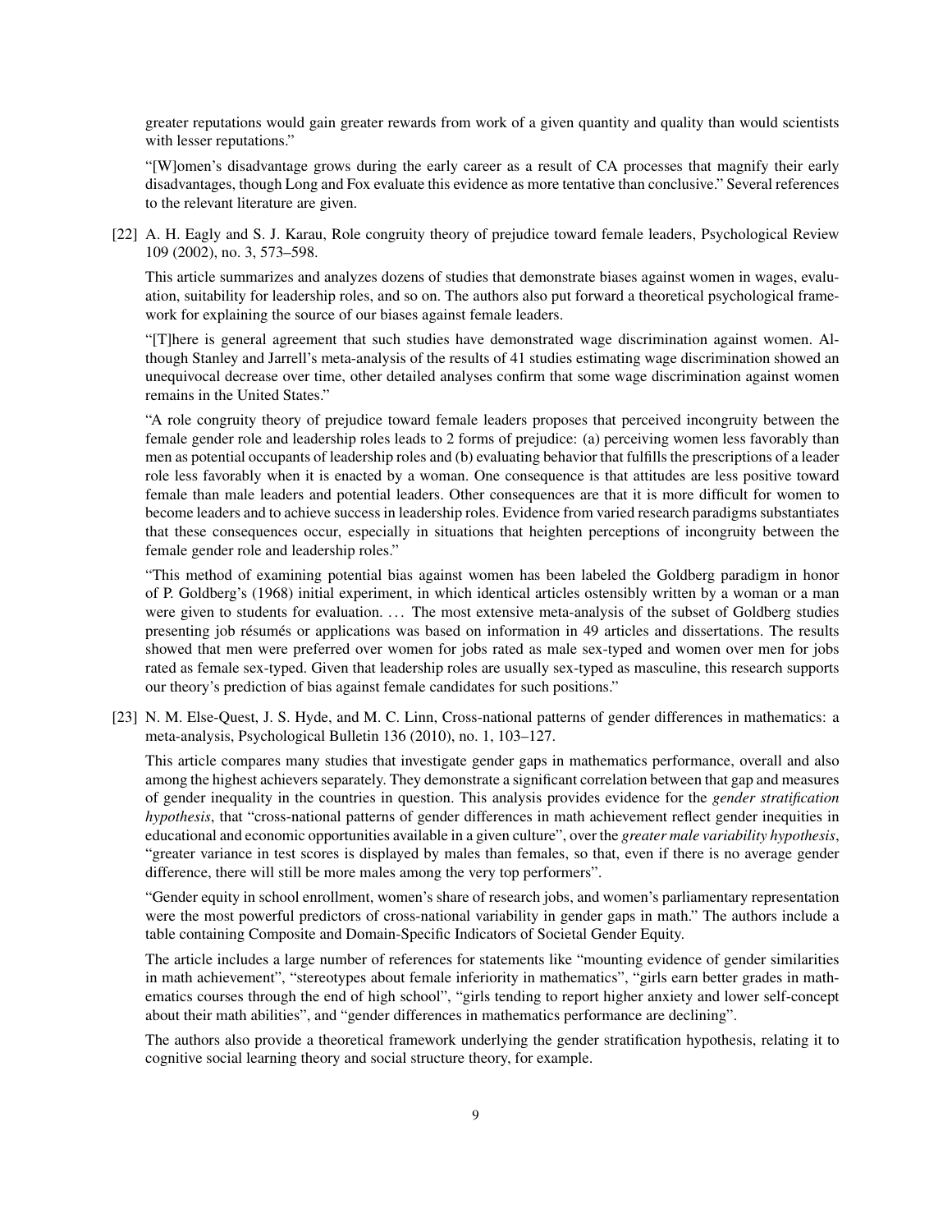greater reputations would gain greater rewards from work of a given quantity and quality than would scientists with lesser reputations."

"[W]omen's disadvantage grows during the early career as a result of CA processes that magnify their early disadvantages, though Long and Fox evaluate this evidence as more tentative than conclusive." Several references to the relevant literature are given.

[22] A. H. Eagly and S. J. Karau, Role congruity theory of prejudice toward female leaders, Psychological Review 109 (2002), no. 3, 573–598.

This article summarizes and analyzes dozens of studies that demonstrate biases against women in wages, evaluation, suitability for leadership roles, and so on. The authors also put forward a theoretical psychological framework for explaining the source of our biases against female leaders.

"[T]here is general agreement that such studies have demonstrated wage discrimination against women. Although Stanley and Jarrell's meta-analysis of the results of 41 studies estimating wage discrimination showed an unequivocal decrease over time, other detailed analyses confirm that some wage discrimination against women remains in the United States."

"A role congruity theory of prejudice toward female leaders proposes that perceived incongruity between the female gender role and leadership roles leads to 2 forms of prejudice: (a) perceiving women less favorably than men as potential occupants of leadership roles and (b) evaluating behavior that fulfills the prescriptions of a leader role less favorably when it is enacted by a woman. One consequence is that attitudes are less positive toward female than male leaders and potential leaders. Other consequences are that it is more difficult for women to become leaders and to achieve success in leadership roles. Evidence from varied research paradigms substantiates that these consequences occur, especially in situations that heighten perceptions of incongruity between the female gender role and leadership roles."

"This method of examining potential bias against women has been labeled the Goldberg paradigm in honor of P. Goldberg's (1968) initial experiment, in which identical articles ostensibly written by a woman or a man were given to students for evaluation. ... The most extensive meta-analysis of the subset of Goldberg studies presenting job résumés or applications was based on information in 49 articles and dissertations. The results showed that men were preferred over women for jobs rated as male sex-typed and women over men for jobs rated as female sex-typed. Given that leadership roles are usually sex-typed as masculine, this research supports our theory's prediction of bias against female candidates for such positions."

[23] N. M. Else-Quest, J. S. Hyde, and M. C. Linn, Cross-national patterns of gender differences in mathematics: a meta-analysis, Psychological Bulletin 136 (2010), no. 1, 103–127.

This article compares many studies that investigate gender gaps in mathematics performance, overall and also among the highest achievers separately. They demonstrate a significant correlation between that gap and measures of gender inequality in the countries in question. This analysis provides evidence for the *gender stratification hypothesis*, that "cross-national patterns of gender differences in math achievement reflect gender inequities in educational and economic opportunities available in a given culture", over the *greater male variability hypothesis*, "greater variance in test scores is displayed by males than females, so that, even if there is no average gender difference, there will still be more males among the very top performers".

"Gender equity in school enrollment, women's share of research jobs, and women's parliamentary representation were the most powerful predictors of cross-national variability in gender gaps in math." The authors include a table containing Composite and Domain-Specific Indicators of Societal Gender Equity.

The article includes a large number of references for statements like "mounting evidence of gender similarities in math achievement", "stereotypes about female inferiority in mathematics", "girls earn better grades in mathematics courses through the end of high school", "girls tending to report higher anxiety and lower self-concept about their math abilities", and "gender differences in mathematics performance are declining".

The authors also provide a theoretical framework underlying the gender stratification hypothesis, relating it to cognitive social learning theory and social structure theory, for example.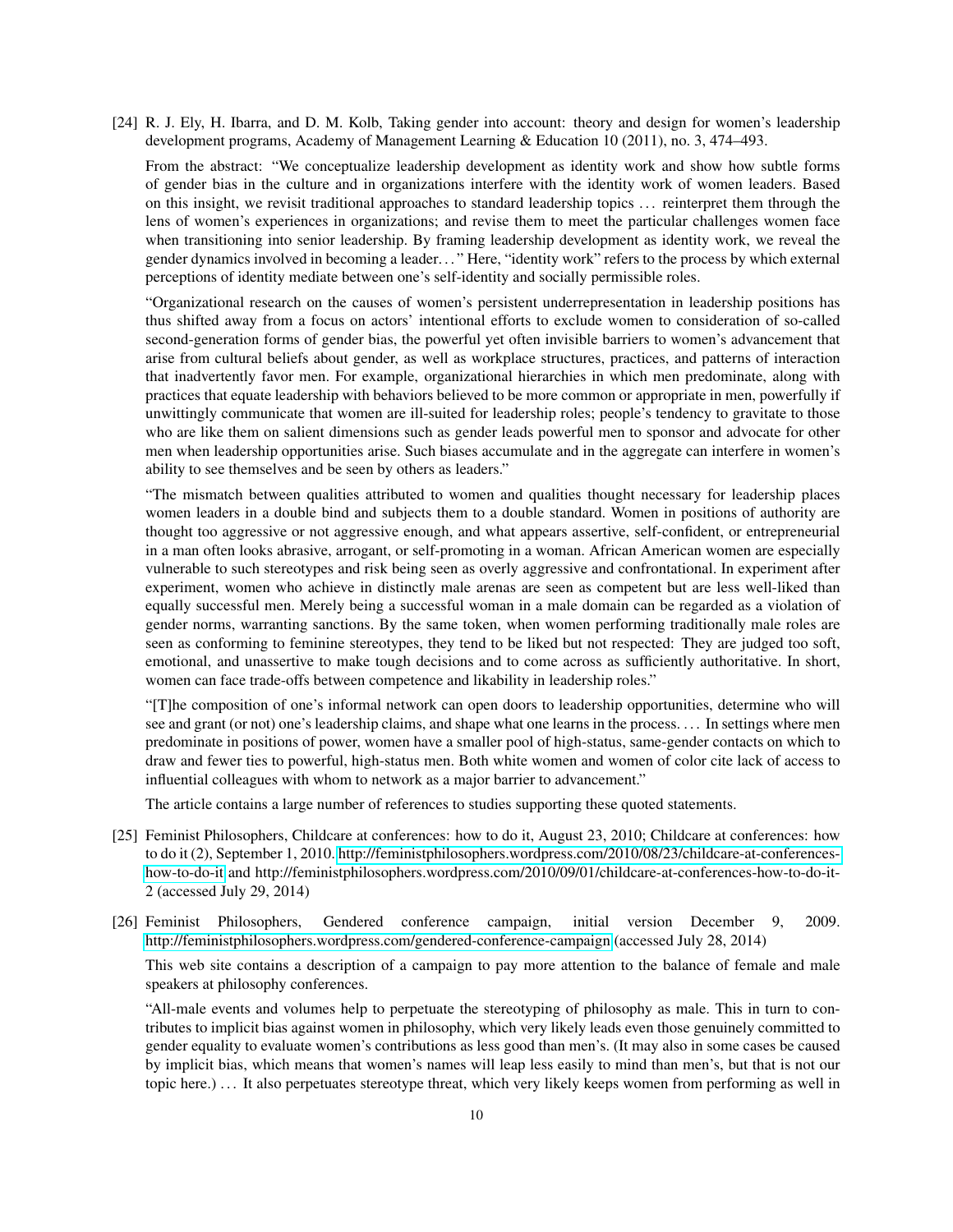[24] R. J. Ely, H. Ibarra, and D. M. Kolb, Taking gender into account: theory and design for women's leadership development programs, Academy of Management Learning & Education 10 (2011), no. 3, 474–493.

From the abstract: "We conceptualize leadership development as identity work and show how subtle forms of gender bias in the culture and in organizations interfere with the identity work of women leaders. Based on this insight, we revisit traditional approaches to standard leadership topics … reinterpret them through the lens of women's experiences in organizations; and revise them to meet the particular challenges women face when transitioning into senior leadership. By framing leadership development as identity work, we reveal the gender dynamics involved in becoming a leader. . . " Here, "identity work" refers to the process by which external perceptions of identity mediate between one's self-identity and socially permissible roles.

"Organizational research on the causes of women's persistent underrepresentation in leadership positions has thus shifted away from a focus on actors' intentional efforts to exclude women to consideration of so-called second-generation forms of gender bias, the powerful yet often invisible barriers to women's advancement that arise from cultural beliefs about gender, as well as workplace structures, practices, and patterns of interaction that inadvertently favor men. For example, organizational hierarchies in which men predominate, along with practices that equate leadership with behaviors believed to be more common or appropriate in men, powerfully if unwittingly communicate that women are ill-suited for leadership roles; people's tendency to gravitate to those who are like them on salient dimensions such as gender leads powerful men to sponsor and advocate for other men when leadership opportunities arise. Such biases accumulate and in the aggregate can interfere in women's ability to see themselves and be seen by others as leaders."

"The mismatch between qualities attributed to women and qualities thought necessary for leadership places women leaders in a double bind and subjects them to a double standard. Women in positions of authority are thought too aggressive or not aggressive enough, and what appears assertive, self-confident, or entrepreneurial in a man often looks abrasive, arrogant, or self-promoting in a woman. African American women are especially vulnerable to such stereotypes and risk being seen as overly aggressive and confrontational. In experiment after experiment, women who achieve in distinctly male arenas are seen as competent but are less well-liked than equally successful men. Merely being a successful woman in a male domain can be regarded as a violation of gender norms, warranting sanctions. By the same token, when women performing traditionally male roles are seen as conforming to feminine stereotypes, they tend to be liked but not respected: They are judged too soft, emotional, and unassertive to make tough decisions and to come across as sufficiently authoritative. In short, women can face trade-offs between competence and likability in leadership roles."

"[T]he composition of one's informal network can open doors to leadership opportunities, determine who will see and grant (or not) one's leadership claims, and shape what one learns in the process. . . . In settings where men predominate in positions of power, women have a smaller pool of high-status, same-gender contacts on which to draw and fewer ties to powerful, high-status men. Both white women and women of color cite lack of access to influential colleagues with whom to network as a major barrier to advancement."

The article contains a large number of references to studies supporting these quoted statements.

[25] Feminist Philosophers, Childcare at conferences: how to do it, August 23, 2010; Childcare at conferences: how to do it (2), September 1, 2010. http://feministphilosophers.wordpress.com/2010/08/23/childcare-at-conferences-how-to-do-it and http://feministphilosophers.wordpress.com/2010/09/01/childcare-at-conferences-how-to-do-it-2 (accessed July 29, 2014)

[26] Feminist Philosophers, Gendered conference campaign, initial version December 9, 2009. http://feministphilosophers.wordpress.com/gendered-conference-campaign (accessed July 28, 2014)

This web site contains a description of a campaign to pay more attention to the balance of female and male speakers at philosophy conferences.

"All-male events and volumes help to perpetuate the stereotyping of philosophy as male. This in turn to contributes to implicit bias against women in philosophy, which very likely leads even those genuinely committed to gender equality to evaluate women's contributions as less good than men's. (It may also in some cases be caused by implicit bias, which means that women's names will leap less easily to mind than men's, but that is not our topic here.) . . . It also perpetuates stereotype threat, which very likely keeps women from performing as well in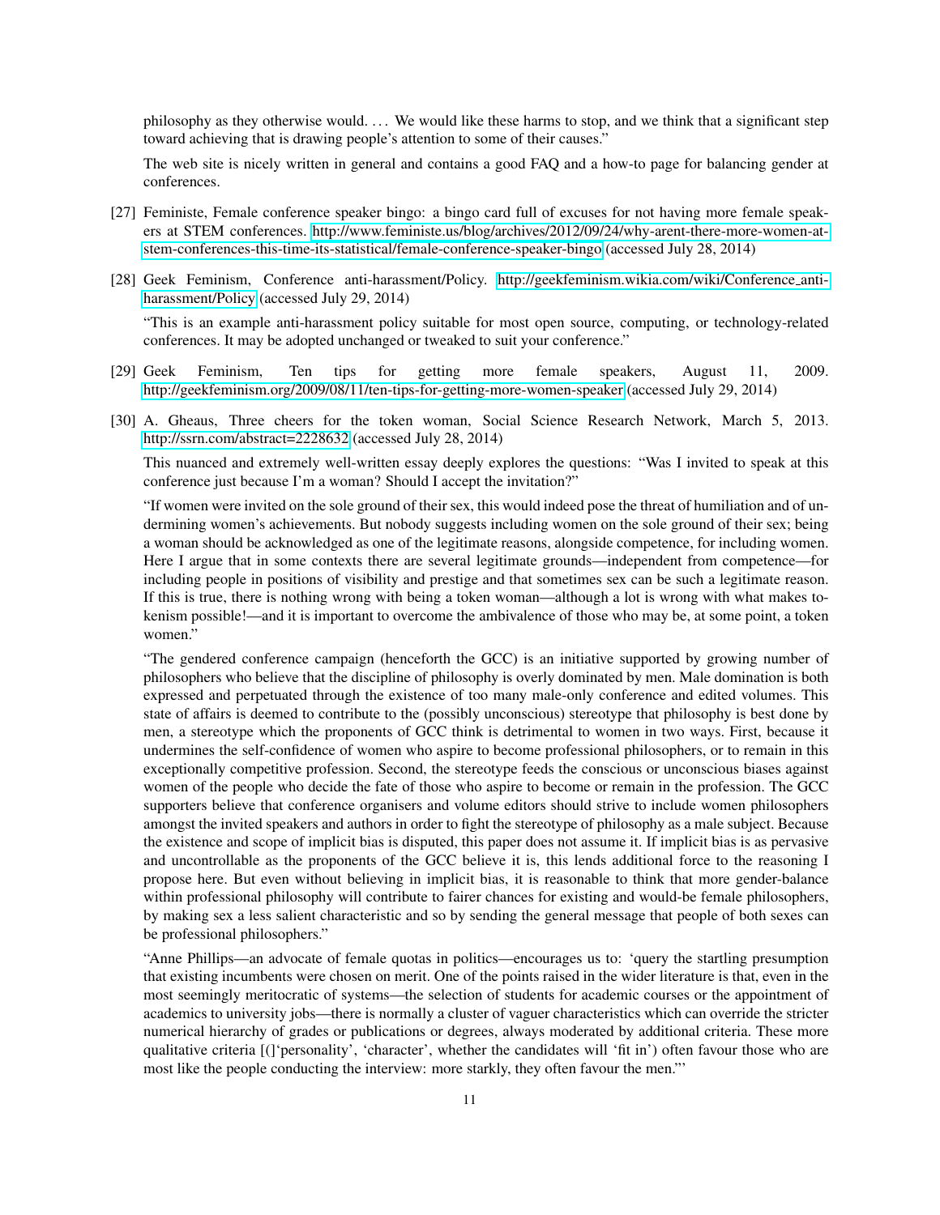philosophy as they otherwise would. . . . We would like these harms to stop, and we think that a significant step toward achieving that is drawing people's attention to some of their causes."

The web site is nicely written in general and contains a good FAQ and a how-to page for balancing gender at conferences.

[27] Feministe, Female conference speaker bingo: a bingo card full of excuses for not having more female speakers at STEM conferences. http://www.feministe.us/blog/archives/2012/09/24/why-arent-there-more-women-at-stem-conferences-this-time-its-statistical/female-conference-speaker-bingo (accessed July 28, 2014)

[28] Geek Feminism, Conference anti-harassment/Policy. http://geekfeminism.wikia.com/wiki/Conference_anti-harassment/Policy (accessed July 29, 2014)

"This is an example anti-harassment policy suitable for most open source, computing, or technology-related conferences. It may be adopted unchanged or tweaked to suit your conference."

[29] Geek Feminism, Ten tips for getting more female speakers, August 11, 2009. http://geekfeminism.org/2009/08/11/ten-tips-for-getting-more-women-speaker (accessed July 29, 2014)

[30] A. Gheaus, Three cheers for the token woman, Social Science Research Network, March 5, 2013. http://ssrn.com/abstract=2228632 (accessed July 28, 2014)

This nuanced and extremely well-written essay deeply explores the questions: "Was I invited to speak at this conference just because I'm a woman? Should I accept the invitation?"

"If women were invited on the sole ground of their sex, this would indeed pose the threat of humiliation and of undermining women's achievements. But nobody suggests including women on the sole ground of their sex; being a woman should be acknowledged as one of the legitimate reasons, alongside competence, for including women. Here I argue that in some contexts there are several legitimate grounds—independent from competence—for including people in positions of visibility and prestige and that sometimes sex can be such a legitimate reason. If this is true, there is nothing wrong with being a token woman—although a lot is wrong with what makes tokenism possible!—and it is important to overcome the ambivalence of those who may be, at some point, a token women."

"The gendered conference campaign (henceforth the GCC) is an initiative supported by growing number of philosophers who believe that the discipline of philosophy is overly dominated by men. Male domination is both expressed and perpetuated through the existence of too many male-only conference and edited volumes. This state of affairs is deemed to contribute to the (possibly unconscious) stereotype that philosophy is best done by men, a stereotype which the proponents of GCC think is detrimental to women in two ways. First, because it undermines the self-confidence of women who aspire to become professional philosophers, or to remain in this exceptionally competitive profession. Second, the stereotype feeds the conscious or unconscious biases against women of the people who decide the fate of those who aspire to become or remain in the profession. The GCC supporters believe that conference organisers and volume editors should strive to include women philosophers amongst the invited speakers and authors in order to fight the stereotype of philosophy as a male subject. Because the existence and scope of implicit bias is disputed, this paper does not assume it. If implicit bias is as pervasive and uncontrollable as the proponents of the GCC believe it is, this lends additional force to the reasoning I propose here. But even without believing in implicit bias, it is reasonable to think that more gender-balance within professional philosophy will contribute to fairer chances for existing and would-be female philosophers, by making sex a less salient characteristic and so by sending the general message that people of both sexes can be professional philosophers."

"Anne Phillips—an advocate of female quotas in politics—encourages us to: 'query the startling presumption that existing incumbents were chosen on merit. One of the points raised in the wider literature is that, even in the most seemingly meritocratic of systems—the selection of students for academic courses or the appointment of academics to university jobs—there is normally a cluster of vaguer characteristics which can override the stricter numerical hierarchy of grades or publications or degrees, always moderated by additional criteria. These more qualitative criteria [(]'personality', 'character', whether the candidates will 'fit in') often favour those who are most like the people conducting the interview: more starkly, they often favour the men."'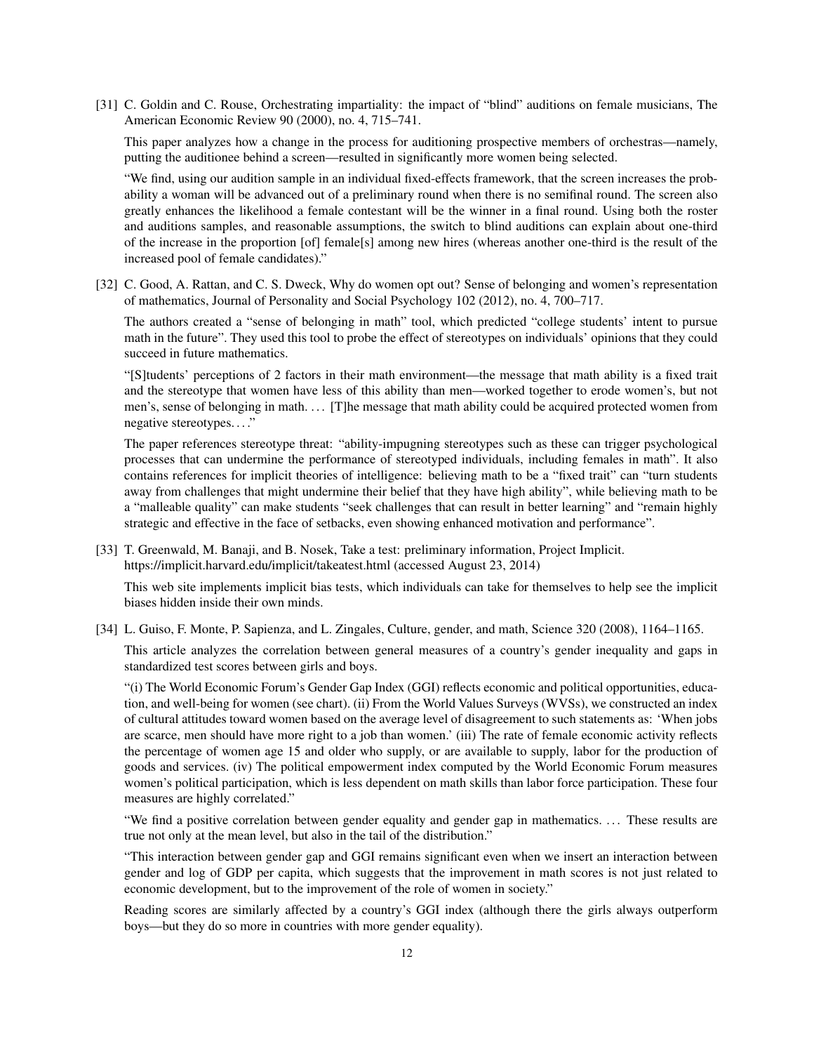[31] C. Goldin and C. Rouse, Orchestrating impartiality: the impact of "blind" auditions on female musicians, The American Economic Review 90 (2000), no. 4, 715–741.

This paper analyzes how a change in the process for auditioning prospective members of orchestras—namely, putting the auditionee behind a screen—resulted in significantly more women being selected.

"We find, using our audition sample in an individual fixed-effects framework, that the screen increases the probability a woman will be advanced out of a preliminary round when there is no semifinal round. The screen also greatly enhances the likelihood a female contestant will be the winner in a final round. Using both the roster and auditions samples, and reasonable assumptions, the switch to blind auditions can explain about one-third of the increase in the proportion [of] female[s] among new hires (whereas another one-third is the result of the increased pool of female candidates)."

[32] C. Good, A. Rattan, and C. S. Dweck, Why do women opt out? Sense of belonging and women's representation of mathematics, Journal of Personality and Social Psychology 102 (2012), no. 4, 700–717.

The authors created a "sense of belonging in math" tool, which predicted "college students' intent to pursue math in the future". They used this tool to probe the effect of stereotypes on individuals' opinions that they could succeed in future mathematics.

"[S]tudents' perceptions of 2 factors in their math environment—the message that math ability is a fixed trait and the stereotype that women have less of this ability than men—worked together to erode women's, but not men's, sense of belonging in math. … [T]he message that math ability could be acquired protected women from negative stereotypes. …"

The paper references stereotype threat: "ability-impugning stereotypes such as these can trigger psychological processes that can undermine the performance of stereotyped individuals, including females in math". It also contains references for implicit theories of intelligence: believing math to be a "fixed trait" can "turn students away from challenges that might undermine their belief that they have high ability", while believing math to be a "malleable quality" can make students "seek challenges that can result in better learning" and "remain highly strategic and effective in the face of setbacks, even showing enhanced motivation and performance".

[33] T. Greenwald, M. Banaji, and B. Nosek, Take a test: preliminary information, Project Implicit. https://implicit.harvard.edu/implicit/takeatest.html (accessed August 23, 2014)

This web site implements implicit bias tests, which individuals can take for themselves to help see the implicit biases hidden inside their own minds.

[34] L. Guiso, F. Monte, P. Sapienza, and L. Zingales, Culture, gender, and math, Science 320 (2008), 1164–1165.

This article analyzes the correlation between general measures of a country's gender inequality and gaps in standardized test scores between girls and boys.

"(i) The World Economic Forum's Gender Gap Index (GGI) reflects economic and political opportunities, education, and well-being for women (see chart). (ii) From the World Values Surveys (WVSs), we constructed an index of cultural attitudes toward women based on the average level of disagreement to such statements as: 'When jobs are scarce, men should have more right to a job than women.' (iii) The rate of female economic activity reflects the percentage of women age 15 and older who supply, or are available to supply, labor for the production of goods and services. (iv) The political empowerment index computed by the World Economic Forum measures women's political participation, which is less dependent on math skills than labor force participation. These four measures are highly correlated."

"We find a positive correlation between gender equality and gender gap in mathematics. … These results are true not only at the mean level, but also in the tail of the distribution."

"This interaction between gender gap and GGI remains significant even when we insert an interaction between gender and log of GDP per capita, which suggests that the improvement in math scores is not just related to economic development, but to the improvement of the role of women in society."

Reading scores are similarly affected by a country's GGI index (although there the girls always outperform boys—but they do so more in countries with more gender equality).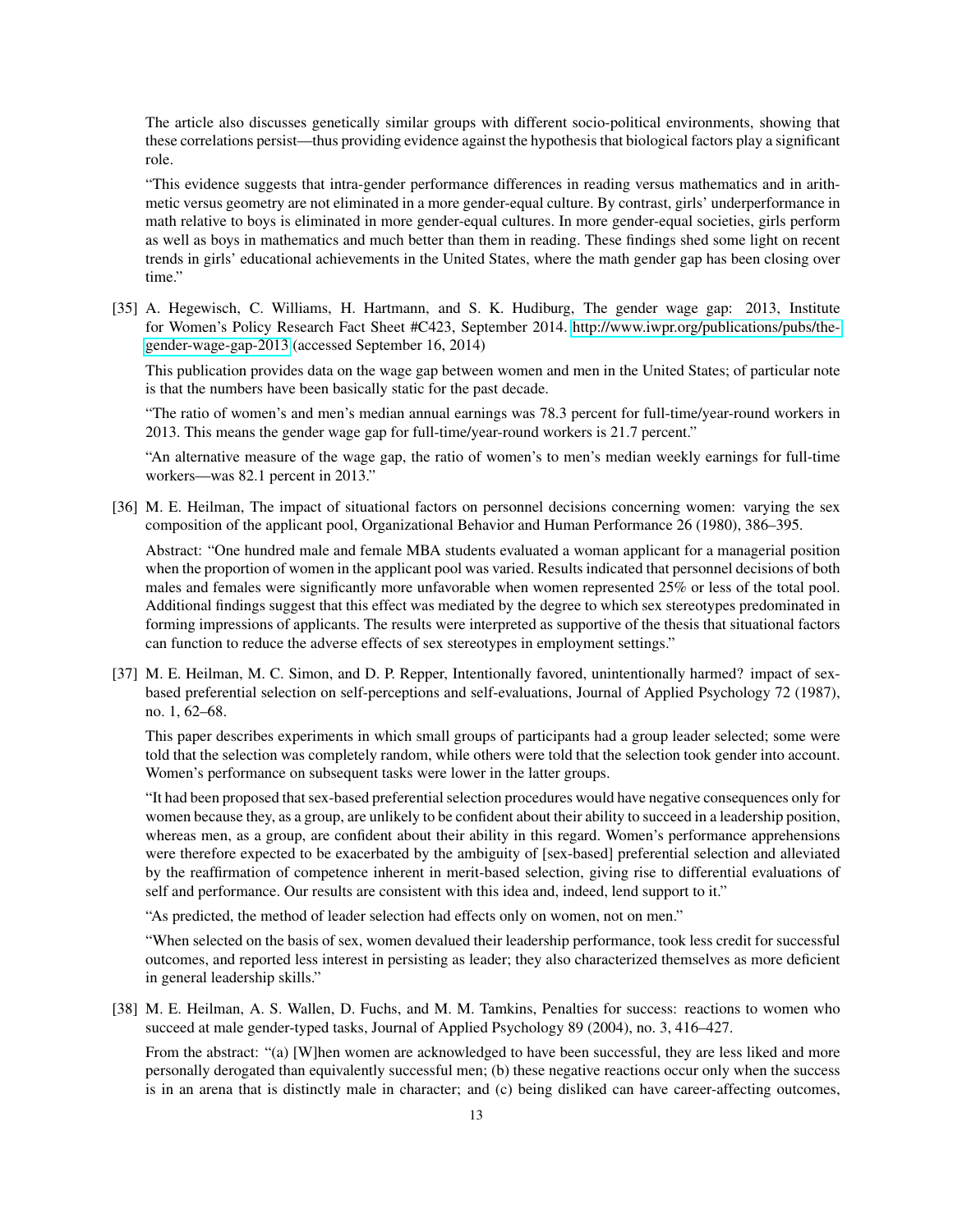The article also discusses genetically similar groups with different socio-political environments, showing that these correlations persist—thus providing evidence against the hypothesis that biological factors play a significant role.

"This evidence suggests that intra-gender performance differences in reading versus mathematics and in arithmetic versus geometry are not eliminated in a more gender-equal culture. By contrast, girls' underperformance in math relative to boys is eliminated in more gender-equal cultures. In more gender-equal societies, girls perform as well as boys in mathematics and much better than them in reading. These findings shed some light on recent trends in girls' educational achievements in the United States, where the math gender gap has been closing over time."

[35] A. Hegewisch, C. Williams, H. Hartmann, and S. K. Hudiburg, The gender wage gap: 2013, Institute for Women's Policy Research Fact Sheet #C423, September 2014. http://www.iwpr.org/publications/pubs/the-gender-wage-gap-2013 (accessed September 16, 2014)

This publication provides data on the wage gap between women and men in the United States; of particular note is that the numbers have been basically static for the past decade.

"The ratio of women's and men's median annual earnings was 78.3 percent for full-time/year-round workers in 2013. This means the gender wage gap for full-time/year-round workers is 21.7 percent."

"An alternative measure of the wage gap, the ratio of women's to men's median weekly earnings for full-time workers—was 82.1 percent in 2013."

[36] M. E. Heilman, The impact of situational factors on personnel decisions concerning women: varying the sex composition of the applicant pool, Organizational Behavior and Human Performance 26 (1980), 386–395.

Abstract: "One hundred male and female MBA students evaluated a woman applicant for a managerial position when the proportion of women in the applicant pool was varied. Results indicated that personnel decisions of both males and females were significantly more unfavorable when women represented 25% or less of the total pool. Additional findings suggest that this effect was mediated by the degree to which sex stereotypes predominated in forming impressions of applicants. The results were interpreted as supportive of the thesis that situational factors can function to reduce the adverse effects of sex stereotypes in employment settings."

[37] M. E. Heilman, M. C. Simon, and D. P. Repper, Intentionally favored, unintentionally harmed? impact of sex-based preferential selection on self-perceptions and self-evaluations, Journal of Applied Psychology 72 (1987), no. 1, 62–68.

This paper describes experiments in which small groups of participants had a group leader selected; some were told that the selection was completely random, while others were told that the selection took gender into account. Women's performance on subsequent tasks were lower in the latter groups.

"It had been proposed that sex-based preferential selection procedures would have negative consequences only for women because they, as a group, are unlikely to be confident about their ability to succeed in a leadership position, whereas men, as a group, are confident about their ability in this regard. Women's performance apprehensions were therefore expected to be exacerbated by the ambiguity of [sex-based] preferential selection and alleviated by the reaffirmation of competence inherent in merit-based selection, giving rise to differential evaluations of self and performance. Our results are consistent with this idea and, indeed, lend support to it."

"As predicted, the method of leader selection had effects only on women, not on men."

"When selected on the basis of sex, women devalued their leadership performance, took less credit for successful outcomes, and reported less interest in persisting as leader; they also characterized themselves as more deficient in general leadership skills."

[38] M. E. Heilman, A. S. Wallen, D. Fuchs, and M. M. Tamkins, Penalties for success: reactions to women who succeed at male gender-typed tasks, Journal of Applied Psychology 89 (2004), no. 3, 416–427.

From the abstract: "(a) [W]hen women are acknowledged to have been successful, they are less liked and more personally derogated than equivalently successful men; (b) these negative reactions occur only when the success is in an arena that is distinctly male in character; and (c) being disliked can have career-affecting outcomes,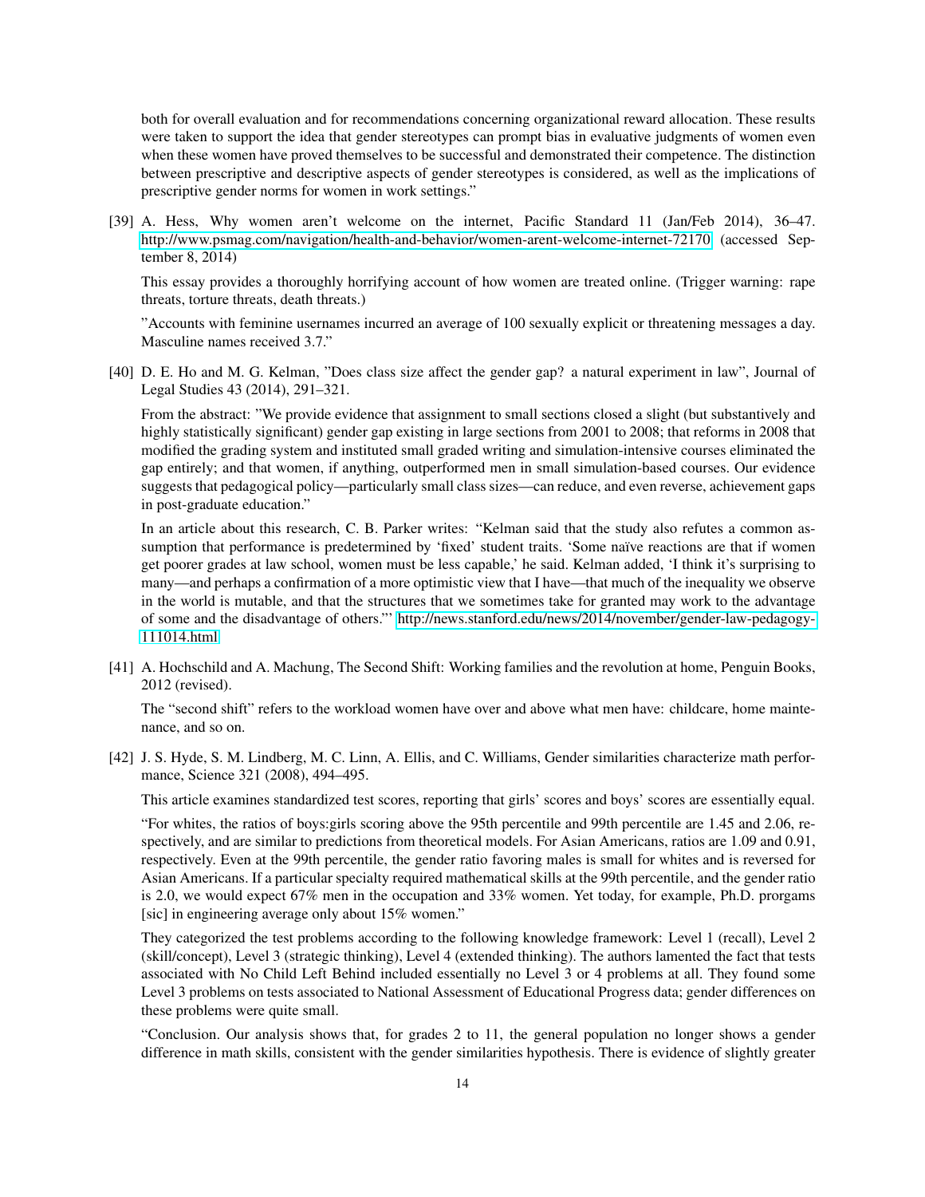both for overall evaluation and for recommendations concerning organizational reward allocation. These results were taken to support the idea that gender stereotypes can prompt bias in evaluative judgments of women even when these women have proved themselves to be successful and demonstrated their competence. The distinction between prescriptive and descriptive aspects of gender stereotypes is considered, as well as the implications of prescriptive gender norms for women in work settings."

[39] A. Hess, Why women aren't welcome on the internet, Pacific Standard 11 (Jan/Feb 2014), 36–47. http://www.psmag.com/navigation/health-and-behavior/women-arent-welcome-internet-72170 (accessed September 8, 2014)

This essay provides a thoroughly horrifying account of how women are treated online. (Trigger warning: rape threats, torture threats, death threats.)

"Accounts with feminine usernames incurred an average of 100 sexually explicit or threatening messages a day. Masculine names received 3.7."

[40] D. E. Ho and M. G. Kelman, "Does class size affect the gender gap? a natural experiment in law", Journal of Legal Studies 43 (2014), 291–321.

From the abstract: "We provide evidence that assignment to small sections closed a slight (but substantively and highly statistically significant) gender gap existing in large sections from 2001 to 2008; that reforms in 2008 that modified the grading system and instituted small graded writing and simulation-intensive courses eliminated the gap entirely; and that women, if anything, outperformed men in small simulation-based courses. Our evidence suggests that pedagogical policy—particularly small class sizes—can reduce, and even reverse, achievement gaps in post-graduate education."

In an article about this research, C. B. Parker writes: "Kelman said that the study also refutes a common assumption that performance is predetermined by 'fixed' student traits. 'Some naïve reactions are that if women get poorer grades at law school, women must be less capable,' he said. Kelman added, 'I think it's surprising to many—and perhaps a confirmation of a more optimistic view that I have—that much of the inequality we observe in the world is mutable, and that the structures that we sometimes take for granted may work to the advantage of some and the disadvantage of others.'" http://news.stanford.edu/news/2014/november/gender-law-pedagogy-111014.html

[41] A. Hochschild and A. Machung, The Second Shift: Working families and the revolution at home, Penguin Books, 2012 (revised).

The "second shift" refers to the workload women have over and above what men have: childcare, home maintenance, and so on.

[42] J. S. Hyde, S. M. Lindberg, M. C. Linn, A. Ellis, and C. Williams, Gender similarities characterize math performance, Science 321 (2008), 494–495.

This article examines standardized test scores, reporting that girls' scores and boys' scores are essentially equal.

"For whites, the ratios of boys:girls scoring above the 95th percentile and 99th percentile are 1.45 and 2.06, respectively, and are similar to predictions from theoretical models. For Asian Americans, ratios are 1.09 and 0.91, respectively. Even at the 99th percentile, the gender ratio favoring males is small for whites and is reversed for Asian Americans. If a particular specialty required mathematical skills at the 99th percentile, and the gender ratio is 2.0, we would expect 67% men in the occupation and 33% women. Yet today, for example, Ph.D. prorgams [sic] in engineering average only about 15% women."

They categorized the test problems according to the following knowledge framework: Level 1 (recall), Level 2 (skill/concept), Level 3 (strategic thinking), Level 4 (extended thinking). The authors lamented the fact that tests associated with No Child Left Behind included essentially no Level 3 or 4 problems at all. They found some Level 3 problems on tests associated to National Assessment of Educational Progress data; gender differences on these problems were quite small.

"Conclusion. Our analysis shows that, for grades 2 to 11, the general population no longer shows a gender difference in math skills, consistent with the gender similarities hypothesis. There is evidence of slightly greater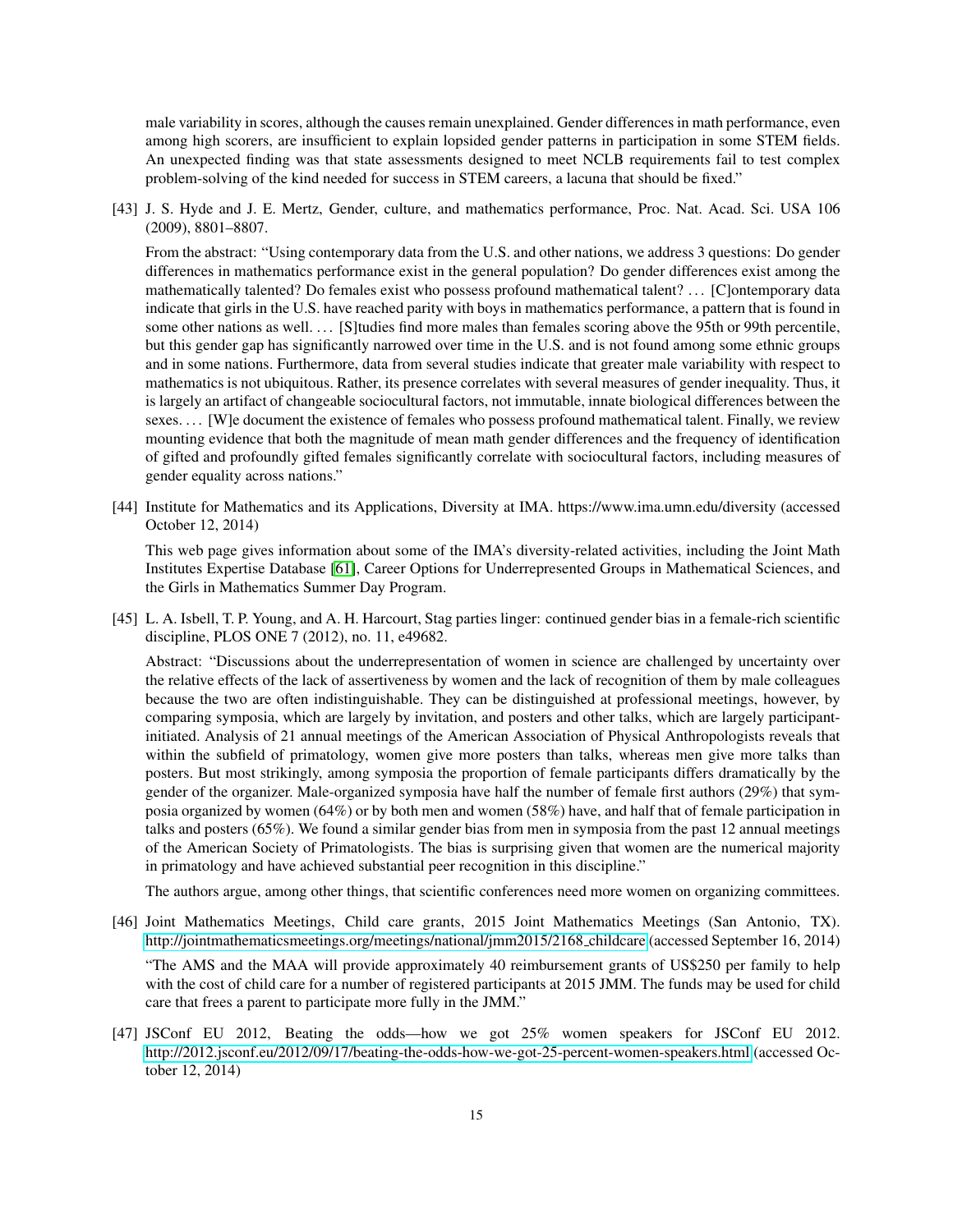male variability in scores, although the causes remain unexplained. Gender differences in math performance, even among high scorers, are insufficient to explain lopsided gender patterns in participation in some STEM fields. An unexpected finding was that state assessments designed to meet NCLB requirements fail to test complex problem-solving of the kind needed for success in STEM careers, a lacuna that should be fixed."

[43] J. S. Hyde and J. E. Mertz, Gender, culture, and mathematics performance, Proc. Nat. Acad. Sci. USA 106 (2009), 8801–8807.

From the abstract: "Using contemporary data from the U.S. and other nations, we address 3 questions: Do gender differences in mathematics performance exist in the general population? Do gender differences exist among the mathematically talented? Do females exist who possess profound mathematical talent? ... [C]ontemporary data indicate that girls in the U.S. have reached parity with boys in mathematics performance, a pattern that is found in some other nations as well. ... [S]tudies find more males than females scoring above the 95th or 99th percentile, but this gender gap has significantly narrowed over time in the U.S. and is not found among some ethnic groups and in some nations. Furthermore, data from several studies indicate that greater male variability with respect to mathematics is not ubiquitous. Rather, its presence correlates with several measures of gender inequality. Thus, it is largely an artifact of changeable sociocultural factors, not immutable, innate biological differences between the sexes. ... [W]e document the existence of females who possess profound mathematical talent. Finally, we review mounting evidence that both the magnitude of mean math gender differences and the frequency of identification of gifted and profoundly gifted females significantly correlate with sociocultural factors, including measures of gender equality across nations."

[44] Institute for Mathematics and its Applications, Diversity at IMA. https://www.ima.umn.edu/diversity (accessed October 12, 2014)

This web page gives information about some of the IMA's diversity-related activities, including the Joint Math Institutes Expertise Database [61], Career Options for Underrepresented Groups in Mathematical Sciences, and the Girls in Mathematics Summer Day Program.

[45] L. A. Isbell, T. P. Young, and A. H. Harcourt, Stag parties linger: continued gender bias in a female-rich scientific discipline, PLOS ONE 7 (2012), no. 11, e49682.

Abstract: "Discussions about the underrepresentation of women in science are challenged by uncertainty over the relative effects of the lack of assertiveness by women and the lack of recognition of them by male colleagues because the two are often indistinguishable. They can be distinguished at professional meetings, however, by comparing symposia, which are largely by invitation, and posters and other talks, which are largely participant-initiated. Analysis of 21 annual meetings of the American Association of Physical Anthropologists reveals that within the subfield of primatology, women give more posters than talks, whereas men give more talks than posters. But most strikingly, among symposia the proportion of female participants differs dramatically by the gender of the organizer. Male-organized symposia have half the number of female first authors (29%) that symposia organized by women (64%) or by both men and women (58%) have, and half that of female participation in talks and posters (65%). We found a similar gender bias from men in symposia from the past 12 annual meetings of the American Society of Primatologists. The bias is surprising given that women are the numerical majority in primatology and have achieved substantial peer recognition in this discipline."

The authors argue, among other things, that scientific conferences need more women on organizing committees.

[46] Joint Mathematics Meetings, Child care grants, 2015 Joint Mathematics Meetings (San Antonio, TX). http://jointmathematicsmeetings.org/meetings/national/jmm2015/2168_childcare (accessed September 16, 2014)

"The AMS and the MAA will provide approximately 40 reimbursement grants of US$250 per family to help with the cost of child care for a number of registered participants at 2015 JMM. The funds may be used for child care that frees a parent to participate more fully in the JMM."

[47] JSConf EU 2012, Beating the odds—how we got 25% women speakers for JSConf EU 2012. http://2012.jsconf.eu/2012/09/17/beating-the-odds-how-we-got-25-percent-women-speakers.html (accessed October 12, 2014)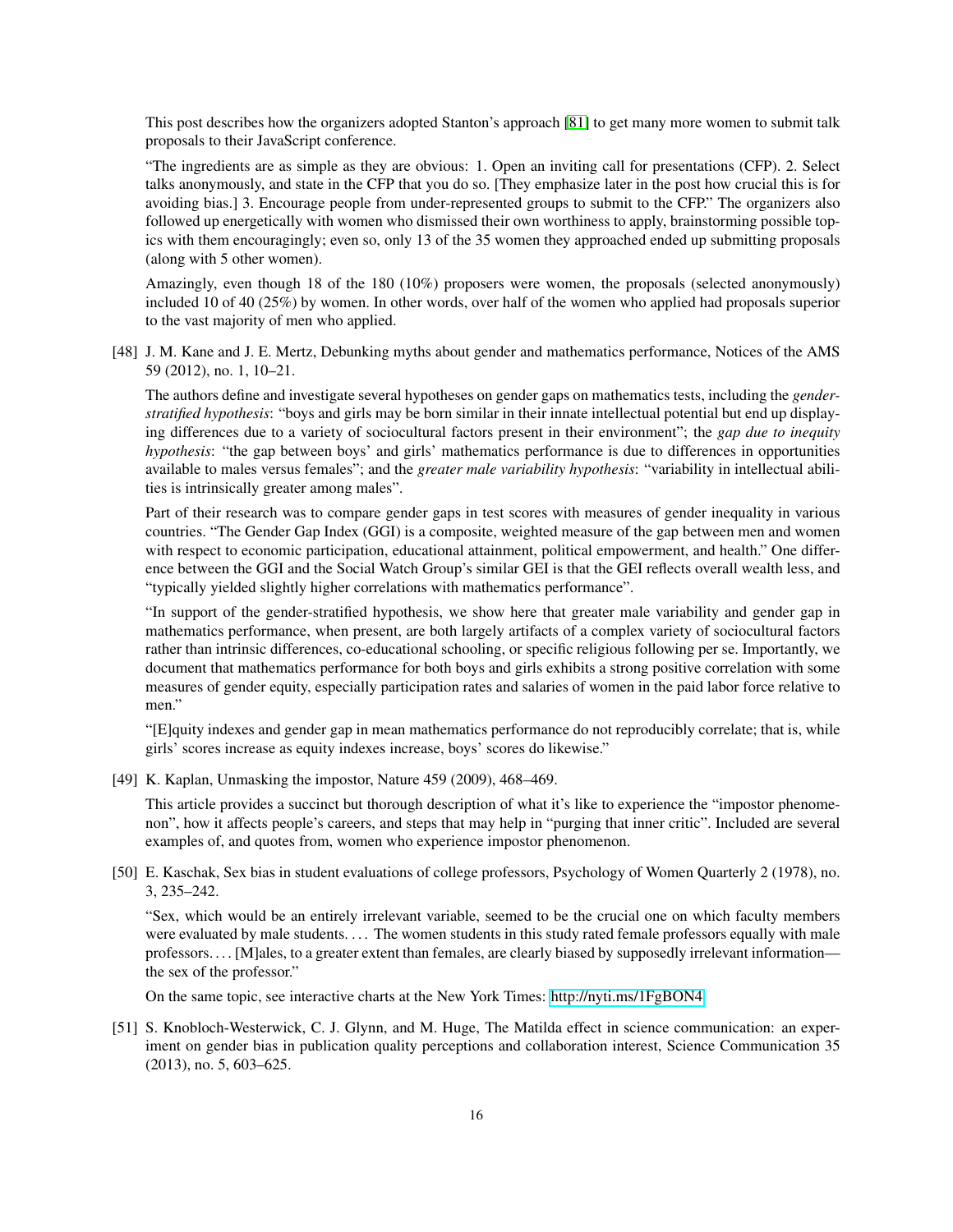This post describes how the organizers adopted Stanton's approach [81] to get many more women to submit talk proposals to their JavaScript conference.

"The ingredients are as simple as they are obvious: 1. Open an inviting call for presentations (CFP). 2. Select talks anonymously, and state in the CFP that you do so. [They emphasize later in the post how crucial this is for avoiding bias.] 3. Encourage people from under-represented groups to submit to the CFP." The organizers also followed up energetically with women who dismissed their own worthiness to apply, brainstorming possible topics with them encouragingly; even so, only 13 of the 35 women they approached ended up submitting proposals (along with 5 other women).

Amazingly, even though 18 of the 180 (10%) proposers were women, the proposals (selected anonymously) included 10 of 40 (25%) by women. In other words, over half of the women who applied had proposals superior to the vast majority of men who applied.

[48] J. M. Kane and J. E. Mertz, Debunking myths about gender and mathematics performance, Notices of the AMS 59 (2012), no. 1, 10–21.

The authors define and investigate several hypotheses on gender gaps on mathematics tests, including the *gender-stratified hypothesis*: "boys and girls may be born similar in their innate intellectual potential but end up displaying differences due to a variety of sociocultural factors present in their environment"; the *gap due to inequity hypothesis*: "the gap between boys' and girls' mathematics performance is due to differences in opportunities available to males versus females"; and the *greater male variability hypothesis*: "variability in intellectual abilities is intrinsically greater among males".

Part of their research was to compare gender gaps in test scores with measures of gender inequality in various countries. "The Gender Gap Index (GGI) is a composite, weighted measure of the gap between men and women with respect to economic participation, educational attainment, political empowerment, and health." One difference between the GGI and the Social Watch Group's similar GEI is that the GEI reflects overall wealth less, and "typically yielded slightly higher correlations with mathematics performance".

"In support of the gender-stratified hypothesis, we show here that greater male variability and gender gap in mathematics performance, when present, are both largely artifacts of a complex variety of sociocultural factors rather than intrinsic differences, co-educational schooling, or specific religious following per se. Importantly, we document that mathematics performance for both boys and girls exhibits a strong positive correlation with some measures of gender equity, especially participation rates and salaries of women in the paid labor force relative to men."

"[E]quity indexes and gender gap in mean mathematics performance do not reproducibly correlate; that is, while girls' scores increase as equity indexes increase, boys' scores do likewise."

[49] K. Kaplan, Unmasking the impostor, Nature 459 (2009), 468–469.

This article provides a succinct but thorough description of what it's like to experience the "impostor phenomenon", how it affects people's careers, and steps that may help in "purging that inner critic". Included are several examples of, and quotes from, women who experience impostor phenomenon.

[50] E. Kaschak, Sex bias in student evaluations of college professors, Psychology of Women Quarterly 2 (1978), no. 3, 235–242.

"Sex, which would be an entirely irrelevant variable, seemed to be the crucial one on which faculty members were evaluated by male students. . . . The women students in this study rated female professors equally with male professors. . . . [M]ales, to a greater extent than females, are clearly biased by supposedly irrelevant information—the sex of the professor."

On the same topic, see interactive charts at the New York Times: http://nyti.ms/1FgBON4

[51] S. Knobloch-Westerwick, C. J. Glynn, and M. Huge, The Matilda effect in science communication: an experiment on gender bias in publication quality perceptions and collaboration interest, Science Communication 35 (2013), no. 5, 603–625.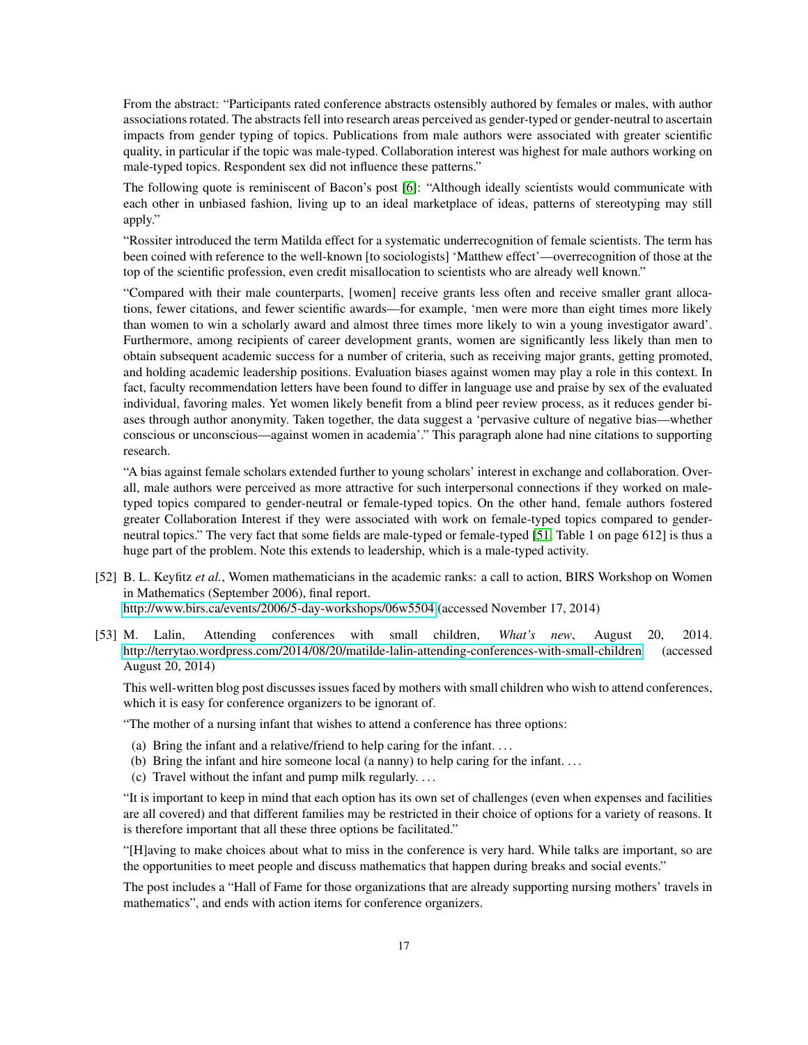From the abstract: "Participants rated conference abstracts ostensibly authored by females or males, with author associations rotated. The abstracts fell into research areas perceived as gender-typed or gender-neutral to ascertain impacts from gender typing of topics. Publications from male authors were associated with greater scientific quality, in particular if the topic was male-typed. Collaboration interest was highest for male authors working on male-typed topics. Respondent sex did not influence these patterns."

The following quote is reminiscent of Bacon's post [6]: "Although ideally scientists would communicate with each other in unbiased fashion, living up to an ideal marketplace of ideas, patterns of stereotyping may still apply."

"Rossiter introduced the term Matilda effect for a systematic underrecognition of female scientists. The term has been coined with reference to the well-known [to sociologists] 'Matthew effect'—overrecognition of those at the top of the scientific profession, even credit misallocation to scientists who are already well known."

"Compared with their male counterparts, [women] receive grants less often and receive smaller grant allocations, fewer citations, and fewer scientific awards—for example, 'men were more than eight times more likely than women to win a scholarly award and almost three times more likely to win a young investigator award'. Furthermore, among recipients of career development grants, women are significantly less likely than men to obtain subsequent academic success for a number of criteria, such as receiving major grants, getting promoted, and holding academic leadership positions. Evaluation biases against women may play a role in this context. In fact, faculty recommendation letters have been found to differ in language use and praise by sex of the evaluated individual, favoring males. Yet women likely benefit from a blind peer review process, as it reduces gender biases through author anonymity. Taken together, the data suggest a 'pervasive culture of negative bias—whether conscious or unconscious—against women in academia'." This paragraph alone had nine citations to supporting research.

"A bias against female scholars extended further to young scholars' interest in exchange and collaboration. Overall, male authors were perceived as more attractive for such interpersonal connections if they worked on male-typed topics compared to gender-neutral or female-typed topics. On the other hand, female authors fostered greater Collaboration Interest if they were associated with work on female-typed topics compared to gender-neutral topics." The very fact that some fields are male-typed or female-typed [51, Table 1 on page 612] is thus a huge part of the problem. Note this extends to leadership, which is a male-typed activity.

[52] B. L. Keyfitz *et al.*, Women mathematicians in the academic ranks: a call to action, BIRS Workshop on Women in Mathematics (September 2006), final report.
http://www.birs.ca/events/2006/5-day-workshops/06w5504 (accessed November 17, 2014)

[53] M. Lalin, Attending conferences with small children, *What's new*, August 20, 2014. http://terrytao.wordpress.com/2014/08/20/matilde-lalin-attending-conferences-with-small-children (accessed August 20, 2014)

This well-written blog post discusses issues faced by mothers with small children who wish to attend conferences, which it is easy for conference organizers to be ignorant of.

"The mother of a nursing infant that wishes to attend a conference has three options:

(a) Bring the infant and a relative/friend to help caring for the infant. . . .
(b) Bring the infant and hire someone local (a nanny) to help caring for the infant. . . .
(c) Travel without the infant and pump milk regularly. . . .

"It is important to keep in mind that each option has its own set of challenges (even when expenses and facilities are all covered) and that different families may be restricted in their choice of options for a variety of reasons. It is therefore important that all these three options be facilitated."

"[H]aving to make choices about what to miss in the conference is very hard. While talks are important, so are the opportunities to meet people and discuss mathematics that happen during breaks and social events."

The post includes a "Hall of Fame for those organizations that are already supporting nursing mothers' travels in mathematics", and ends with action items for conference organizers.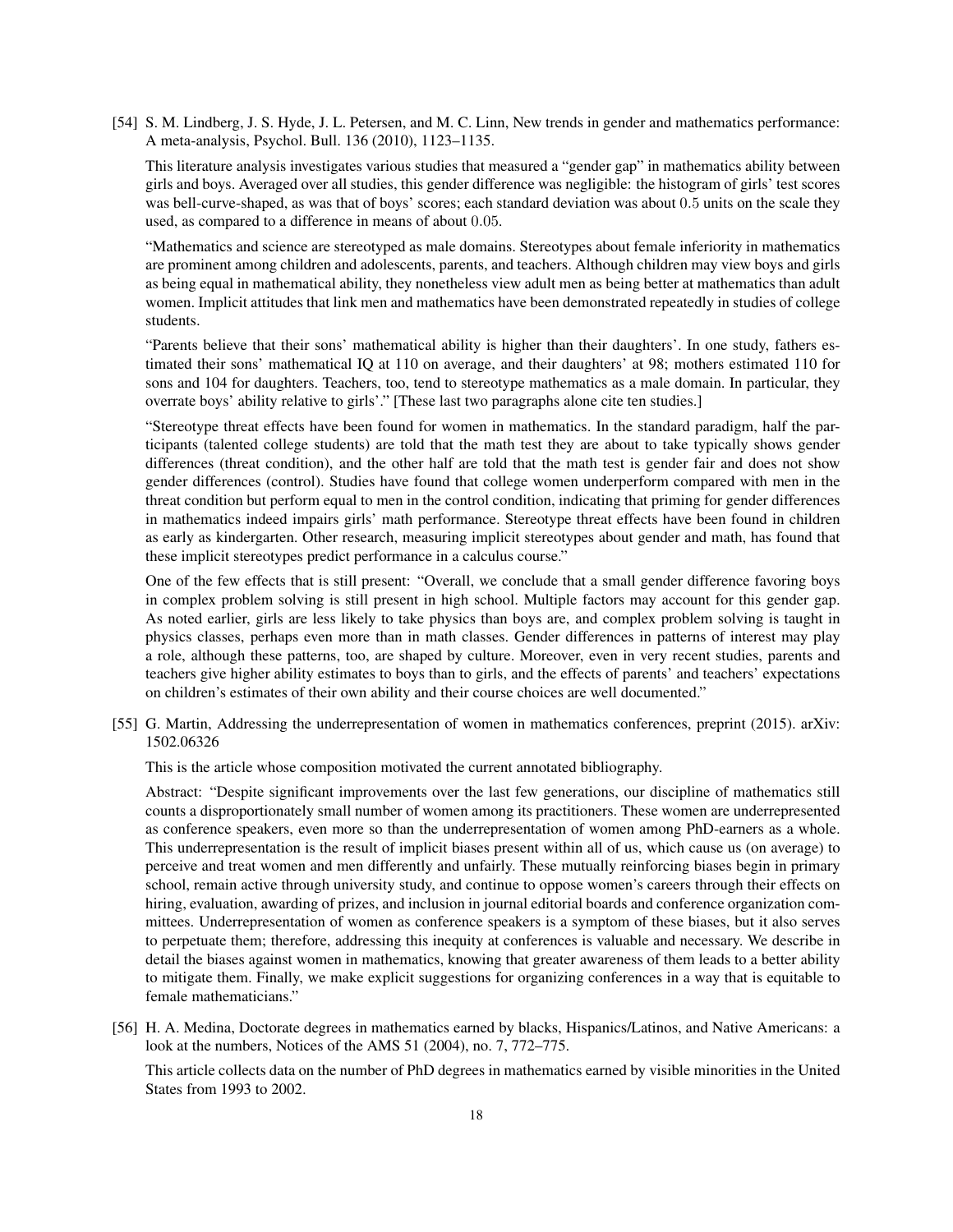[54] S. M. Lindberg, J. S. Hyde, J. L. Petersen, and M. C. Linn, New trends in gender and mathematics performance: A meta-analysis, Psychol. Bull. 136 (2010), 1123–1135.

This literature analysis investigates various studies that measured a "gender gap" in mathematics ability between girls and boys. Averaged over all studies, this gender difference was negligible: the histogram of girls' test scores was bell-curve-shaped, as was that of boys' scores; each standard deviation was about $0.5$ units on the scale they used, as compared to a difference in means of about $0.05$.

"Mathematics and science are stereotyped as male domains. Stereotypes about female inferiority in mathematics are prominent among children and adolescents, parents, and teachers. Although children may view boys and girls as being equal in mathematical ability, they nonetheless view adult men as being better at mathematics than adult women. Implicit attitudes that link men and mathematics have been demonstrated repeatedly in studies of college students.

"Parents believe that their sons' mathematical ability is higher than their daughters'. In one study, fathers estimated their sons' mathematical IQ at 110 on average, and their daughters' at 98; mothers estimated 110 for sons and 104 for daughters. Teachers, too, tend to stereotype mathematics as a male domain. In particular, they overrate boys' ability relative to girls'." [These last two paragraphs alone cite ten studies.]

"Stereotype threat effects have been found for women in mathematics. In the standard paradigm, half the participants (talented college students) are told that the math test they are about to take typically shows gender differences (threat condition), and the other half are told that the math test is gender fair and does not show gender differences (control). Studies have found that college women underperform compared with men in the threat condition but perform equal to men in the control condition, indicating that priming for gender differences in mathematics indeed impairs girls' math performance. Stereotype threat effects have been found in children as early as kindergarten. Other research, measuring implicit stereotypes about gender and math, has found that these implicit stereotypes predict performance in a calculus course."

One of the few effects that is still present: "Overall, we conclude that a small gender difference favoring boys in complex problem solving is still present in high school. Multiple factors may account for this gender gap. As noted earlier, girls are less likely to take physics than boys are, and complex problem solving is taught in physics classes, perhaps even more than in math classes. Gender differences in patterns of interest may play a role, although these patterns, too, are shaped by culture. Moreover, even in very recent studies, parents and teachers give higher ability estimates to boys than to girls, and the effects of parents' and teachers' expectations on children's estimates of their own ability and their course choices are well documented."

[55] G. Martin, Addressing the underrepresentation of women in mathematics conferences, preprint (2015). arXiv: 1502.06326

This is the article whose composition motivated the current annotated bibliography.

Abstract: "Despite significant improvements over the last few generations, our discipline of mathematics still counts a disproportionately small number of women among its practitioners. These women are underrepresented as conference speakers, even more so than the underrepresentation of women among PhD-earners as a whole. This underrepresentation is the result of implicit biases present within all of us, which cause us (on average) to perceive and treat women and men differently and unfairly. These mutually reinforcing biases begin in primary school, remain active through university study, and continue to oppose women's careers through their effects on hiring, evaluation, awarding of prizes, and inclusion in journal editorial boards and conference organization committees. Underrepresentation of women as conference speakers is a symptom of these biases, but it also serves to perpetuate them; therefore, addressing this inequity at conferences is valuable and necessary. We describe in detail the biases against women in mathematics, knowing that greater awareness of them leads to a better ability to mitigate them. Finally, we make explicit suggestions for organizing conferences in a way that is equitable to female mathematicians."

[56] H. A. Medina, Doctorate degrees in mathematics earned by blacks, Hispanics/Latinos, and Native Americans: a look at the numbers, Notices of the AMS 51 (2004), no. 7, 772–775.

This article collects data on the number of PhD degrees in mathematics earned by visible minorities in the United States from 1993 to 2002.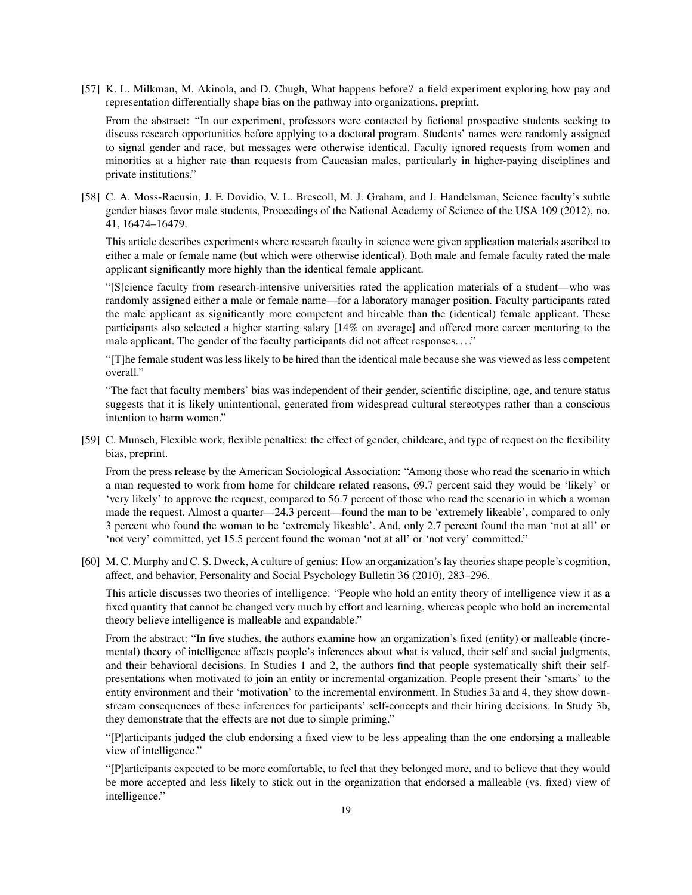[57] K. L. Milkman, M. Akinola, and D. Chugh, What happens before? a field experiment exploring how pay and representation differentially shape bias on the pathway into organizations, preprint.

From the abstract: "In our experiment, professors were contacted by fictional prospective students seeking to discuss research opportunities before applying to a doctoral program. Students' names were randomly assigned to signal gender and race, but messages were otherwise identical. Faculty ignored requests from women and minorities at a higher rate than requests from Caucasian males, particularly in higher-paying disciplines and private institutions."

[58] C. A. Moss-Racusin, J. F. Dovidio, V. L. Brescoll, M. J. Graham, and J. Handelsman, Science faculty's subtle gender biases favor male students, Proceedings of the National Academy of Science of the USA 109 (2012), no. 41, 16474–16479.

This article describes experiments where research faculty in science were given application materials ascribed to either a male or female name (but which were otherwise identical). Both male and female faculty rated the male applicant significantly more highly than the identical female applicant.

"[S]cience faculty from research-intensive universities rated the application materials of a student—who was randomly assigned either a male or female name—for a laboratory manager position. Faculty participants rated the male applicant as significantly more competent and hireable than the (identical) female applicant. These participants also selected a higher starting salary [14% on average] and offered more career mentoring to the male applicant. The gender of the faculty participants did not affect responses. . . ."

"[T]he female student was less likely to be hired than the identical male because she was viewed as less competent overall."

"The fact that faculty members' bias was independent of their gender, scientific discipline, age, and tenure status suggests that it is likely unintentional, generated from widespread cultural stereotypes rather than a conscious intention to harm women."

[59] C. Munsch, Flexible work, flexible penalties: the effect of gender, childcare, and type of request on the flexibility bias, preprint.

From the press release by the American Sociological Association: "Among those who read the scenario in which a man requested to work from home for childcare related reasons, 69.7 percent said they would be 'likely' or 'very likely' to approve the request, compared to 56.7 percent of those who read the scenario in which a woman made the request. Almost a quarter—24.3 percent—found the man to be 'extremely likeable', compared to only 3 percent who found the woman to be 'extremely likeable'. And, only 2.7 percent found the man 'not at all' or 'not very' committed, yet 15.5 percent found the woman 'not at all' or 'not very' committed."

[60] M. C. Murphy and C. S. Dweck, A culture of genius: How an organization's lay theories shape people's cognition, affect, and behavior, Personality and Social Psychology Bulletin 36 (2010), 283–296.

This article discusses two theories of intelligence: "People who hold an entity theory of intelligence view it as a fixed quantity that cannot be changed very much by effort and learning, whereas people who hold an incremental theory believe intelligence is malleable and expandable."

From the abstract: "In five studies, the authors examine how an organization's fixed (entity) or malleable (incremental) theory of intelligence affects people's inferences about what is valued, their self and social judgments, and their behavioral decisions. In Studies 1 and 2, the authors find that people systematically shift their self-presentations when motivated to join an entity or incremental organization. People present their 'smarts' to the entity environment and their 'motivation' to the incremental environment. In Studies 3a and 4, they show downstream consequences of these inferences for participants' self-concepts and their hiring decisions. In Study 3b, they demonstrate that the effects are not due to simple priming."

"[P]articipants judged the club endorsing a fixed view to be less appealing than the one endorsing a malleable view of intelligence."

"[P]articipants expected to be more comfortable, to feel that they belonged more, and to believe that they would be more accepted and less likely to stick out in the organization that endorsed a malleable (vs. fixed) view of intelligence."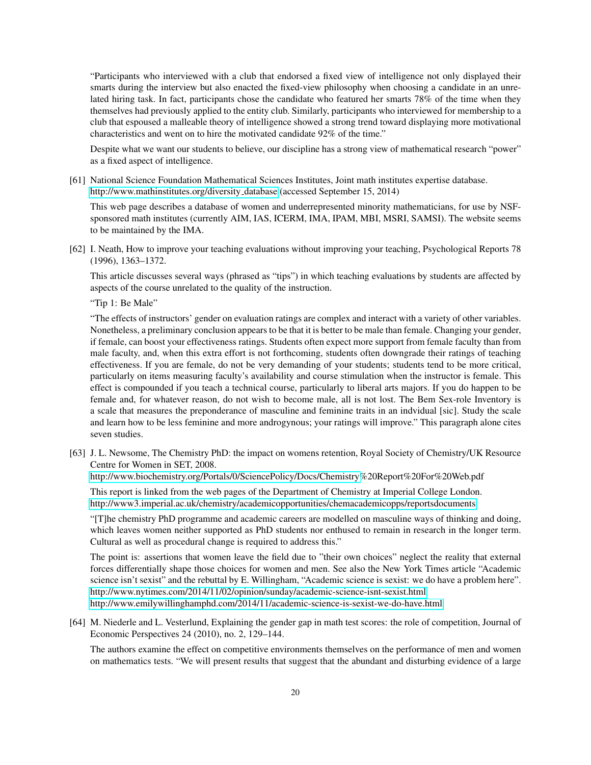"Participants who interviewed with a club that endorsed a fixed view of intelligence not only displayed their smarts during the interview but also enacted the fixed-view philosophy when choosing a candidate in an unrelated hiring task. In fact, participants chose the candidate who featured her smarts 78% of the time when they themselves had previously applied to the entity club. Similarly, participants who interviewed for membership to a club that espoused a malleable theory of intelligence showed a strong trend toward displaying more motivational characteristics and went on to hire the motivated candidate 92% of the time."

Despite what we want our students to believe, our discipline has a strong view of mathematical research "power" as a fixed aspect of intelligence.

[61] National Science Foundation Mathematical Sciences Institutes, Joint math institutes expertise database. http://www.mathinstitutes.org/diversity_database (accessed September 15, 2014)

This web page describes a database of women and underrepresented minority mathematicians, for use by NSF-sponsored math institutes (currently AIM, IAS, ICERM, IMA, IPAM, MBI, MSRI, SAMSI). The website seems to be maintained by the IMA.

[62] I. Neath, How to improve your teaching evaluations without improving your teaching, Psychological Reports 78 (1996), 1363–1372.

This article discusses several ways (phrased as "tips") in which teaching evaluations by students are affected by aspects of the course unrelated to the quality of the instruction.

"Tip 1: Be Male"

"The effects of instructors' gender on evaluation ratings are complex and interact with a variety of other variables. Nonetheless, a preliminary conclusion appears to be that it is better to be male than female. Changing your gender, if female, can boost your effectiveness ratings. Students often expect more support from female faculty than from male faculty, and, when this extra effort is not forthcoming, students often downgrade their ratings of teaching effectiveness. If you are female, do not be very demanding of your students; students tend to be more critical, particularly on items measuring faculty's availability and course stimulation when the instructor is female. This effect is compounded if you teach a technical course, particularly to liberal arts majors. If you do happen to be female and, for whatever reason, do not wish to become male, all is not lost. The Bem Sex-role Inventory is a scale that measures the preponderance of masculine and feminine traits in an indvidual [sic]. Study the scale and learn how to be less feminine and more androgynous; your ratings will improve." This paragraph alone cites seven studies.

[63] J. L. Newsome, The Chemistry PhD: the impact on womens retention, Royal Society of Chemistry/UK Resource Centre for Women in SET, 2008.
http://www.biochemistry.org/Portals/0/SciencePolicy/Docs/Chemistry%20Report%20For%20Web.pdf

This report is linked from the web pages of the Department of Chemistry at Imperial College London.
http://www3.imperial.ac.uk/chemistry/academicopportunities/chemacademicopps/reportsdocuments

"[T]he chemistry PhD programme and academic careers are modelled on masculine ways of thinking and doing, which leaves women neither supported as PhD students nor enthused to remain in research in the longer term. Cultural as well as procedural change is required to address this."

The point is: assertions that women leave the field due to "their own choices" neglect the reality that external forces differentially shape those choices for women and men. See also the New York Times article "Academic science isn't sexist" and the rebuttal by E. Willingham, "Academic science is sexist: we do have a problem here".
http://www.nytimes.com/2014/11/02/opinion/sunday/academic-science-isnt-sexist.html
http://www.emilywillinghamphd.com/2014/11/academic-science-is-sexist-we-do-have.html

[64] M. Niederle and L. Vesterlund, Explaining the gender gap in math test scores: the role of competition, Journal of Economic Perspectives 24 (2010), no. 2, 129–144.

The authors examine the effect on competitive environments themselves on the performance of men and women on mathematics tests. "We will present results that suggest that the abundant and disturbing evidence of a large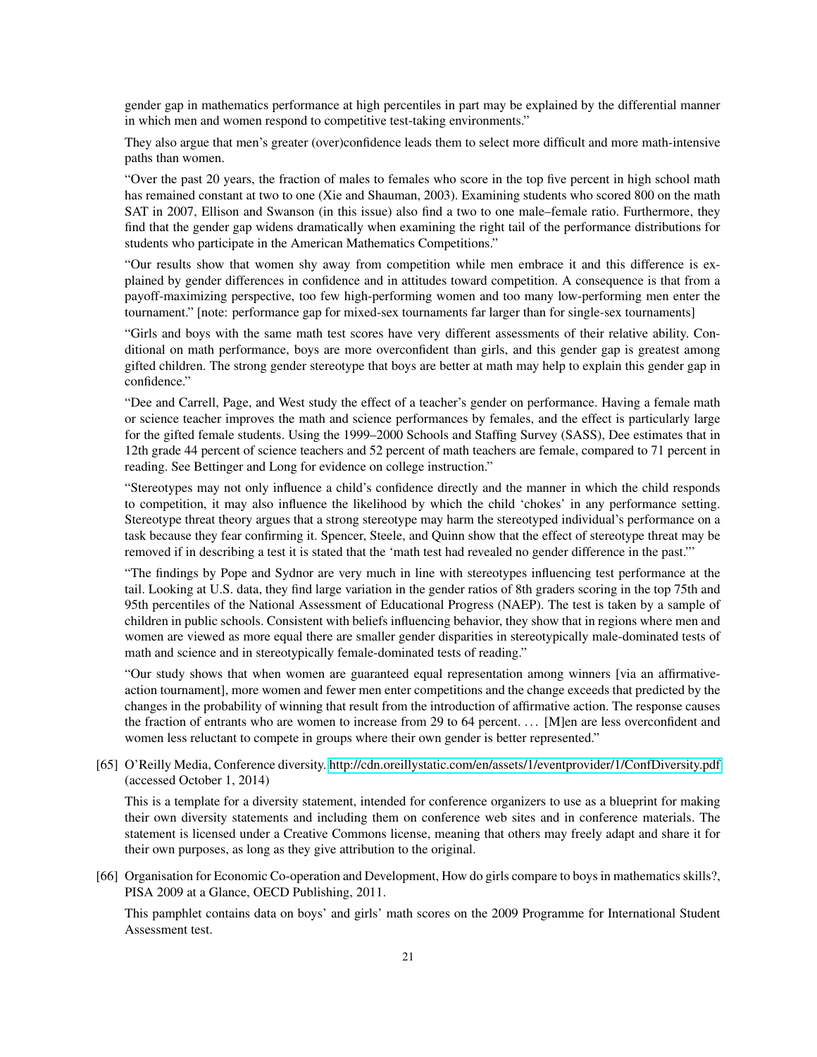gender gap in mathematics performance at high percentiles in part may be explained by the differential manner in which men and women respond to competitive test-taking environments."

They also argue that men's greater (over)confidence leads them to select more difficult and more math-intensive paths than women.

"Over the past 20 years, the fraction of males to females who score in the top five percent in high school math has remained constant at two to one (Xie and Shauman, 2003). Examining students who scored 800 on the math SAT in 2007, Ellison and Swanson (in this issue) also find a two to one male–female ratio. Furthermore, they find that the gender gap widens dramatically when examining the right tail of the performance distributions for students who participate in the American Mathematics Competitions."

"Our results show that women shy away from competition while men embrace it and this difference is explained by gender differences in confidence and in attitudes toward competition. A consequence is that from a payoff-maximizing perspective, too few high-performing women and too many low-performing men enter the tournament." [note: performance gap for mixed-sex tournaments far larger than for single-sex tournaments]

"Girls and boys with the same math test scores have very different assessments of their relative ability. Conditional on math performance, boys are more overconfident than girls, and this gender gap is greatest among gifted children. The strong gender stereotype that boys are better at math may help to explain this gender gap in confidence."

"Dee and Carrell, Page, and West study the effect of a teacher's gender on performance. Having a female math or science teacher improves the math and science performances by females, and the effect is particularly large for the gifted female students. Using the 1999–2000 Schools and Staffing Survey (SASS), Dee estimates that in 12th grade 44 percent of science teachers and 52 percent of math teachers are female, compared to 71 percent in reading. See Bettinger and Long for evidence on college instruction."

"Stereotypes may not only influence a child's confidence directly and the manner in which the child responds to competition, it may also influence the likelihood by which the child 'chokes' in any performance setting. Stereotype threat theory argues that a strong stereotype may harm the stereotyped individual's performance on a task because they fear confirming it. Spencer, Steele, and Quinn show that the effect of stereotype threat may be removed if in describing a test it is stated that the 'math test had revealed no gender difference in the past.'"

"The findings by Pope and Sydnor are very much in line with stereotypes influencing test performance at the tail. Looking at U.S. data, they find large variation in the gender ratios of 8th graders scoring in the top 75th and 95th percentiles of the National Assessment of Educational Progress (NAEP). The test is taken by a sample of children in public schools. Consistent with beliefs influencing behavior, they show that in regions where men and women are viewed as more equal there are smaller gender disparities in stereotypically male-dominated tests of math and science and in stereotypically female-dominated tests of reading."

"Our study shows that when women are guaranteed equal representation among winners [via an affirmative-action tournament], more women and fewer men enter competitions and the change exceeds that predicted by the changes in the probability of winning that result from the introduction of affirmative action. The response causes the fraction of entrants who are women to increase from 29 to 64 percent. … [M]en are less overconfident and women less reluctant to compete in groups where their own gender is better represented."

[65] O'Reilly Media, Conference diversity. http://cdn.oreillystatic.com/en/assets/1/eventprovider/1/ConfDiversity.pdf (accessed October 1, 2014)

This is a template for a diversity statement, intended for conference organizers to use as a blueprint for making their own diversity statements and including them on conference web sites and in conference materials. The statement is licensed under a Creative Commons license, meaning that others may freely adapt and share it for their own purposes, as long as they give attribution to the original.

[66] Organisation for Economic Co-operation and Development, How do girls compare to boys in mathematics skills?, PISA 2009 at a Glance, OECD Publishing, 2011.

This pamphlet contains data on boys' and girls' math scores on the 2009 Programme for International Student Assessment test.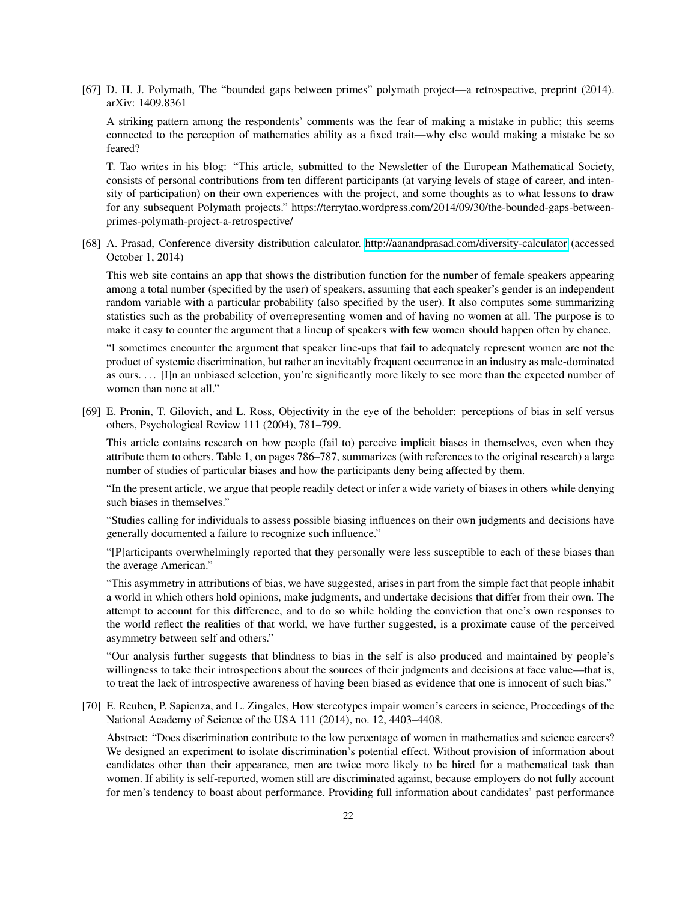[67] D. H. J. Polymath, The "bounded gaps between primes" polymath project—a retrospective, preprint (2014). arXiv: 1409.8361

A striking pattern among the respondents' comments was the fear of making a mistake in public; this seems connected to the perception of mathematics ability as a fixed trait—why else would making a mistake be so feared?

T. Tao writes in his blog: "This article, submitted to the Newsletter of the European Mathematical Society, consists of personal contributions from ten different participants (at varying levels of stage of career, and intensity of participation) on their own experiences with the project, and some thoughts as to what lessons to draw for any subsequent Polymath projects." https://terrytao.wordpress.com/2014/09/30/the-bounded-gaps-between-primes-polymath-project-a-retrospective/

[68] A. Prasad, Conference diversity distribution calculator. http://aanandprasad.com/diversity-calculator (accessed October 1, 2014)

This web site contains an app that shows the distribution function for the number of female speakers appearing among a total number (specified by the user) of speakers, assuming that each speaker's gender is an independent random variable with a particular probability (also specified by the user). It also computes some summarizing statistics such as the probability of overrepresenting women and of having no women at all. The purpose is to make it easy to counter the argument that a lineup of speakers with few women should happen often by chance.

"I sometimes encounter the argument that speaker line-ups that fail to adequately represent women are not the product of systemic discrimination, but rather an inevitably frequent occurrence in an industry as male-dominated as ours. . . . [I]n an unbiased selection, you're significantly more likely to see more than the expected number of women than none at all."

[69] E. Pronin, T. Gilovich, and L. Ross, Objectivity in the eye of the beholder: perceptions of bias in self versus others, Psychological Review 111 (2004), 781–799.

This article contains research on how people (fail to) perceive implicit biases in themselves, even when they attribute them to others. Table 1, on pages 786–787, summarizes (with references to the original research) a large number of studies of particular biases and how the participants deny being affected by them.

"In the present article, we argue that people readily detect or infer a wide variety of biases in others while denying such biases in themselves."

"Studies calling for individuals to assess possible biasing influences on their own judgments and decisions have generally documented a failure to recognize such influence."

"[P]articipants overwhelmingly reported that they personally were less susceptible to each of these biases than the average American."

"This asymmetry in attributions of bias, we have suggested, arises in part from the simple fact that people inhabit a world in which others hold opinions, make judgments, and undertake decisions that differ from their own. The attempt to account for this difference, and to do so while holding the conviction that one's own responses to the world reflect the realities of that world, we have further suggested, is a proximate cause of the perceived asymmetry between self and others."

"Our analysis further suggests that blindness to bias in the self is also produced and maintained by people's willingness to take their introspections about the sources of their judgments and decisions at face value—that is, to treat the lack of introspective awareness of having been biased as evidence that one is innocent of such bias."

[70] E. Reuben, P. Sapienza, and L. Zingales, How stereotypes impair women's careers in science, Proceedings of the National Academy of Science of the USA 111 (2014), no. 12, 4403–4408.

Abstract: "Does discrimination contribute to the low percentage of women in mathematics and science careers? We designed an experiment to isolate discrimination's potential effect. Without provision of information about candidates other than their appearance, men are twice more likely to be hired for a mathematical task than women. If ability is self-reported, women still are discriminated against, because employers do not fully account for men's tendency to boast about performance. Providing full information about candidates' past performance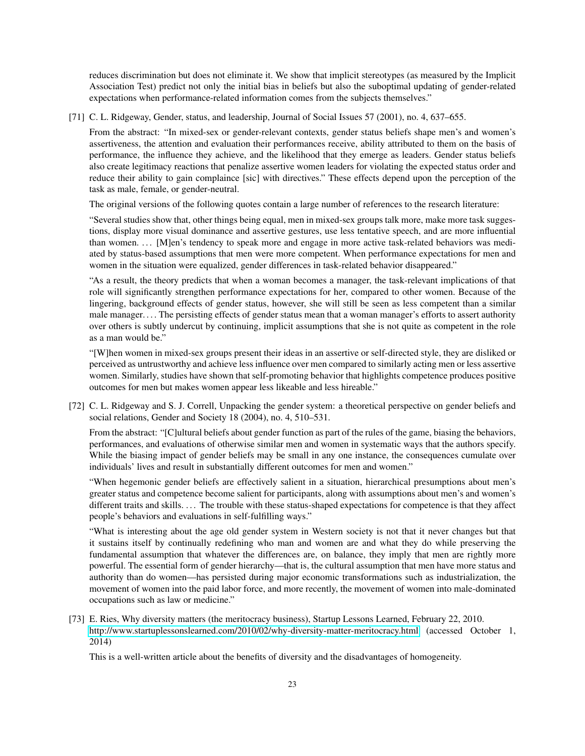reduces discrimination but does not eliminate it. We show that implicit stereotypes (as measured by the Implicit Association Test) predict not only the initial bias in beliefs but also the suboptimal updating of gender-related expectations when performance-related information comes from the subjects themselves."

[71] C. L. Ridgeway, Gender, status, and leadership, Journal of Social Issues 57 (2001), no. 4, 637–655.

From the abstract: "In mixed-sex or gender-relevant contexts, gender status beliefs shape men's and women's assertiveness, the attention and evaluation their performances receive, ability attributed to them on the basis of performance, the influence they achieve, and the likelihood that they emerge as leaders. Gender status beliefs also create legitimacy reactions that penalize assertive women leaders for violating the expected status order and reduce their ability to gain complaince [sic] with directives." These effects depend upon the perception of the task as male, female, or gender-neutral.

The original versions of the following quotes contain a large number of references to the research literature:

"Several studies show that, other things being equal, men in mixed-sex groups talk more, make more task suggestions, display more visual dominance and assertive gestures, use less tentative speech, and are more influential than women. . . . [M]en's tendency to speak more and engage in more active task-related behaviors was mediated by status-based assumptions that men were more competent. When performance expectations for men and women in the situation were equalized, gender differences in task-related behavior disappeared."

"As a result, the theory predicts that when a woman becomes a manager, the task-relevant implications of that role will significantly strengthen performance expectations for her, compared to other women. Because of the lingering, background effects of gender status, however, she will still be seen as less competent than a similar male manager. . . . The persisting effects of gender status mean that a woman manager's efforts to assert authority over others is subtly undercut by continuing, implicit assumptions that she is not quite as competent in the role as a man would be."

"[W]hen women in mixed-sex groups present their ideas in an assertive or self-directed style, they are disliked or perceived as untrustworthy and achieve less influence over men compared to similarly acting men or less assertive women. Similarly, studies have shown that self-promoting behavior that highlights competence produces positive outcomes for men but makes women appear less likeable and less hireable."

[72] C. L. Ridgeway and S. J. Correll, Unpacking the gender system: a theoretical perspective on gender beliefs and social relations, Gender and Society 18 (2004), no. 4, 510–531.

From the abstract: "[C]ultural beliefs about gender function as part of the rules of the game, biasing the behaviors, performances, and evaluations of otherwise similar men and women in systematic ways that the authors specify. While the biasing impact of gender beliefs may be small in any one instance, the consequences cumulate over individuals' lives and result in substantially different outcomes for men and women."

"When hegemonic gender beliefs are effectively salient in a situation, hierarchical presumptions about men's greater status and competence become salient for participants, along with assumptions about men's and women's different traits and skills. . . . The trouble with these status-shaped expectations for competence is that they affect people's behaviors and evaluations in self-fulfilling ways."

"What is interesting about the age old gender system in Western society is not that it never changes but that it sustains itself by continually redefining who man and women are and what they do while preserving the fundamental assumption that whatever the differences are, on balance, they imply that men are rightly more powerful. The essential form of gender hierarchy—that is, the cultural assumption that men have more status and authority than do women—has persisted during major economic transformations such as industrialization, the movement of women into the paid labor force, and more recently, the movement of women into male-dominated occupations such as law or medicine."

[73] E. Ries, Why diversity matters (the meritocracy business), Startup Lessons Learned, February 22, 2010. http://www.startuplessonslearned.com/2010/02/why-diversity-matter-meritocracy.html (accessed October 1, 2014)

This is a well-written article about the benefits of diversity and the disadvantages of homogeneity.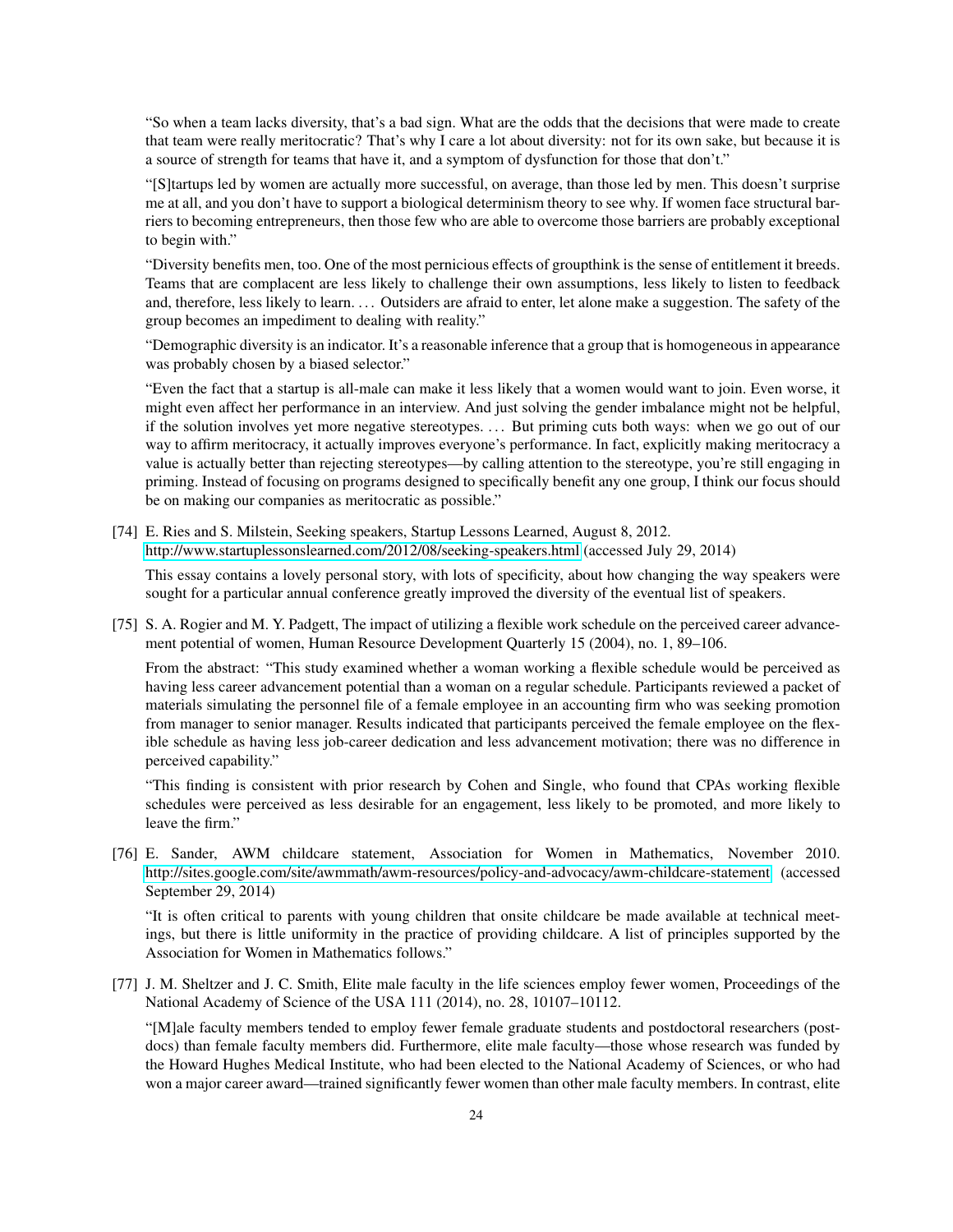"So when a team lacks diversity, that's a bad sign. What are the odds that the decisions that were made to create that team were really meritocratic? That's why I care a lot about diversity: not for its own sake, but because it is a source of strength for teams that have it, and a symptom of dysfunction for those that don't."

"[S]tartups led by women are actually more successful, on average, than those led by men. This doesn't surprise me at all, and you don't have to support a biological determinism theory to see why. If women face structural barriers to becoming entrepreneurs, then those few who are able to overcome those barriers are probably exceptional to begin with."

"Diversity benefits men, too. One of the most pernicious effects of groupthink is the sense of entitlement it breeds. Teams that are complacent are less likely to challenge their own assumptions, less likely to listen to feedback and, therefore, less likely to learn. . . . Outsiders are afraid to enter, let alone make a suggestion. The safety of the group becomes an impediment to dealing with reality."

"Demographic diversity is an indicator. It's a reasonable inference that a group that is homogeneous in appearance was probably chosen by a biased selector."

"Even the fact that a startup is all-male can make it less likely that a women would want to join. Even worse, it might even affect her performance in an interview. And just solving the gender imbalance might not be helpful, if the solution involves yet more negative stereotypes. . . . But priming cuts both ways: when we go out of our way to affirm meritocracy, it actually improves everyone's performance. In fact, explicitly making meritocracy a value is actually better than rejecting stereotypes—by calling attention to the stereotype, you're still engaging in priming. Instead of focusing on programs designed to specifically benefit any one group, I think our focus should be on making our companies as meritocratic as possible."

[74] E. Ries and S. Milstein, Seeking speakers, Startup Lessons Learned, August 8, 2012. http://www.startuplessonslearned.com/2012/08/seeking-speakers.html (accessed July 29, 2014)

This essay contains a lovely personal story, with lots of specificity, about how changing the way speakers were sought for a particular annual conference greatly improved the diversity of the eventual list of speakers.

[75] S. A. Rogier and M. Y. Padgett, The impact of utilizing a flexible work schedule on the perceived career advancement potential of women, Human Resource Development Quarterly 15 (2004), no. 1, 89–106.

From the abstract: "This study examined whether a woman working a flexible schedule would be perceived as having less career advancement potential than a woman on a regular schedule. Participants reviewed a packet of materials simulating the personnel file of a female employee in an accounting firm who was seeking promotion from manager to senior manager. Results indicated that participants perceived the female employee on the flexible schedule as having less job-career dedication and less advancement motivation; there was no difference in perceived capability."

"This finding is consistent with prior research by Cohen and Single, who found that CPAs working flexible schedules were perceived as less desirable for an engagement, less likely to be promoted, and more likely to leave the firm."

[76] E. Sander, AWM childcare statement, Association for Women in Mathematics, November 2010. http://sites.google.com/site/awmmath/awm-resources/policy-and-advocacy/awm-childcare-statement (accessed September 29, 2014)

"It is often critical to parents with young children that onsite childcare be made available at technical meetings, but there is little uniformity in the practice of providing childcare. A list of principles supported by the Association for Women in Mathematics follows."

[77] J. M. Sheltzer and J. C. Smith, Elite male faculty in the life sciences employ fewer women, Proceedings of the National Academy of Science of the USA 111 (2014), no. 28, 10107–10112.

"[M]ale faculty members tended to employ fewer female graduate students and postdoctoral researchers (postdocs) than female faculty members did. Furthermore, elite male faculty—those whose research was funded by the Howard Hughes Medical Institute, who had been elected to the National Academy of Sciences, or who had won a major career award—trained significantly fewer women than other male faculty members. In contrast, elite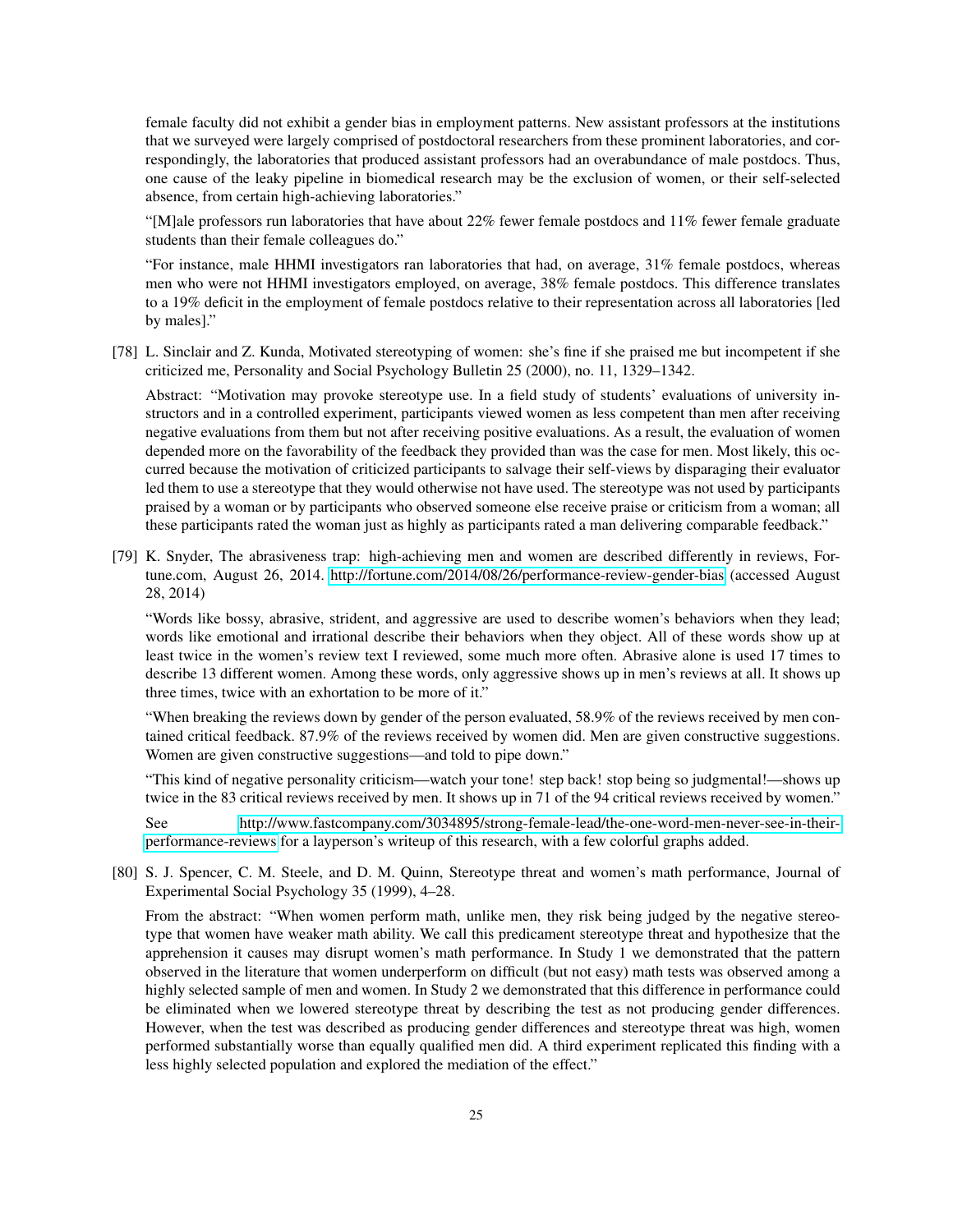female faculty did not exhibit a gender bias in employment patterns. New assistant professors at the institutions that we surveyed were largely comprised of postdoctoral researchers from these prominent laboratories, and correspondingly, the laboratories that produced assistant professors had an overabundance of male postdocs. Thus, one cause of the leaky pipeline in biomedical research may be the exclusion of women, or their self-selected absence, from certain high-achieving laboratories."

"[M]ale professors run laboratories that have about 22% fewer female postdocs and 11% fewer female graduate students than their female colleagues do."

"For instance, male HHMI investigators ran laboratories that had, on average, 31% female postdocs, whereas men who were not HHMI investigators employed, on average, 38% female postdocs. This difference translates to a 19% deficit in the employment of female postdocs relative to their representation across all laboratories [led by males]."

[78] L. Sinclair and Z. Kunda, Motivated stereotyping of women: she's fine if she praised me but incompetent if she criticized me, Personality and Social Psychology Bulletin 25 (2000), no. 11, 1329–1342.

Abstract: "Motivation may provoke stereotype use. In a field study of students' evaluations of university instructors and in a controlled experiment, participants viewed women as less competent than men after receiving negative evaluations from them but not after receiving positive evaluations. As a result, the evaluation of women depended more on the favorability of the feedback they provided than was the case for men. Most likely, this occurred because the motivation of criticized participants to salvage their self-views by disparaging their evaluator led them to use a stereotype that they would otherwise not have used. The stereotype was not used by participants praised by a woman or by participants who observed someone else receive praise or criticism from a woman; all these participants rated the woman just as highly as participants rated a man delivering comparable feedback."

[79] K. Snyder, The abrasiveness trap: high-achieving men and women are described differently in reviews, Fortune.com, August 26, 2014. http://fortune.com/2014/08/26/performance-review-gender-bias (accessed August 28, 2014)

"Words like bossy, abrasive, strident, and aggressive are used to describe women's behaviors when they lead; words like emotional and irrational describe their behaviors when they object. All of these words show up at least twice in the women's review text I reviewed, some much more often. Abrasive alone is used 17 times to describe 13 different women. Among these words, only aggressive shows up in men's reviews at all. It shows up three times, twice with an exhortation to be more of it."

"When breaking the reviews down by gender of the person evaluated, 58.9% of the reviews received by men contained critical feedback. 87.9% of the reviews received by women did. Men are given constructive suggestions. Women are given constructive suggestions—and told to pipe down."

"This kind of negative personality criticism—watch your tone! step back! stop being so judgmental!—shows up twice in the 83 critical reviews received by men. It shows up in 71 of the 94 critical reviews received by women."

See http://www.fastcompany.com/3034895/strong-female-lead/the-one-word-men-never-see-in-their-performance-reviews for a layperson's writeup of this research, with a few colorful graphs added.

[80] S. J. Spencer, C. M. Steele, and D. M. Quinn, Stereotype threat and women's math performance, Journal of Experimental Social Psychology 35 (1999), 4–28.

From the abstract: "When women perform math, unlike men, they risk being judged by the negative stereotype that women have weaker math ability. We call this predicament stereotype threat and hypothesize that the apprehension it causes may disrupt women's math performance. In Study 1 we demonstrated that the pattern observed in the literature that women underperform on difficult (but not easy) math tests was observed among a highly selected sample of men and women. In Study 2 we demonstrated that this difference in performance could be eliminated when we lowered stereotype threat by describing the test as not producing gender differences. However, when the test was described as producing gender differences and stereotype threat was high, women performed substantially worse than equally qualified men did. A third experiment replicated this finding with a less highly selected population and explored the mediation of the effect."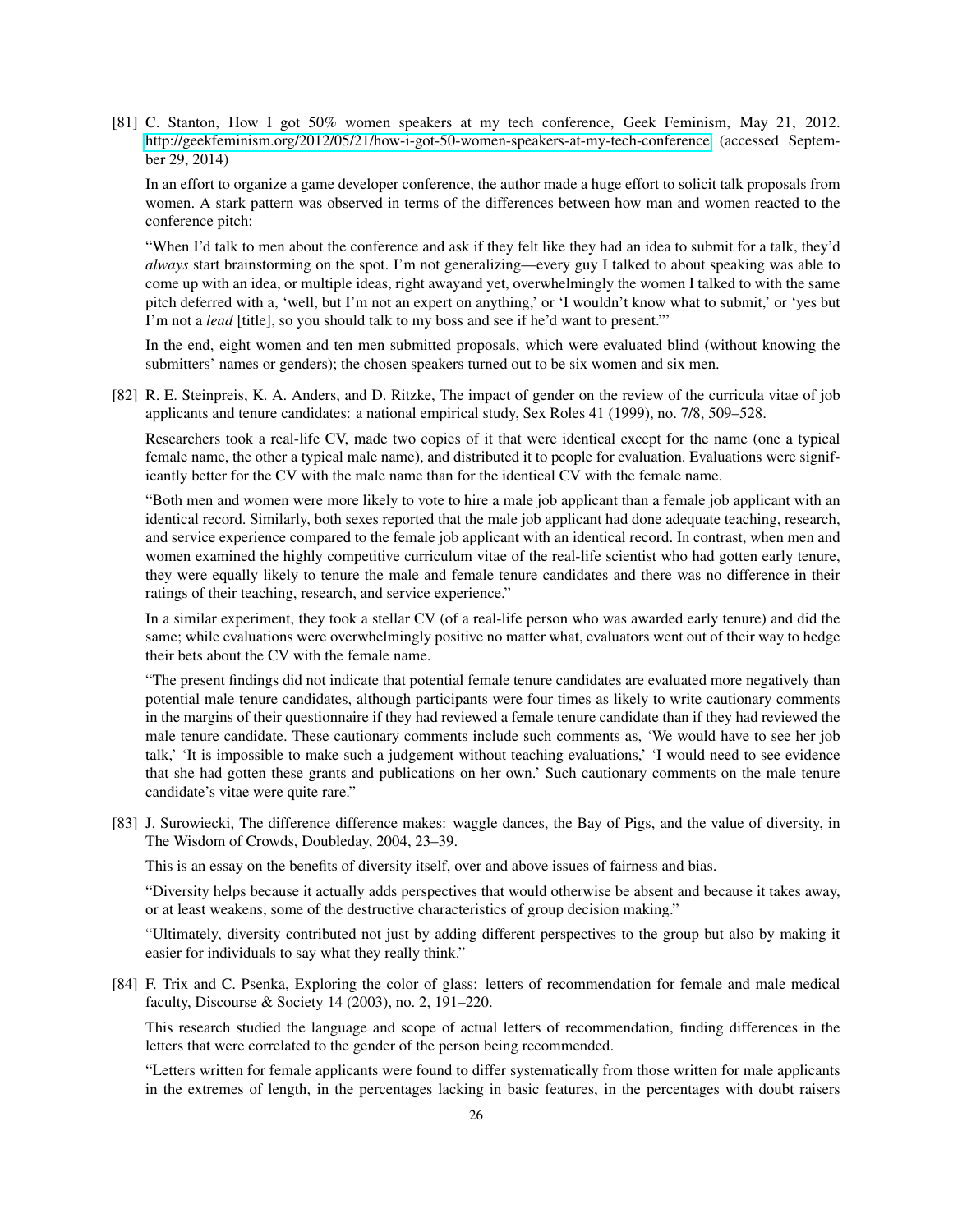[81] C. Stanton, How I got 50% women speakers at my tech conference, Geek Feminism, May 21, 2012. http://geekfeminism.org/2012/05/21/how-i-got-50-women-speakers-at-my-tech-conference (accessed September 29, 2014)

In an effort to organize a game developer conference, the author made a huge effort to solicit talk proposals from women. A stark pattern was observed in terms of the differences between how man and women reacted to the conference pitch:

"When I'd talk to men about the conference and ask if they felt like they had an idea to submit for a talk, they'd *always* start brainstorming on the spot. I'm not generalizing—every guy I talked to about speaking was able to come up with an idea, or multiple ideas, right awayand yet, overwhelmingly the women I talked to with the same pitch deferred with a, 'well, but I'm not an expert on anything,' or 'I wouldn't know what to submit,' or 'yes but I'm not a *lead* [title], so you should talk to my boss and see if he'd want to present."'

In the end, eight women and ten men submitted proposals, which were evaluated blind (without knowing the submitters' names or genders); the chosen speakers turned out to be six women and six men.

[82] R. E. Steinpreis, K. A. Anders, and D. Ritzke, The impact of gender on the review of the curricula vitae of job applicants and tenure candidates: a national empirical study, Sex Roles 41 (1999), no. 7/8, 509–528.

Researchers took a real-life CV, made two copies of it that were identical except for the name (one a typical female name, the other a typical male name), and distributed it to people for evaluation. Evaluations were significantly better for the CV with the male name than for the identical CV with the female name.

"Both men and women were more likely to vote to hire a male job applicant than a female job applicant with an identical record. Similarly, both sexes reported that the male job applicant had done adequate teaching, research, and service experience compared to the female job applicant with an identical record. In contrast, when men and women examined the highly competitive curriculum vitae of the real-life scientist who had gotten early tenure, they were equally likely to tenure the male and female tenure candidates and there was no difference in their ratings of their teaching, research, and service experience."

In a similar experiment, they took a stellar CV (of a real-life person who was awarded early tenure) and did the same; while evaluations were overwhelmingly positive no matter what, evaluators went out of their way to hedge their bets about the CV with the female name.

"The present findings did not indicate that potential female tenure candidates are evaluated more negatively than potential male tenure candidates, although participants were four times as likely to write cautionary comments in the margins of their questionnaire if they had reviewed a female tenure candidate than if they had reviewed the male tenure candidate. These cautionary comments include such comments as, 'We would have to see her job talk,' 'It is impossible to make such a judgement without teaching evaluations,' 'I would need to see evidence that she had gotten these grants and publications on her own.' Such cautionary comments on the male tenure candidate's vitae were quite rare."

[83] J. Surowiecki, The difference difference makes: waggle dances, the Bay of Pigs, and the value of diversity, in The Wisdom of Crowds, Doubleday, 2004, 23–39.

This is an essay on the benefits of diversity itself, over and above issues of fairness and bias.

"Diversity helps because it actually adds perspectives that would otherwise be absent and because it takes away, or at least weakens, some of the destructive characteristics of group decision making."

"Ultimately, diversity contributed not just by adding different perspectives to the group but also by making it easier for individuals to say what they really think."

[84] F. Trix and C. Psenka, Exploring the color of glass: letters of recommendation for female and male medical faculty, Discourse & Society 14 (2003), no. 2, 191–220.

This research studied the language and scope of actual letters of recommendation, finding differences in the letters that were correlated to the gender of the person being recommended.

"Letters written for female applicants were found to differ systematically from those written for male applicants in the extremes of length, in the percentages lacking in basic features, in the percentages with doubt raisers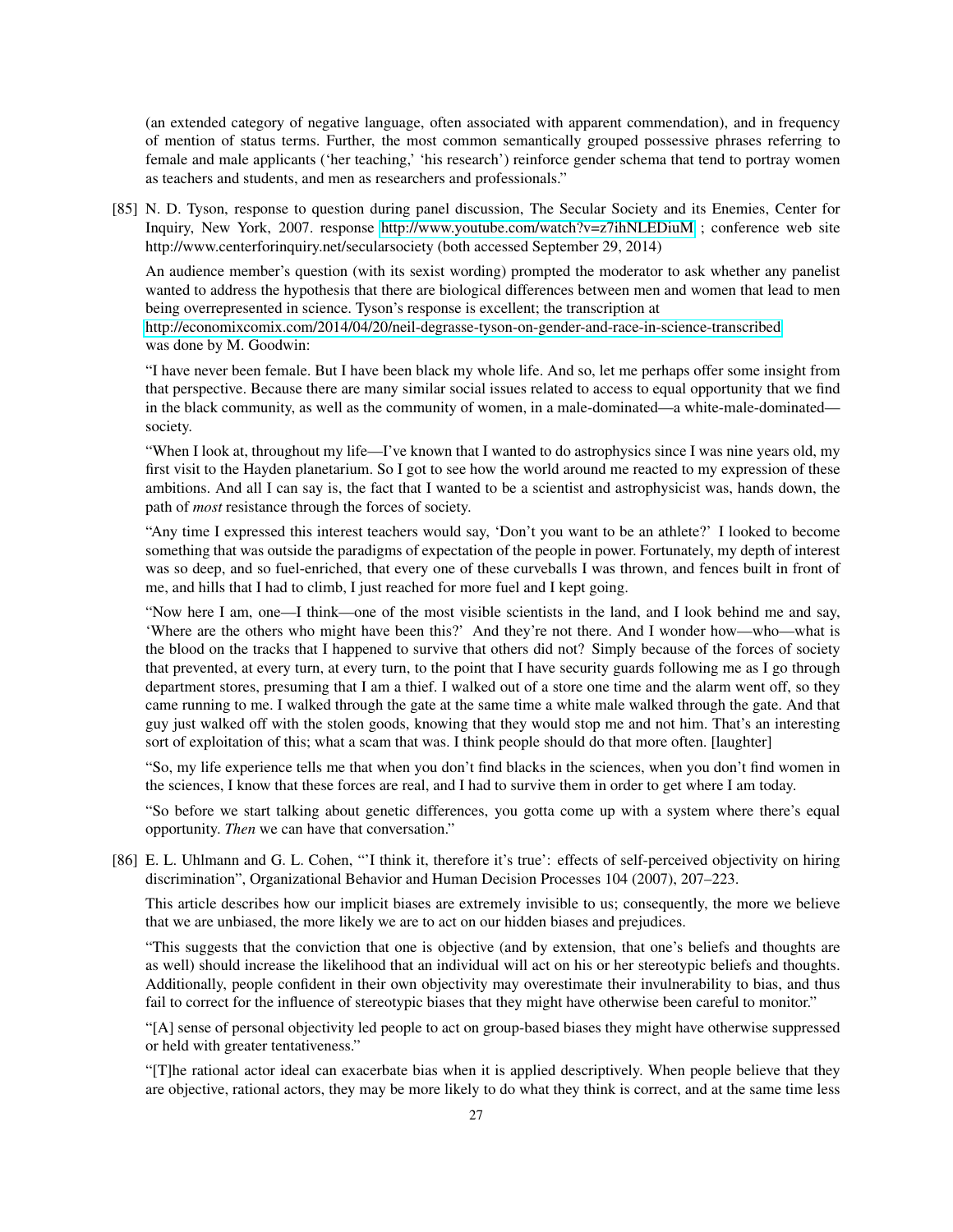(an extended category of negative language, often associated with apparent commendation), and in frequency of mention of status terms. Further, the most common semantically grouped possessive phrases referring to female and male applicants ('her teaching,' 'his research') reinforce gender schema that tend to portray women as teachers and students, and men as researchers and professionals."

[85] N. D. Tyson, response to question during panel discussion, The Secular Society and its Enemies, Center for Inquiry, New York, 2007. response http://www.youtube.com/watch?v=z7ihNLEDiuM ; conference web site http://www.centerforinquiry.net/secularsociety (both accessed September 29, 2014)

An audience member's question (with its sexist wording) prompted the moderator to ask whether any panelist wanted to address the hypothesis that there are biological differences between men and women that lead to men being overrepresented in science. Tyson's response is excellent; the transcription at http://economixcomix.com/2014/04/20/neil-degrasse-tyson-on-gender-and-race-in-science-transcribed was done by M. Goodwin:

"I have never been female. But I have been black my whole life. And so, let me perhaps offer some insight from that perspective. Because there are many similar social issues related to access to equal opportunity that we find in the black community, as well as the community of women, in a male-dominated—a white-male-dominated—society.

"When I look at, throughout my life—I've known that I wanted to do astrophysics since I was nine years old, my first visit to the Hayden planetarium. So I got to see how the world around me reacted to my expression of these ambitions. And all I can say is, the fact that I wanted to be a scientist and astrophysicist was, hands down, the path of *most* resistance through the forces of society.

"Any time I expressed this interest teachers would say, 'Don't you want to be an athlete?' I looked to become something that was outside the paradigms of expectation of the people in power. Fortunately, my depth of interest was so deep, and so fuel-enriched, that every one of these curveballs I was thrown, and fences built in front of me, and hills that I had to climb, I just reached for more fuel and I kept going.

"Now here I am, one—I think—one of the most visible scientists in the land, and I look behind me and say, 'Where are the others who might have been this?' And they're not there. And I wonder how—who—what is the blood on the tracks that I happened to survive that others did not? Simply because of the forces of society that prevented, at every turn, at every turn, to the point that I have security guards following me as I go through department stores, presuming that I am a thief. I walked out of a store one time and the alarm went off, so they came running to me. I walked through the gate at the same time a white male walked through the gate. And that guy just walked off with the stolen goods, knowing that they would stop me and not him. That's an interesting sort of exploitation of this; what a scam that was. I think people should do that more often. [laughter]

"So, my life experience tells me that when you don't find blacks in the sciences, when you don't find women in the sciences, I know that these forces are real, and I had to survive them in order to get where I am today.

"So before we start talking about genetic differences, you gotta come up with a system where there's equal opportunity. *Then* we can have that conversation."

[86] E. L. Uhlmann and G. L. Cohen, "'I think it, therefore it's true': effects of self-perceived objectivity on hiring discrimination", Organizational Behavior and Human Decision Processes 104 (2007), 207–223.

This article describes how our implicit biases are extremely invisible to us; consequently, the more we believe that we are unbiased, the more likely we are to act on our hidden biases and prejudices.

"This suggests that the conviction that one is objective (and by extension, that one's beliefs and thoughts are as well) should increase the likelihood that an individual will act on his or her stereotypic beliefs and thoughts. Additionally, people confident in their own objectivity may overestimate their invulnerability to bias, and thus fail to correct for the influence of stereotypic biases that they might have otherwise been careful to monitor."

"[A] sense of personal objectivity led people to act on group-based biases they might have otherwise suppressed or held with greater tentativeness."

"[T]he rational actor ideal can exacerbate bias when it is applied descriptively. When people believe that they are objective, rational actors, they may be more likely to do what they think is correct, and at the same time less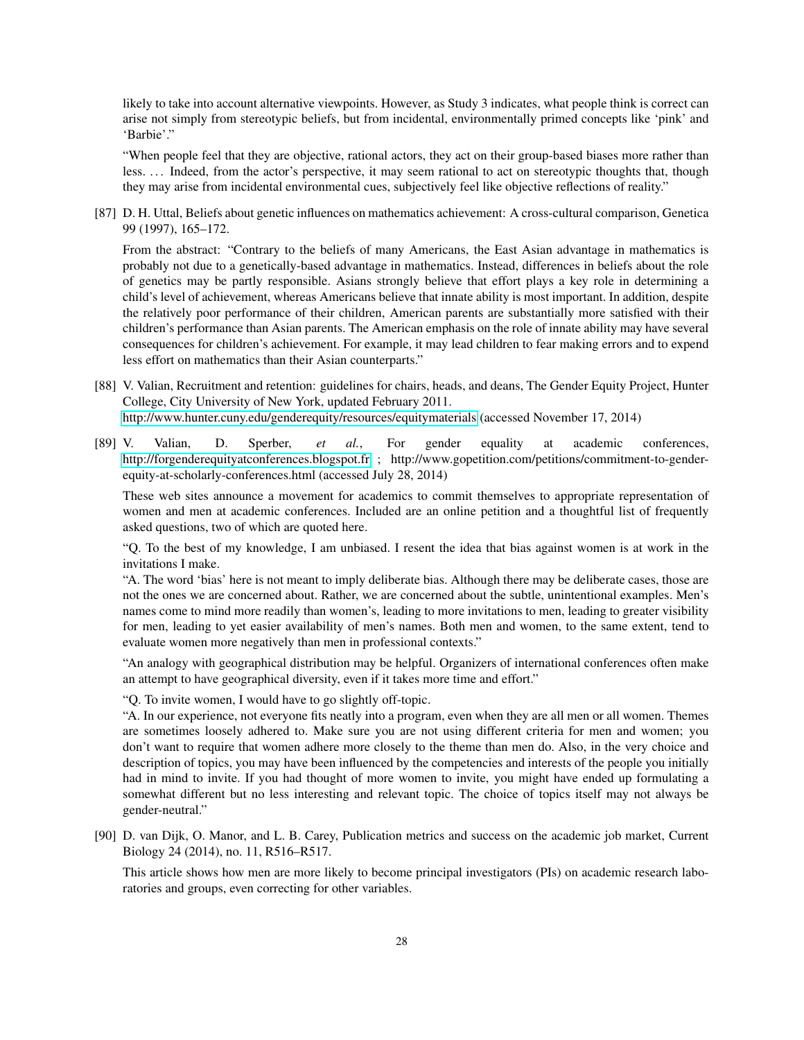likely to take into account alternative viewpoints. However, as Study 3 indicates, what people think is correct can arise not simply from stereotypic beliefs, but from incidental, environmentally primed concepts like 'pink' and 'Barbie'."

"When people feel that they are objective, rational actors, they act on their group-based biases more rather than less. . . . Indeed, from the actor's perspective, it may seem rational to act on stereotypic thoughts that, though they may arise from incidental environmental cues, subjectively feel like objective reflections of reality."

[87] D. H. Uttal, Beliefs about genetic influences on mathematics achievement: A cross-cultural comparison, Genetica 99 (1997), 165–172.

From the abstract: "Contrary to the beliefs of many Americans, the East Asian advantage in mathematics is probably not due to a genetically-based advantage in mathematics. Instead, differences in beliefs about the role of genetics may be partly responsible. Asians strongly believe that effort plays a key role in determining a child's level of achievement, whereas Americans believe that innate ability is most important. In addition, despite the relatively poor performance of their children, American parents are substantially more satisfied with their children's performance than Asian parents. The American emphasis on the role of innate ability may have several consequences for children's achievement. For example, it may lead children to fear making errors and to expend less effort on mathematics than their Asian counterparts."

[88] V. Valian, Recruitment and retention: guidelines for chairs, heads, and deans, The Gender Equity Project, Hunter College, City University of New York, updated February 2011. http://www.hunter.cuny.edu/genderequity/resources/equitymaterials (accessed November 17, 2014)

[89] V. Valian, D. Sperber, *et al.*, For gender equality at academic conferences, http://forgenderequityatconferences.blogspot.fr ; http://www.gopetition.com/petitions/commitment-to-gender-equity-at-scholarly-conferences.html (accessed July 28, 2014)

These web sites announce a movement for academics to commit themselves to appropriate representation of women and men at academic conferences. Included are an online petition and a thoughtful list of frequently asked questions, two of which are quoted here.

"Q. To the best of my knowledge, I am unbiased. I resent the idea that bias against women is at work in the invitations I make.
"A. The word 'bias' here is not meant to imply deliberate bias. Although there may be deliberate cases, those are not the ones we are concerned about. Rather, we are concerned about the subtle, unintentional examples. Men's names come to mind more readily than women's, leading to more invitations to men, leading to greater visibility for men, leading to yet easier availability of men's names. Both men and women, to the same extent, tend to evaluate women more negatively than men in professional contexts."

"An analogy with geographical distribution may be helpful. Organizers of international conferences often make an attempt to have geographical diversity, even if it takes more time and effort."

"Q. To invite women, I would have to go slightly off-topic.
"A. In our experience, not everyone fits neatly into a program, even when they are all men or all women. Themes are sometimes loosely adhered to. Make sure you are not using different criteria for men and women; you don't want to require that women adhere more closely to the theme than men do. Also, in the very choice and description of topics, you may have been influenced by the competencies and interests of the people you initially had in mind to invite. If you had thought of more women to invite, you might have ended up formulating a somewhat different but no less interesting and relevant topic. The choice of topics itself may not always be gender-neutral."

[90] D. van Dijk, O. Manor, and L. B. Carey, Publication metrics and success on the academic job market, Current Biology 24 (2014), no. 11, R516–R517.

This article shows how men are more likely to become principal investigators (PIs) on academic research laboratories and groups, even correcting for other variables.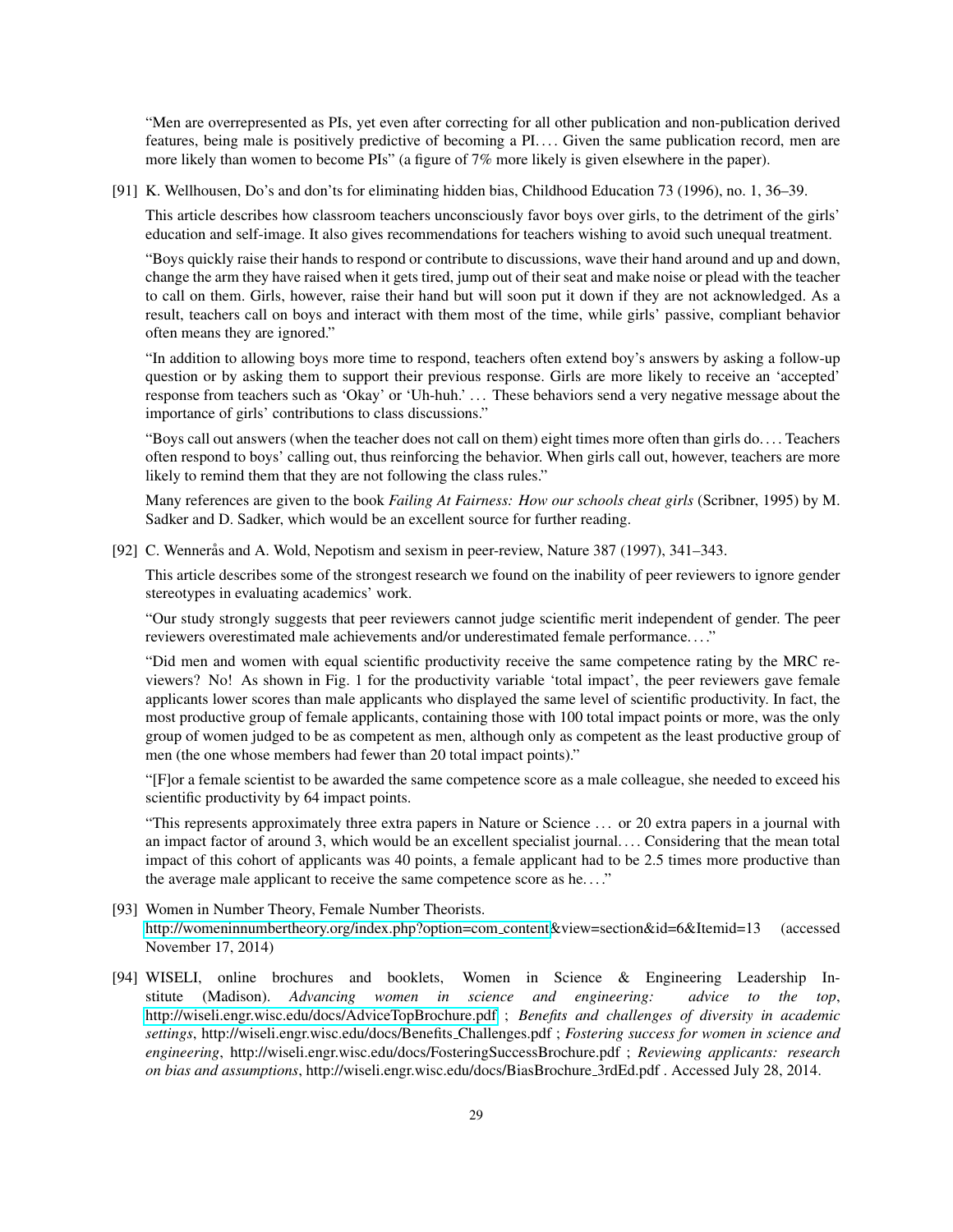"Men are overrepresented as PIs, yet even after correcting for all other publication and non-publication derived features, being male is positively predictive of becoming a PI. . . . Given the same publication record, men are more likely than women to become PIs" (a figure of 7% more likely is given elsewhere in the paper).

[91] K. Wellhousen, Do's and don'ts for eliminating hidden bias, Childhood Education 73 (1996), no. 1, 36–39.

This article describes how classroom teachers unconsciously favor boys over girls, to the detriment of the girls' education and self-image. It also gives recommendations for teachers wishing to avoid such unequal treatment.

"Boys quickly raise their hands to respond or contribute to discussions, wave their hand around and up and down, change the arm they have raised when it gets tired, jump out of their seat and make noise or plead with the teacher to call on them. Girls, however, raise their hand but will soon put it down if they are not acknowledged. As a result, teachers call on boys and interact with them most of the time, while girls' passive, compliant behavior often means they are ignored."

"In addition to allowing boys more time to respond, teachers often extend boy's answers by asking a follow-up question or by asking them to support their previous response. Girls are more likely to receive an 'accepted' response from teachers such as 'Okay' or 'Uh-huh.' . . . These behaviors send a very negative message about the importance of girls' contributions to class discussions."

"Boys call out answers (when the teacher does not call on them) eight times more often than girls do. . . . Teachers often respond to boys' calling out, thus reinforcing the behavior. When girls call out, however, teachers are more likely to remind them that they are not following the class rules."

Many references are given to the book *Failing At Fairness: How our schools cheat girls* (Scribner, 1995) by M. Sadker and D. Sadker, which would be an excellent source for further reading.

[92] C. Wennerås and A. Wold, Nepotism and sexism in peer-review, Nature 387 (1997), 341–343.

This article describes some of the strongest research we found on the inability of peer reviewers to ignore gender stereotypes in evaluating academics' work.

"Our study strongly suggests that peer reviewers cannot judge scientific merit independent of gender. The peer reviewers overestimated male achievements and/or underestimated female performance. . . ."

"Did men and women with equal scientific productivity receive the same competence rating by the MRC reviewers? No! As shown in Fig. 1 for the productivity variable 'total impact', the peer reviewers gave female applicants lower scores than male applicants who displayed the same level of scientific productivity. In fact, the most productive group of female applicants, containing those with 100 total impact points or more, was the only group of women judged to be as competent as men, although only as competent as the least productive group of men (the one whose members had fewer than 20 total impact points)."

"[F]or a female scientist to be awarded the same competence score as a male colleague, she needed to exceed his scientific productivity by 64 impact points.

"This represents approximately three extra papers in Nature or Science . . . or 20 extra papers in a journal with an impact factor of around 3, which would be an excellent specialist journal. . . . Considering that the mean total impact of this cohort of applicants was 40 points, a female applicant had to be 2.5 times more productive than the average male applicant to receive the same competence score as he. . . ."

[93] Women in Number Theory, Female Number Theorists. http://womeninnumbertheory.org/index.php?option=com_content&view=section&id=6&Itemid=13 (accessed November 17, 2014)

[94] WISELI, online brochures and booklets, Women in Science & Engineering Leadership Institute (Madison). *Advancing women in science and engineering: advice to the top*, http://wiseli.engr.wisc.edu/docs/AdviceTopBrochure.pdf ; *Benefits and challenges of diversity in academic settings*, http://wiseli.engr.wisc.edu/docs/Benefits_Challenges.pdf ; *Fostering success for women in science and engineering*, http://wiseli.engr.wisc.edu/docs/FosteringSuccessBrochure.pdf ; *Reviewing applicants: research on bias and assumptions*, http://wiseli.engr.wisc.edu/docs/BiasBrochure_3rdEd.pdf . Accessed July 28, 2014.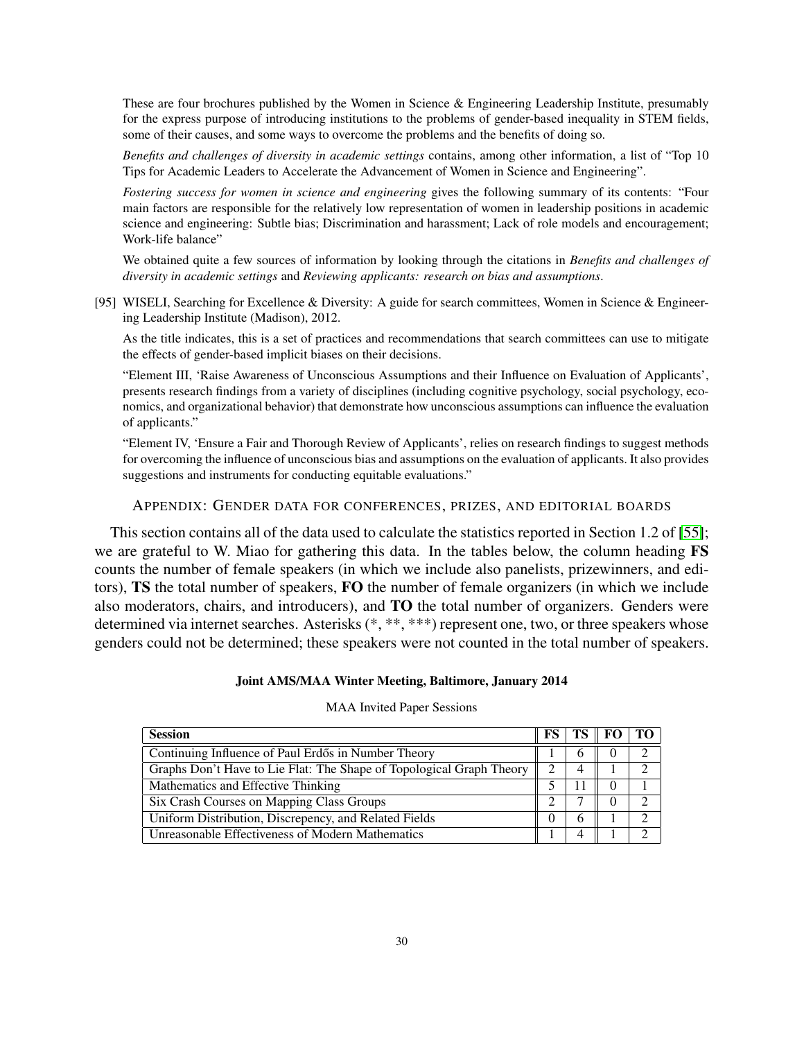These are four brochures published by the Women in Science & Engineering Leadership Institute, presumably for the express purpose of introducing institutions to the problems of gender-based inequality in STEM fields, some of their causes, and some ways to overcome the problems and the benefits of doing so.

*Benefits and challenges of diversity in academic settings* contains, among other information, a list of "Top 10 Tips for Academic Leaders to Accelerate the Advancement of Women in Science and Engineering".

*Fostering success for women in science and engineering* gives the following summary of its contents: "Four main factors are responsible for the relatively low representation of women in leadership positions in academic science and engineering: Subtle bias; Discrimination and harassment; Lack of role models and encouragement; Work-life balance"

We obtained quite a few sources of information by looking through the citations in *Benefits and challenges of diversity in academic settings* and *Reviewing applicants: research on bias and assumptions*.

[95] WISELI, Searching for Excellence & Diversity: A guide for search committees, Women in Science & Engineering Leadership Institute (Madison), 2012.

As the title indicates, this is a set of practices and recommendations that search committees can use to mitigate the effects of gender-based implicit biases on their decisions.

"Element III, 'Raise Awareness of Unconscious Assumptions and their Influence on Evaluation of Applicants', presents research findings from a variety of disciplines (including cognitive psychology, social psychology, economics, and organizational behavior) that demonstrate how unconscious assumptions can influence the evaluation of applicants."

"Element IV, 'Ensure a Fair and Thorough Review of Applicants', relies on research findings to suggest methods for overcoming the influence of unconscious bias and assumptions on the evaluation of applicants. It also provides suggestions and instruments for conducting equitable evaluations."

## Appendix: Gender data for conferences, prizes, and editorial boards

This section contains all of the data used to calculate the statistics reported in Section 1.2 of [55]; we are grateful to W. Miao for gathering this data. In the tables below, the column heading **FS** counts the number of female speakers (in which we include also panelists, prizewinners, and editors), **TS** the total number of speakers, **FO** the number of female organizers (in which we include also moderators, chairs, and introducers), and **TO** the total number of organizers. Genders were determined via internet searches. Asterisks (*, **, ***) represent one, two, or three speakers whose genders could not be determined; these speakers were not counted in the total number of speakers.

**Joint AMS/MAA Winter Meeting, Baltimore, January 2014**

MAA Invited Paper Sessions

| **Session** | **FS** | **TS** | **FO** | **TO** |
|---|---|---|---|---|
| Continuing Influence of Paul Erdős in Number Theory | 1 | 6 | 0 | 2 |
| Graphs Don't Have to Lie Flat: The Shape of Topological Graph Theory | 2 | 4 | 1 | 2 |
| Mathematics and Effective Thinking | 5 | 11 | 0 | 1 |
| Six Crash Courses on Mapping Class Groups | 2 | 7 | 0 | 2 |
| Uniform Distribution, Discrepency, and Related Fields | 0 | 6 | 1 | 2 |
| Unreasonable Effectiveness of Modern Mathematics | 1 | 4 | 1 | 2 |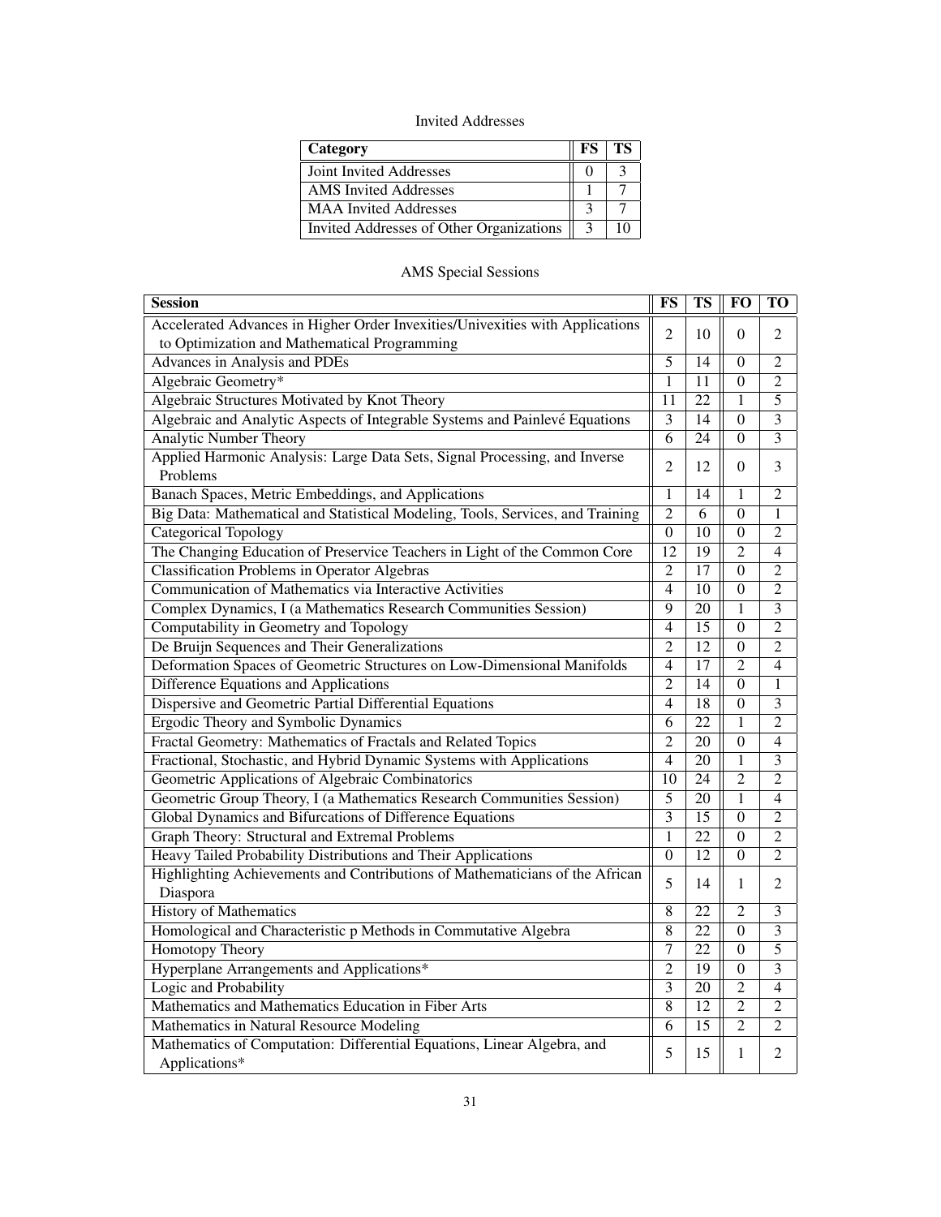Invited Addresses

| Category | FS | TS |
|---|---|---|
| Joint Invited Addresses | 0 | 3 |
| AMS Invited Addresses | 1 | 7 |
| MAA Invited Addresses | 3 | 7 |
| Invited Addresses of Other Organizations | 3 | 10 |

AMS Special Sessions

| Session | FS | TS | FO | TO |
|---|---|---|---|---|
| Accelerated Advances in Higher Order Invexities/Univexities with Applications to Optimization and Mathematical Programming | 2 | 10 | 0 | 2 |
| Advances in Analysis and PDEs | 5 | 14 | 0 | 2 |
| Algebraic Geometry* | 1 | 11 | 0 | 2 |
| Algebraic Structures Motivated by Knot Theory | 11 | 22 | 1 | 5 |
| Algebraic and Analytic Aspects of Integrable Systems and Painlevé Equations | 3 | 14 | 0 | 3 |
| Analytic Number Theory | 6 | 24 | 0 | 3 |
| Applied Harmonic Analysis: Large Data Sets, Signal Processing, and Inverse Problems | 2 | 12 | 0 | 3 |
| Banach Spaces, Metric Embeddings, and Applications | 1 | 14 | 1 | 2 |
| Big Data: Mathematical and Statistical Modeling, Tools, Services, and Training | 2 | 6 | 0 | 1 |
| Categorical Topology | 0 | 10 | 0 | 2 |
| The Changing Education of Preservice Teachers in Light of the Common Core | 12 | 19 | 2 | 4 |
| Classification Problems in Operator Algebras | 2 | 17 | 0 | 2 |
| Communication of Mathematics via Interactive Activities | 4 | 10 | 0 | 2 |
| Complex Dynamics, I (a Mathematics Research Communities Session) | 9 | 20 | 1 | 3 |
| Computability in Geometry and Topology | 4 | 15 | 0 | 2 |
| De Bruijn Sequences and Their Generalizations | 2 | 12 | 0 | 2 |
| Deformation Spaces of Geometric Structures on Low-Dimensional Manifolds | 4 | 17 | 2 | 4 |
| Difference Equations and Applications | 2 | 14 | 0 | 1 |
| Dispersive and Geometric Partial Differential Equations | 4 | 18 | 0 | 3 |
| Ergodic Theory and Symbolic Dynamics | 6 | 22 | 1 | 2 |
| Fractal Geometry: Mathematics of Fractals and Related Topics | 2 | 20 | 0 | 4 |
| Fractional, Stochastic, and Hybrid Dynamic Systems with Applications | 4 | 20 | 1 | 3 |
| Geometric Applications of Algebraic Combinatorics | 10 | 24 | 2 | 2 |
| Geometric Group Theory, I (a Mathematics Research Communities Session) | 5 | 20 | 1 | 4 |
| Global Dynamics and Bifurcations of Difference Equations | 3 | 15 | 0 | 2 |
| Graph Theory: Structural and Extremal Problems | 1 | 22 | 0 | 2 |
| Heavy Tailed Probability Distributions and Their Applications | 0 | 12 | 0 | 2 |
| Highlighting Achievements and Contributions of Mathematicians of the African Diaspora | 5 | 14 | 1 | 2 |
| History of Mathematics | 8 | 22 | 2 | 3 |
| Homological and Characteristic p Methods in Commutative Algebra | 8 | 22 | 0 | 3 |
| Homotopy Theory | 7 | 22 | 0 | 5 |
| Hyperplane Arrangements and Applications* | 2 | 19 | 0 | 3 |
| Logic and Probability | 3 | 20 | 2 | 4 |
| Mathematics and Mathematics Education in Fiber Arts | 8 | 12 | 2 | 2 |
| Mathematics in Natural Resource Modeling | 6 | 15 | 2 | 2 |
| Mathematics of Computation: Differential Equations, Linear Algebra, and Applications* | 5 | 15 | 1 | 2 |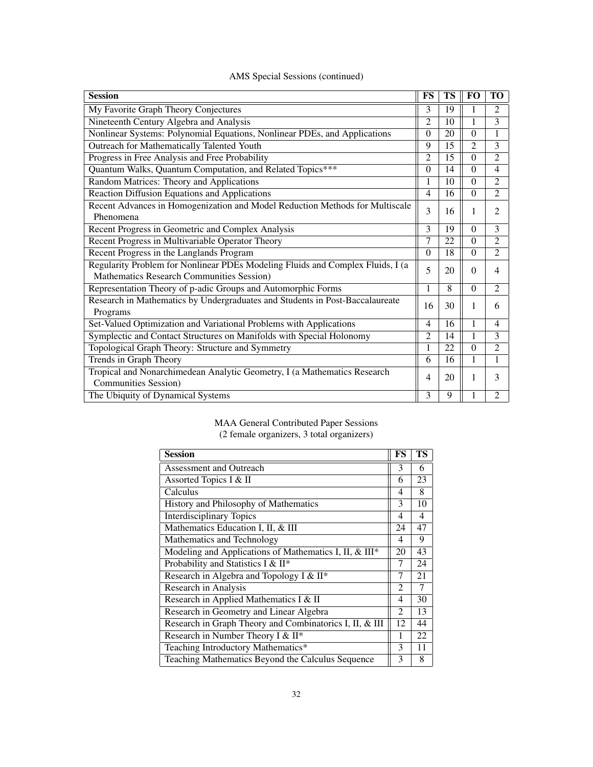AMS Special Sessions (continued)

| Session | FS | TS | FO | TO |
|---|---|---|---|---|
| My Favorite Graph Theory Conjectures | 3 | 19 | 1 | 2 |
| Nineteenth Century Algebra and Analysis | 2 | 10 | 1 | 3 |
| Nonlinear Systems: Polynomial Equations, Nonlinear PDEs, and Applications | 0 | 20 | 0 | 1 |
| Outreach for Mathematically Talented Youth | 9 | 15 | 2 | 3 |
| Progress in Free Analysis and Free Probability | 2 | 15 | 0 | 2 |
| Quantum Walks, Quantum Computation, and Related Topics*** | 0 | 14 | 0 | 4 |
| Random Matrices: Theory and Applications | 1 | 10 | 0 | 2 |
| Reaction Diffusion Equations and Applications | 4 | 16 | 0 | 2 |
| Recent Advances in Homogenization and Model Reduction Methods for Multiscale Phenomena | 3 | 16 | 1 | 2 |
| Recent Progress in Geometric and Complex Analysis | 3 | 19 | 0 | 3 |
| Recent Progress in Multivariable Operator Theory | 7 | 22 | 0 | 2 |
| Recent Progress in the Langlands Program | 0 | 18 | 0 | 2 |
| Regularity Problem for Nonlinear PDEs Modeling Fluids and Complex Fluids, I (a Mathematics Research Communities Session) | 5 | 20 | 0 | 4 |
| Representation Theory of p-adic Groups and Automorphic Forms | 1 | 8 | 0 | 2 |
| Research in Mathematics by Undergraduates and Students in Post-Baccalaureate Programs | 16 | 30 | 1 | 6 |
| Set-Valued Optimization and Variational Problems with Applications | 4 | 16 | 1 | 4 |
| Symplectic and Contact Structures on Manifolds with Special Holonomy | 2 | 14 | 1 | 3 |
| Topological Graph Theory: Structure and Symmetry | 1 | 22 | 0 | 2 |
| Trends in Graph Theory | 6 | 16 | 1 | 1 |
| Tropical and Nonarchimedean Analytic Geometry, I (a Mathematics Research Communities Session) | 4 | 20 | 1 | 3 |
| The Ubiquity of Dynamical Systems | 3 | 9 | 1 | 2 |

MAA General Contributed Paper Sessions
(2 female organizers, 3 total organizers)

| Session | FS | TS |
|---|---|---|
| Assessment and Outreach | 3 | 6 |
| Assorted Topics I & II | 6 | 23 |
| Calculus | 4 | 8 |
| History and Philosophy of Mathematics | 3 | 10 |
| Interdisciplinary Topics | 4 | 4 |
| Mathematics Education I, II, & III | 24 | 47 |
| Mathematics and Technology | 4 | 9 |
| Modeling and Applications of Mathematics I, II, & III* | 20 | 43 |
| Probability and Statistics I & II* | 7 | 24 |
| Research in Algebra and Topology I & II* | 7 | 21 |
| Research in Analysis | 2 | 7 |
| Research in Applied Mathematics I & II | 4 | 30 |
| Research in Geometry and Linear Algebra | 2 | 13 |
| Research in Graph Theory and Combinatorics I, II, & III | 12 | 44 |
| Research in Number Theory I & II* | 1 | 22 |
| Teaching Introductory Mathematics* | 3 | 11 |
| Teaching Mathematics Beyond the Calculus Sequence | 3 | 8 |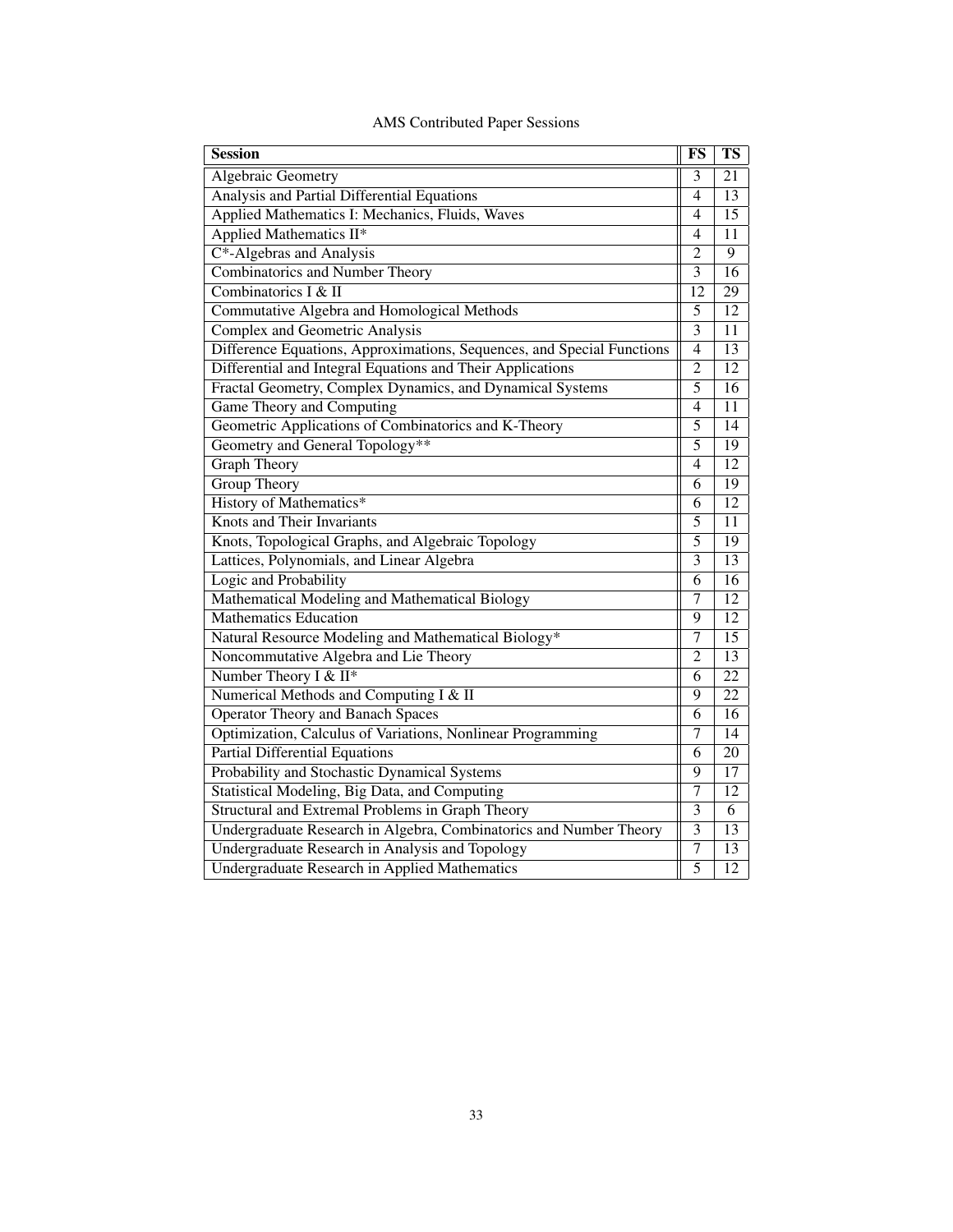AMS Contributed Paper Sessions

| Session | FS | TS |
|---|---|---|
| Algebraic Geometry | 3 | 21 |
| Analysis and Partial Differential Equations | 4 | 13 |
| Applied Mathematics I: Mechanics, Fluids, Waves | 4 | 15 |
| Applied Mathematics II* | 4 | 11 |
| C*-Algebras and Analysis | 2 | 9 |
| Combinatorics and Number Theory | 3 | 16 |
| Combinatorics I & II | 12 | 29 |
| Commutative Algebra and Homological Methods | 5 | 12 |
| Complex and Geometric Analysis | 3 | 11 |
| Difference Equations, Approximations, Sequences, and Special Functions | 4 | 13 |
| Differential and Integral Equations and Their Applications | 2 | 12 |
| Fractal Geometry, Complex Dynamics, and Dynamical Systems | 5 | 16 |
| Game Theory and Computing | 4 | 11 |
| Geometric Applications of Combinatorics and K-Theory | 5 | 14 |
| Geometry and General Topology** | 5 | 19 |
| Graph Theory | 4 | 12 |
| Group Theory | 6 | 19 |
| History of Mathematics* | 6 | 12 |
| Knots and Their Invariants | 5 | 11 |
| Knots, Topological Graphs, and Algebraic Topology | 5 | 19 |
| Lattices, Polynomials, and Linear Algebra | 3 | 13 |
| Logic and Probability | 6 | 16 |
| Mathematical Modeling and Mathematical Biology | 7 | 12 |
| Mathematics Education | 9 | 12 |
| Natural Resource Modeling and Mathematical Biology* | 7 | 15 |
| Noncommutative Algebra and Lie Theory | 2 | 13 |
| Number Theory I & II* | 6 | 22 |
| Numerical Methods and Computing I & II | 9 | 22 |
| Operator Theory and Banach Spaces | 6 | 16 |
| Optimization, Calculus of Variations, Nonlinear Programming | 7 | 14 |
| Partial Differential Equations | 6 | 20 |
| Probability and Stochastic Dynamical Systems | 9 | 17 |
| Statistical Modeling, Big Data, and Computing | 7 | 12 |
| Structural and Extremal Problems in Graph Theory | 3 | 6 |
| Undergraduate Research in Algebra, Combinatorics and Number Theory | 3 | 13 |
| Undergraduate Research in Analysis and Topology | 7 | 13 |
| Undergraduate Research in Applied Mathematics | 5 | 12 |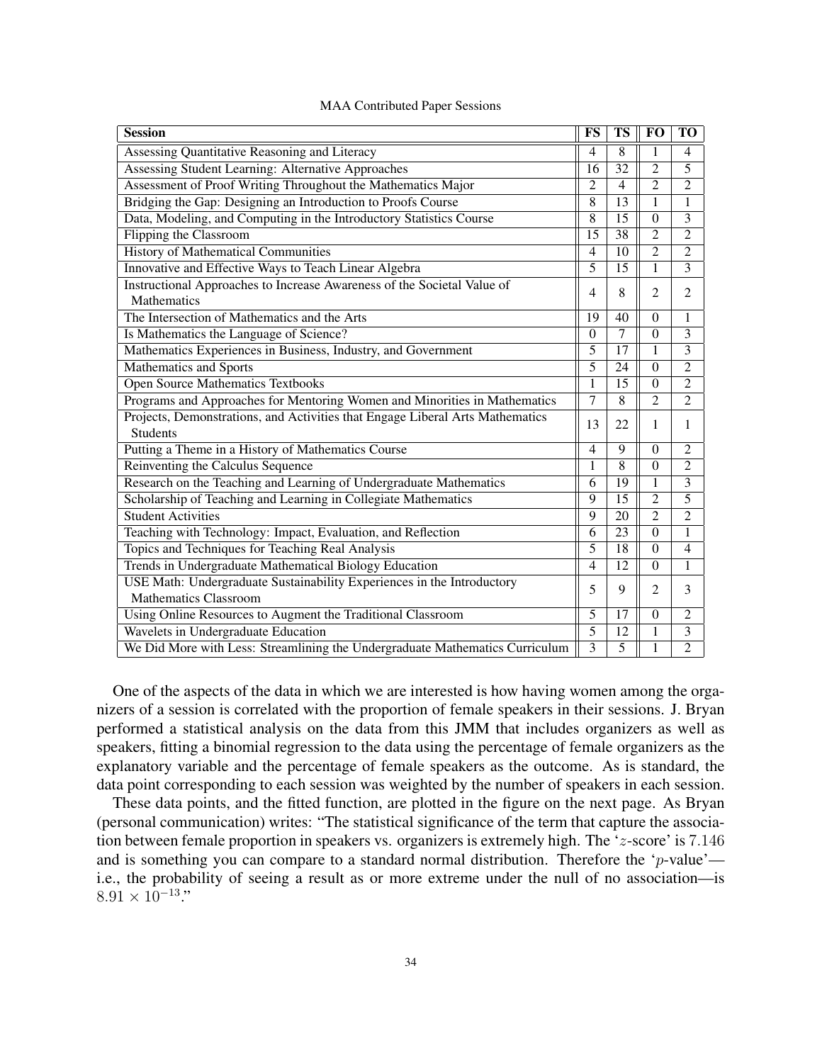MAA Contributed Paper Sessions

| Session | FS | TS | FO | TO |
|---|---|---|---|---|
| Assessing Quantitative Reasoning and Literacy | 4 | 8 | 1 | 4 |
| Assessing Student Learning: Alternative Approaches | 16 | 32 | 2 | 5 |
| Assessment of Proof Writing Throughout the Mathematics Major | 2 | 4 | 2 | 2 |
| Bridging the Gap: Designing an Introduction to Proofs Course | 8 | 13 | 1 | 1 |
| Data, Modeling, and Computing in the Introductory Statistics Course | 8 | 15 | 0 | 3 |
| Flipping the Classroom | 15 | 38 | 2 | 2 |
| History of Mathematical Communities | 4 | 10 | 2 | 2 |
| Innovative and Effective Ways to Teach Linear Algebra | 5 | 15 | 1 | 3 |
| Instructional Approaches to Increase Awareness of the Societal Value of Mathematics | 4 | 8 | 2 | 2 |
| The Intersection of Mathematics and the Arts | 19 | 40 | 0 | 1 |
| Is Mathematics the Language of Science? | 0 | 7 | 0 | 3 |
| Mathematics Experiences in Business, Industry, and Government | 5 | 17 | 1 | 3 |
| Mathematics and Sports | 5 | 24 | 0 | 2 |
| Open Source Mathematics Textbooks | 1 | 15 | 0 | 2 |
| Programs and Approaches for Mentoring Women and Minorities in Mathematics | 7 | 8 | 2 | 2 |
| Projects, Demonstrations, and Activities that Engage Liberal Arts Mathematics Students | 13 | 22 | 1 | 1 |
| Putting a Theme in a History of Mathematics Course | 4 | 9 | 0 | 2 |
| Reinventing the Calculus Sequence | 1 | 8 | 0 | 2 |
| Research on the Teaching and Learning of Undergraduate Mathematics | 6 | 19 | 1 | 3 |
| Scholarship of Teaching and Learning in Collegiate Mathematics | 9 | 15 | 2 | 5 |
| Student Activities | 9 | 20 | 2 | 2 |
| Teaching with Technology: Impact, Evaluation, and Reflection | 6 | 23 | 0 | 1 |
| Topics and Techniques for Teaching Real Analysis | 5 | 18 | 0 | 4 |
| Trends in Undergraduate Mathematical Biology Education | 4 | 12 | 0 | 1 |
| USE Math: Undergraduate Sustainability Experiences in the Introductory Mathematics Classroom | 5 | 9 | 2 | 3 |
| Using Online Resources to Augment the Traditional Classroom | 5 | 17 | 0 | 2 |
| Wavelets in Undergraduate Education | 5 | 12 | 1 | 3 |
| We Did More with Less: Streamlining the Undergraduate Mathematics Curriculum | 3 | 5 | 1 | 2 |

One of the aspects of the data in which we are interested is how having women among the organizers of a session is correlated with the proportion of female speakers in their sessions. J. Bryan performed a statistical analysis on the data from this JMM that includes organizers as well as speakers, fitting a binomial regression to the data using the percentage of female organizers as the explanatory variable and the percentage of female speakers as the outcome. As is standard, the data point corresponding to each session was weighted by the number of speakers in each session.

These data points, and the fitted function, are plotted in the figure on the next page. As Bryan (personal communication) writes: "The statistical significance of the term that capture the association between female proportion in speakers vs. organizers is extremely high. The '$z$-score' is $7.146$ and is something you can compare to a standard normal distribution. Therefore the '$p$-value'—i.e., the probability of seeing a result as or more extreme under the null of no association—is $8.91 \times 10^{-13}$."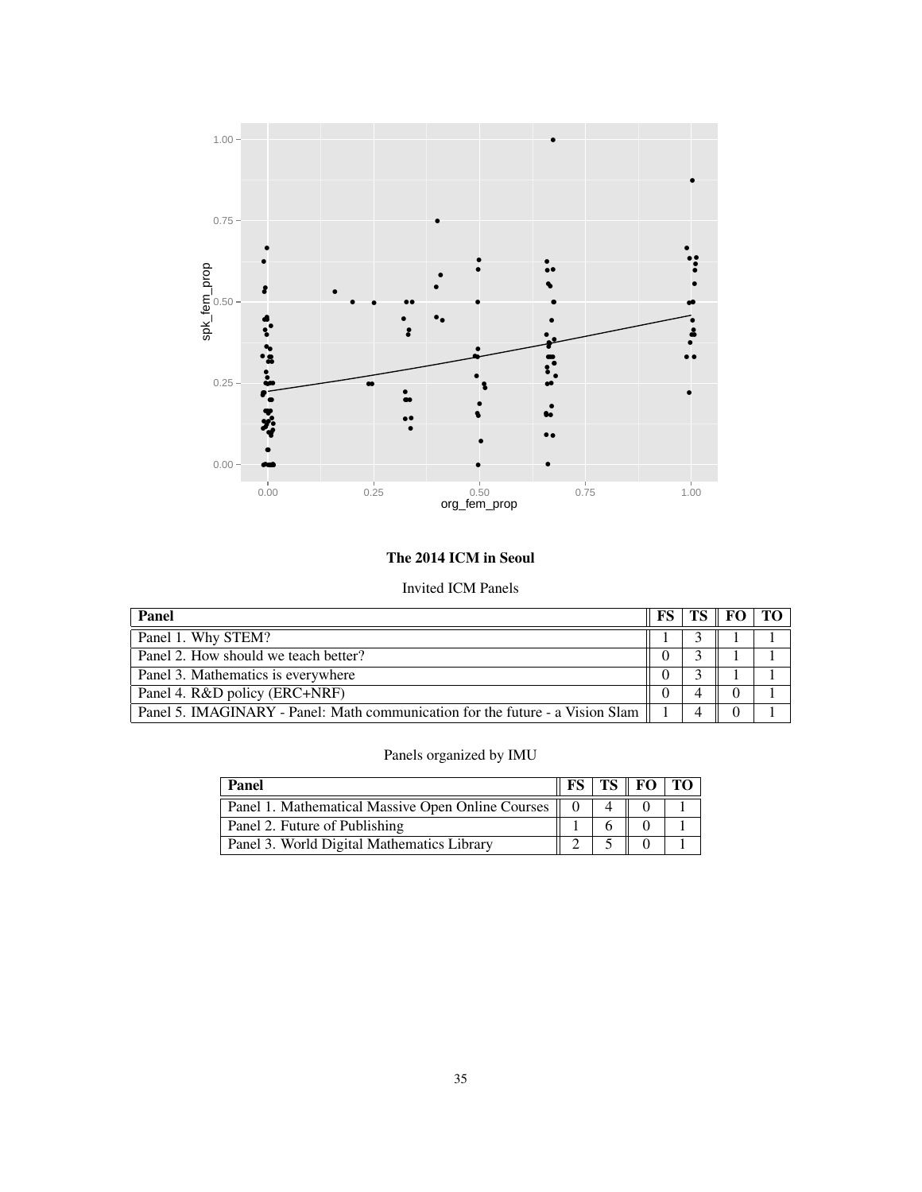**The 2014 ICM in Seoul**

Invited ICM Panels

| Panel | FS | TS | FO | TO |
|---|---|---|---|---|
| Panel 1. Why STEM? | 1 | 3 | 1 | 1 |
| Panel 2. How should we teach better? | 0 | 3 | 1 | 1 |
| Panel 3. Mathematics is everywhere | 0 | 3 | 1 | 1 |
| Panel 4. R&D policy (ERC+NRF) | 0 | 4 | 0 | 1 |
| Panel 5. IMAGINARY - Panel: Math communication for the future - a Vision Slam | 1 | 4 | 0 | 1 |

Panels organized by IMU

| Panel | FS | TS | FO | TO |
|---|---|---|---|---|
| Panel 1. Mathematical Massive Open Online Courses | 0 | 4 | 0 | 1 |
| Panel 2. Future of Publishing | 1 | 6 | 0 | 1 |
| Panel 3. World Digital Mathematics Library | 2 | 5 | 0 | 1 |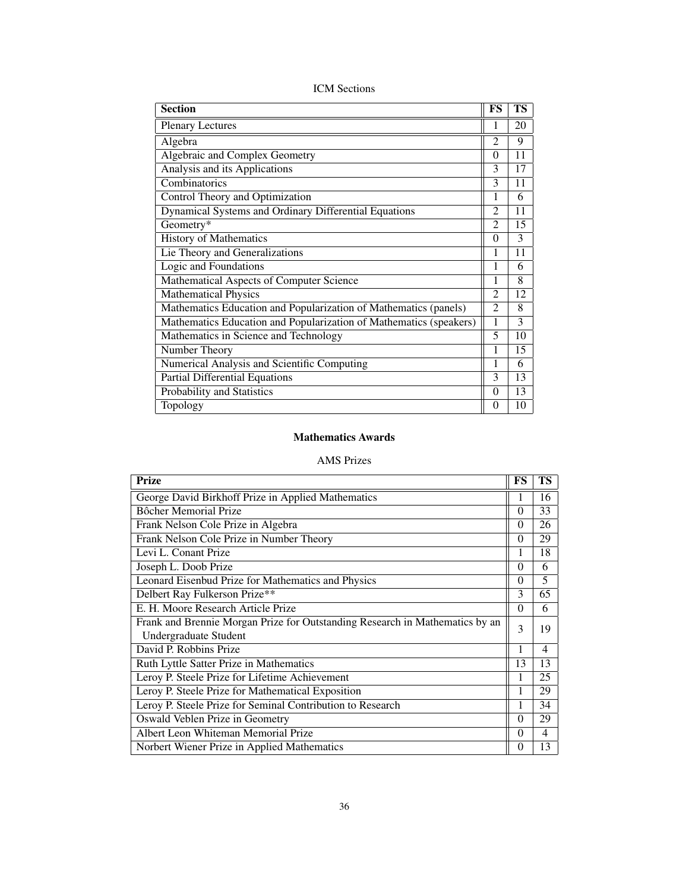ICM Sections

| Section | FS | TS |
| --- | --- | --- |
| Plenary Lectures | 1 | 20 |
| Algebra | 2 | 9 |
| Algebraic and Complex Geometry | 0 | 11 |
| Analysis and its Applications | 3 | 17 |
| Combinatorics | 3 | 11 |
| Control Theory and Optimization | 1 | 6 |
| Dynamical Systems and Ordinary Differential Equations | 2 | 11 |
| Geometry* | 2 | 15 |
| History of Mathematics | 0 | 3 |
| Lie Theory and Generalizations | 1 | 11 |
| Logic and Foundations | 1 | 6 |
| Mathematical Aspects of Computer Science | 1 | 8 |
| Mathematical Physics | 2 | 12 |
| Mathematics Education and Popularization of Mathematics (panels) | 2 | 8 |
| Mathematics Education and Popularization of Mathematics (speakers) | 1 | 3 |
| Mathematics in Science and Technology | 5 | 10 |
| Number Theory | 1 | 15 |
| Numerical Analysis and Scientific Computing | 1 | 6 |
| Partial Differential Equations | 3 | 13 |
| Probability and Statistics | 0 | 13 |
| Topology | 0 | 10 |

## Mathematics Awards

AMS Prizes

| Prize | FS | TS |
| --- | --- | --- |
| George David Birkhoff Prize in Applied Mathematics | 1 | 16 |
| Bôcher Memorial Prize | 0 | 33 |
| Frank Nelson Cole Prize in Algebra | 0 | 26 |
| Frank Nelson Cole Prize in Number Theory | 0 | 29 |
| Levi L. Conant Prize | 1 | 18 |
| Joseph L. Doob Prize | 0 | 6 |
| Leonard Eisenbud Prize for Mathematics and Physics | 0 | 5 |
| Delbert Ray Fulkerson Prize** | 3 | 65 |
| E. H. Moore Research Article Prize | 0 | 6 |
| Frank and Brennie Morgan Prize for Outstanding Research in Mathematics by an Undergraduate Student | 3 | 19 |
| David P. Robbins Prize | 1 | 4 |
| Ruth Lyttle Satter Prize in Mathematics | 13 | 13 |
| Leroy P. Steele Prize for Lifetime Achievement | 1 | 25 |
| Leroy P. Steele Prize for Mathematical Exposition | 1 | 29 |
| Leroy P. Steele Prize for Seminal Contribution to Research | 1 | 34 |
| Oswald Veblen Prize in Geometry | 0 | 29 |
| Albert Leon Whiteman Memorial Prize | 0 | 4 |
| Norbert Wiener Prize in Applied Mathematics | 0 | 13 |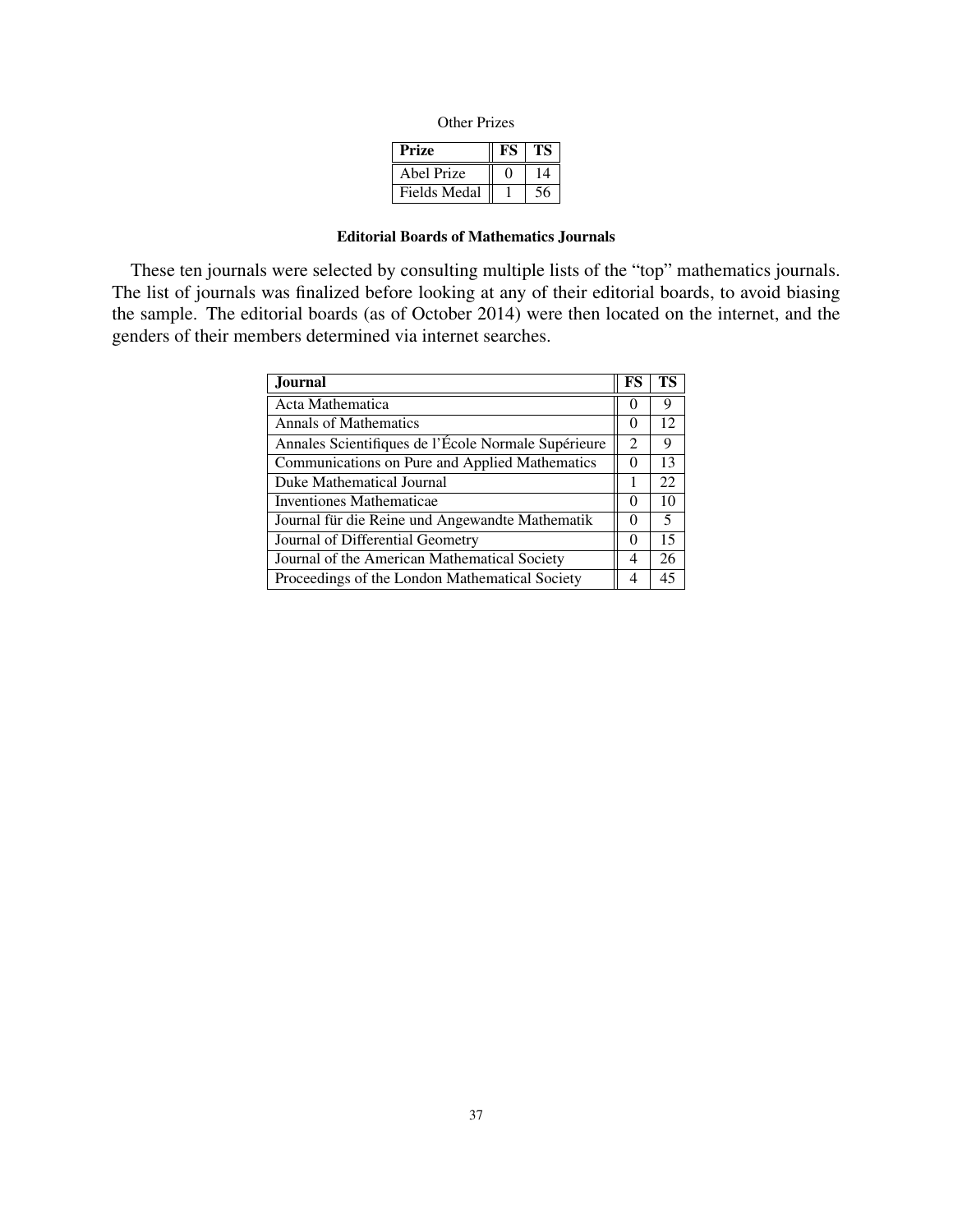Other Prizes

| Prize | FS | TS |
|---|---|---|
| Abel Prize | 0 | 14 |
| Fields Medal | 1 | 56 |

### Editorial Boards of Mathematics Journals

These ten journals were selected by consulting multiple lists of the "top" mathematics journals. The list of journals was finalized before looking at any of their editorial boards, to avoid biasing the sample. The editorial boards (as of October 2014) were then located on the internet, and the genders of their members determined via internet searches.

| Journal | FS | TS |
|---|---|---|
| Acta Mathematica | 0 | 9 |
| Annals of Mathematics | 0 | 12 |
| Annales Scientifiques de l'École Normale Supérieure | 2 | 9 |
| Communications on Pure and Applied Mathematics | 0 | 13 |
| Duke Mathematical Journal | 1 | 22 |
| Inventiones Mathematicae | 0 | 10 |
| Journal für die Reine und Angewandte Mathematik | 0 | 5 |
| Journal of Differential Geometry | 0 | 15 |
| Journal of the American Mathematical Society | 4 | 26 |
| Proceedings of the London Mathematical Society | 4 | 45 |